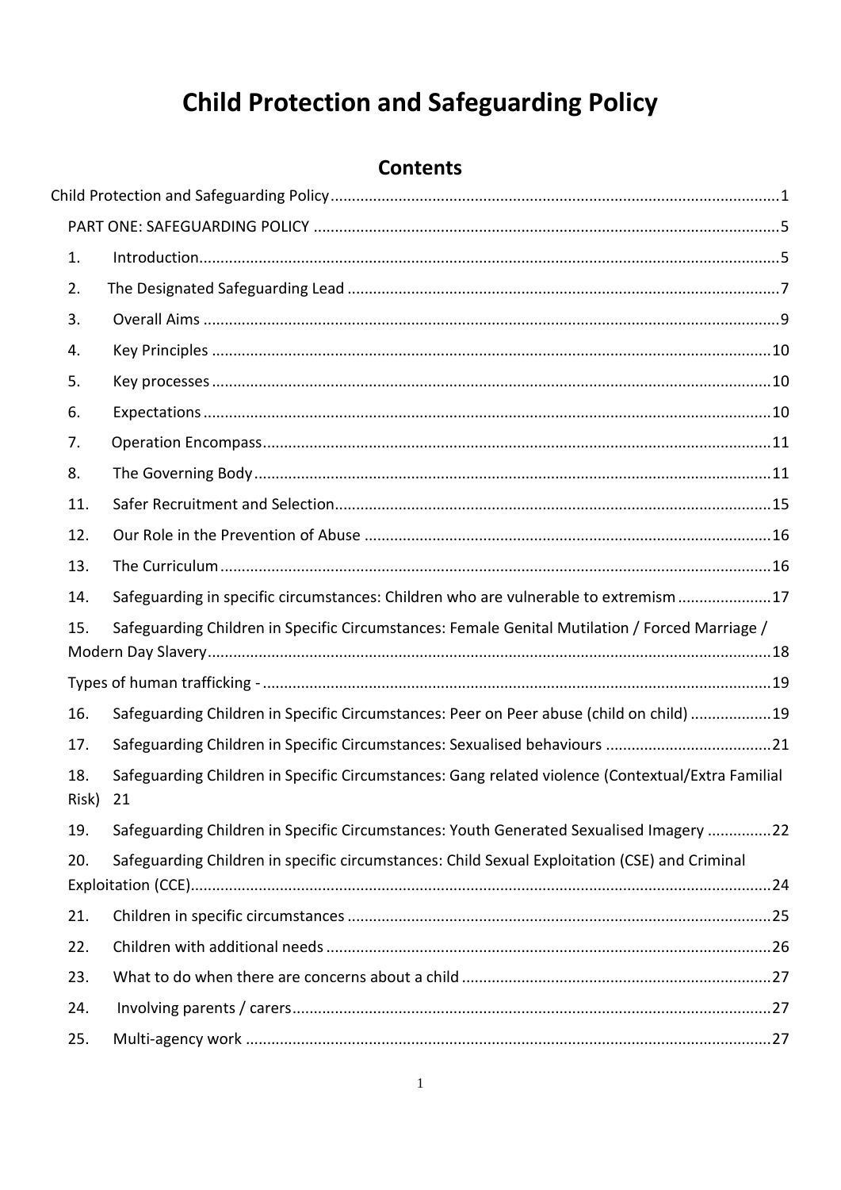# Child Protection and Safeguarding Policy

## Contents

Child Protection and Safeguarding Policy ..... 1

PART ONE: SAFEGUARDING POLICY ..... 5

1. Introduction ..... 5
2. The Designated Safeguarding Lead ..... 7
3. Overall Aims ..... 9
4. Key Principles ..... 10
5. Key processes ..... 10
6. Expectations ..... 10
7. Operation Encompass ..... 11
8. The Governing Body ..... 11
11. Safer Recruitment and Selection ..... 15
12. Our Role in the Prevention of Abuse ..... 16
13. The Curriculum ..... 16
14. Safeguarding in specific circumstances: Children who are vulnerable to extremism ..... 17
15. Safeguarding Children in Specific Circumstances: Female Genital Mutilation / Forced Marriage / Modern Day Slavery ..... 18

Types of human trafficking - ..... 19

16. Safeguarding Children in Specific Circumstances: Peer on Peer abuse (child on child) ..... 19
17. Safeguarding Children in Specific Circumstances: Sexualised behaviours ..... 21
18. Safeguarding Children in Specific Circumstances: Gang related violence (Contextual/Extra Familial Risk) 21
19. Safeguarding Children in Specific Circumstances: Youth Generated Sexualised Imagery ..... 22
20. Safeguarding Children in specific circumstances: Child Sexual Exploitation (CSE) and Criminal Exploitation (CCE) ..... 24
21. Children in specific circumstances ..... 25
22. Children with additional needs ..... 26
23. What to do when there are concerns about a child ..... 27
24. Involving parents / carers ..... 27
25. Multi-agency work ..... 27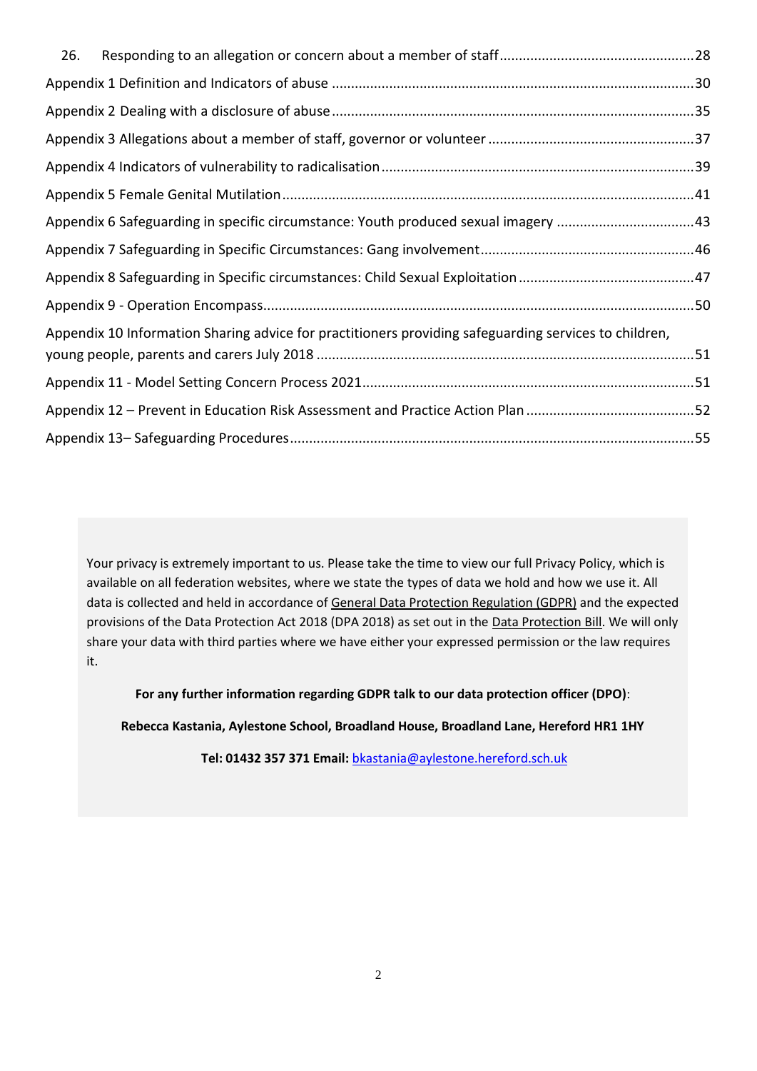26. Responding to an allegation or concern about a member of staff....28

Appendix 1 Definition and Indicators of abuse....30

Appendix 2 Dealing with a disclosure of abuse....35

Appendix 3 Allegations about a member of staff, governor or volunteer....37

Appendix 4 Indicators of vulnerability to radicalisation....39

Appendix 5 Female Genital Mutilation....41

Appendix 6 Safeguarding in specific circumstance: Youth produced sexual imagery....43

Appendix 7 Safeguarding in Specific Circumstances: Gang involvement....46

Appendix 8 Safeguarding in Specific circumstances: Child Sexual Exploitation....47

Appendix 9 - Operation Encompass....50

Appendix 10 Information Sharing advice for practitioners providing safeguarding services to children, young people, parents and carers July 2018....51

Appendix 11 - Model Setting Concern Process 2021....51

Appendix 12 – Prevent in Education Risk Assessment and Practice Action Plan....52

Appendix 13– Safeguarding Procedures....55

Your privacy is extremely important to us. Please take the time to view our full Privacy Policy, which is available on all federation websites, where we state the types of data we hold and how we use it. All data is collected and held in accordance of General Data Protection Regulation (GDPR) and the expected provisions of the Data Protection Act 2018 (DPA 2018) as set out in the Data Protection Bill. We will only share your data with third parties where we have either your expressed permission or the law requires it.

**For any further information regarding GDPR talk to our data protection officer (DPO)**:

**Rebecca Kastania, Aylestone School, Broadland House, Broadland Lane, Hereford HR1 1HY**

**Tel: 01432 357 371 Email:** bkastania@aylestone.hereford.sch.uk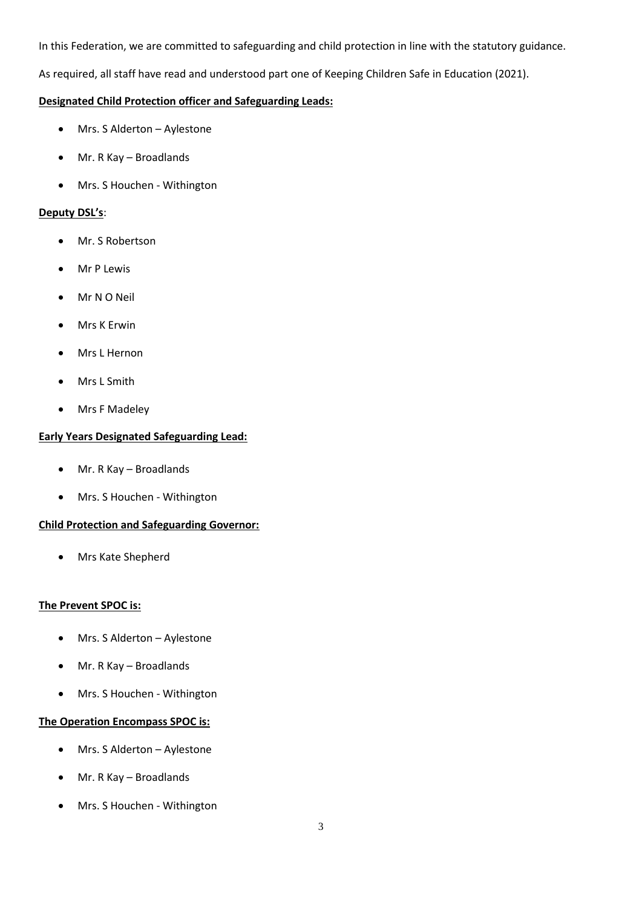In this Federation, we are committed to safeguarding and child protection in line with the statutory guidance.

As required, all staff have read and understood part one of Keeping Children Safe in Education (2021).

**Designated Child Protection officer and Safeguarding Leads:**

- Mrs. S Alderton – Aylestone
- Mr. R Kay – Broadlands
- Mrs. S Houchen - Withington

**Deputy DSL's**:

- Mr. S Robertson
- Mr P Lewis
- Mr N O Neil
- Mrs K Erwin
- Mrs L Hernon
- Mrs L Smith
- Mrs F Madeley

**Early Years Designated Safeguarding Lead:**

- Mr. R Kay – Broadlands
- Mrs. S Houchen - Withington

**Child Protection and Safeguarding Governor:**

- Mrs Kate Shepherd

**The Prevent SPOC is:**

- Mrs. S Alderton – Aylestone
- Mr. R Kay – Broadlands
- Mrs. S Houchen - Withington

**The Operation Encompass SPOC is:**

- Mrs. S Alderton – Aylestone
- Mr. R Kay – Broadlands
- Mrs. S Houchen - Withington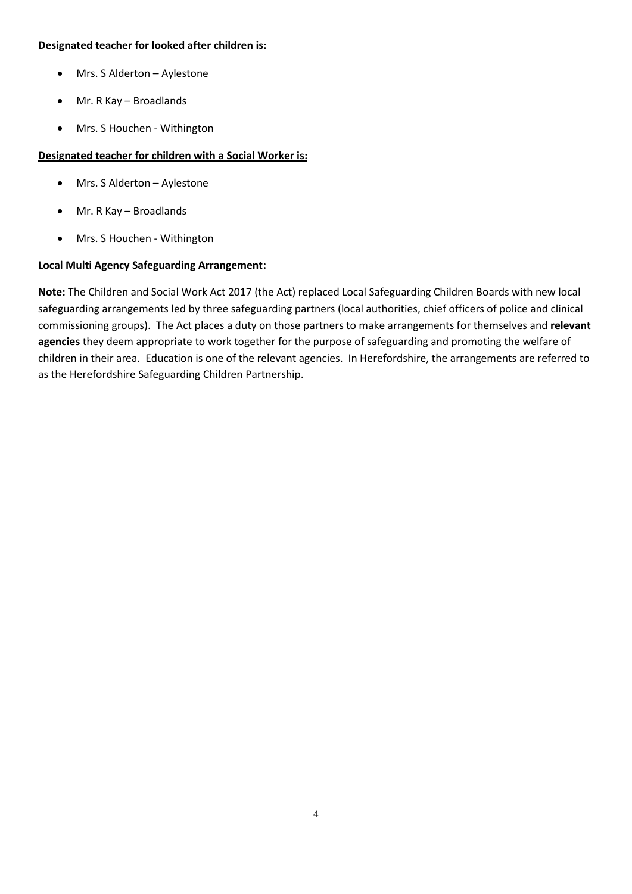**Designated teacher for looked after children is:**

- Mrs. S Alderton – Aylestone
- Mr. R Kay – Broadlands
- Mrs. S Houchen - Withington

**Designated teacher for children with a Social Worker is:**

- Mrs. S Alderton – Aylestone
- Mr. R Kay – Broadlands
- Mrs. S Houchen - Withington

**Local Multi Agency Safeguarding Arrangement:**

**Note:** The Children and Social Work Act 2017 (the Act) replaced Local Safeguarding Children Boards with new local safeguarding arrangements led by three safeguarding partners (local authorities, chief officers of police and clinical commissioning groups). The Act places a duty on those partners to make arrangements for themselves and **relevant agencies** they deem appropriate to work together for the purpose of safeguarding and promoting the welfare of children in their area. Education is one of the relevant agencies. In Herefordshire, the arrangements are referred to as the Herefordshire Safeguarding Children Partnership.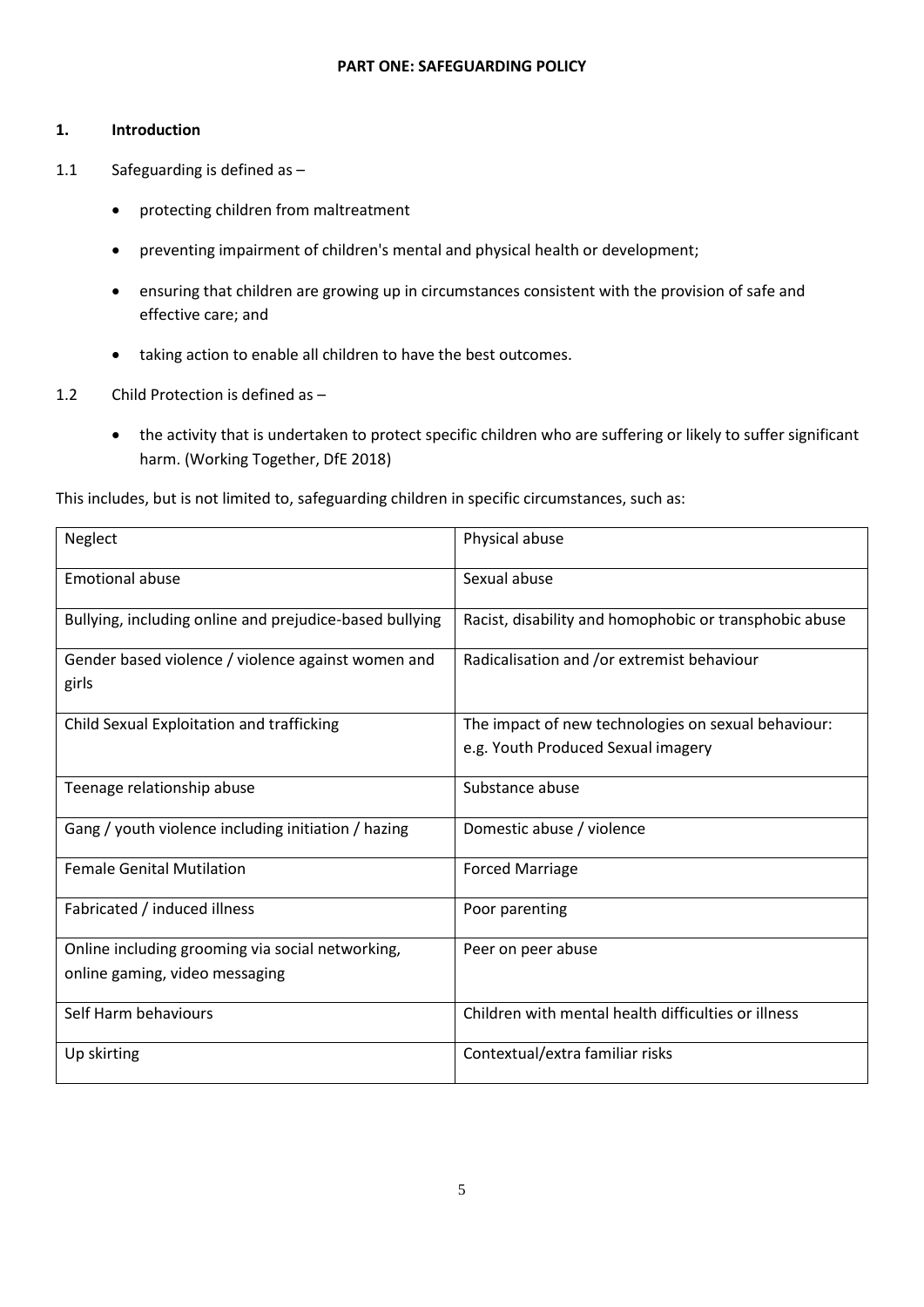# PART ONE: SAFEGUARDING POLICY

## 1. Introduction

1.1 Safeguarding is defined as –

- protecting children from maltreatment
- preventing impairment of children's mental and physical health or development;
- ensuring that children are growing up in circumstances consistent with the provision of safe and effective care; and
- taking action to enable all children to have the best outcomes.

1.2 Child Protection is defined as –

- the activity that is undertaken to protect specific children who are suffering or likely to suffer significant harm. (Working Together, DfE 2018)

This includes, but is not limited to, safeguarding children in specific circumstances, such as:

| | |
|---|---|
| Neglect | Physical abuse |
| Emotional abuse | Sexual abuse |
| Bullying, including online and prejudice-based bullying | Racist, disability and homophobic or transphobic abuse |
| Gender based violence / violence against women and girls | Radicalisation and /or extremist behaviour |
| Child Sexual Exploitation and trafficking | The impact of new technologies on sexual behaviour: e.g. Youth Produced Sexual imagery |
| Teenage relationship abuse | Substance abuse |
| Gang / youth violence including initiation / hazing | Domestic abuse / violence |
| Female Genital Mutilation | Forced Marriage |
| Fabricated / induced illness | Poor parenting |
| Online including grooming via social networking, online gaming, video messaging | Peer on peer abuse |
| Self Harm behaviours | Children with mental health difficulties or illness |
| Up skirting | Contextual/extra familiar risks |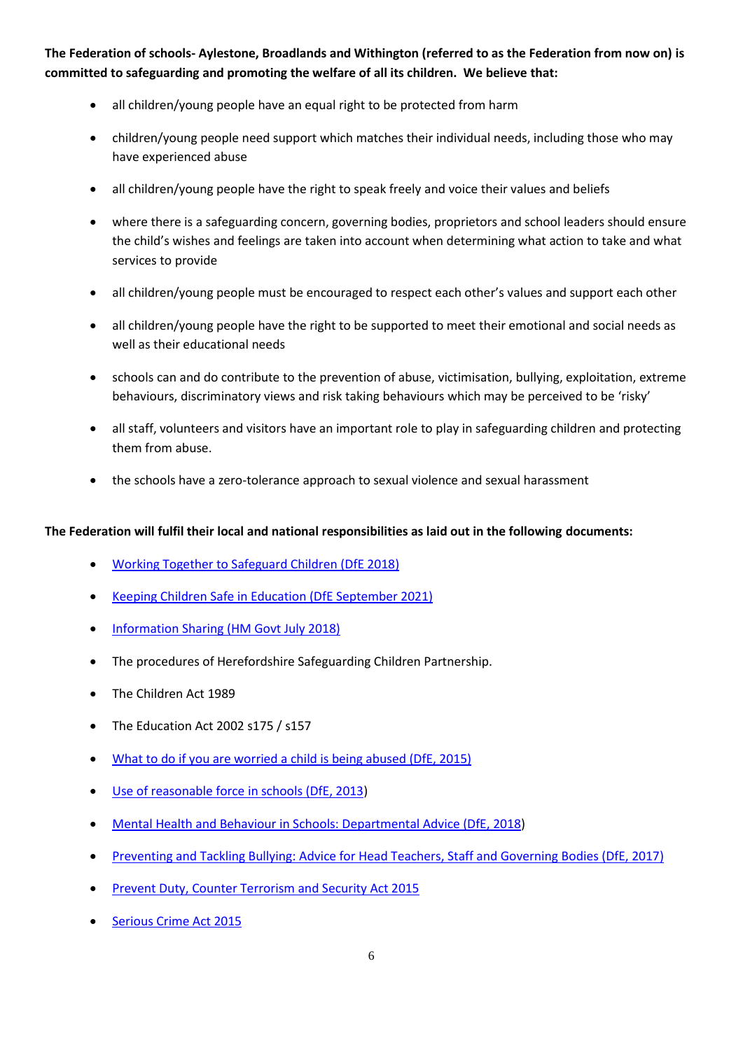**The Federation of schools- Aylestone, Broadlands and Withington (referred to as the Federation from now on) is committed to safeguarding and promoting the welfare of all its children. We believe that:**

- all children/young people have an equal right to be protected from harm
- children/young people need support which matches their individual needs, including those who may have experienced abuse
- all children/young people have the right to speak freely and voice their values and beliefs
- where there is a safeguarding concern, governing bodies, proprietors and school leaders should ensure the child's wishes and feelings are taken into account when determining what action to take and what services to provide
- all children/young people must be encouraged to respect each other's values and support each other
- all children/young people have the right to be supported to meet their emotional and social needs as well as their educational needs
- schools can and do contribute to the prevention of abuse, victimisation, bullying, exploitation, extreme behaviours, discriminatory views and risk taking behaviours which may be perceived to be 'risky'
- all staff, volunteers and visitors have an important role to play in safeguarding children and protecting them from abuse.
- the schools have a zero-tolerance approach to sexual violence and sexual harassment

**The Federation will fulfil their local and national responsibilities as laid out in the following documents:**

- Working Together to Safeguard Children (DfE 2018)
- Keeping Children Safe in Education (DfE September 2021)
- Information Sharing (HM Govt July 2018)
- The procedures of Herefordshire Safeguarding Children Partnership.
- The Children Act 1989
- The Education Act 2002 s175 / s157
- What to do if you are worried a child is being abused (DfE, 2015)
- Use of reasonable force in schools (DfE, 2013)
- Mental Health and Behaviour in Schools: Departmental Advice (DfE, 2018)
- Preventing and Tackling Bullying: Advice for Head Teachers, Staff and Governing Bodies (DfE, 2017)
- Prevent Duty, Counter Terrorism and Security Act 2015
- Serious Crime Act 2015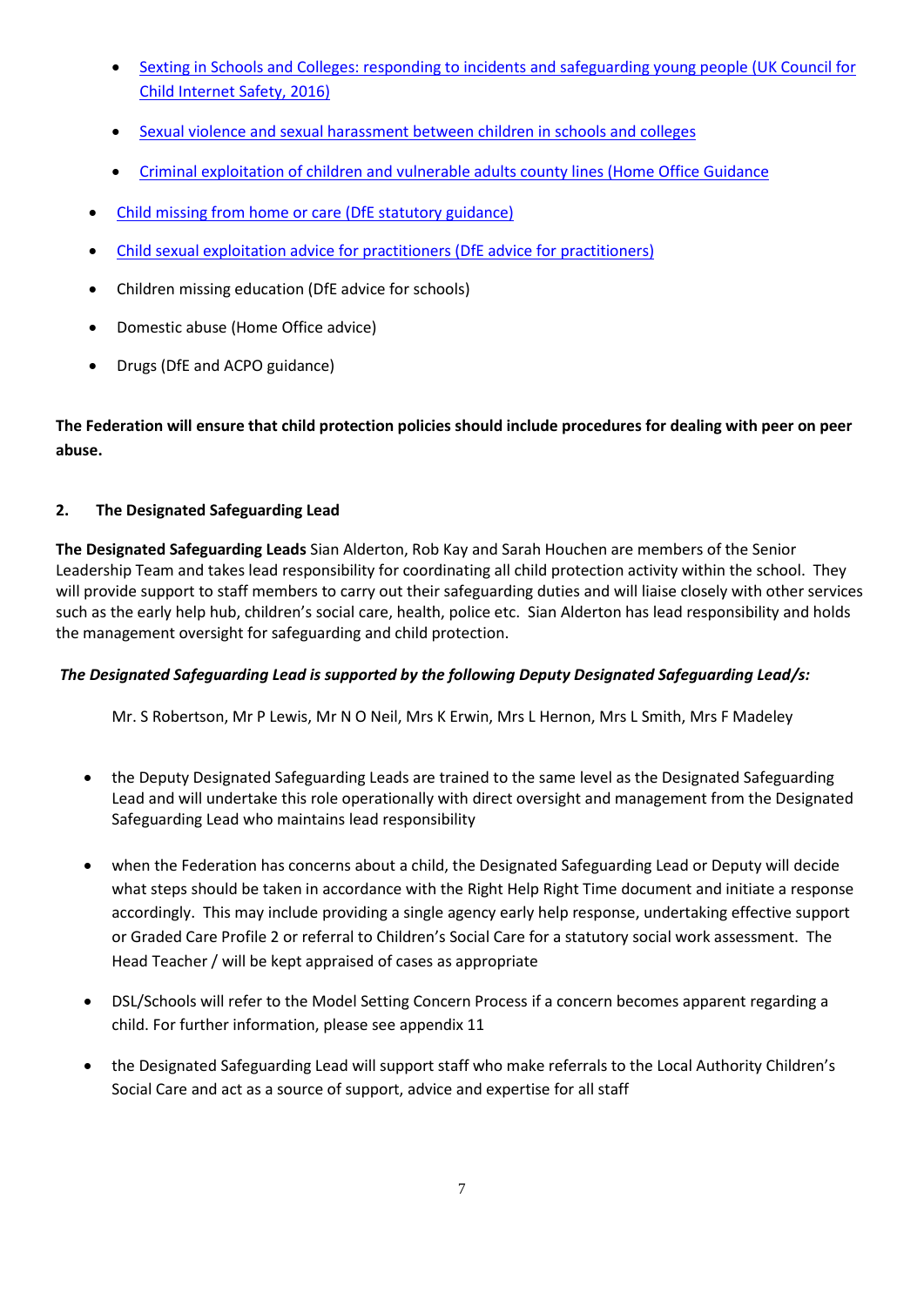- [Sexting in Schools and Colleges: responding to incidents and safeguarding young people (UK Council for Child Internet Safety, 2016)]
  - [Sexual violence and sexual harassment between children in schools and colleges]
  - [Criminal exploitation of children and vulnerable adults county lines (Home Office Guidance]
- [Child missing from home or care (DfE statutory guidance)]
- [Child sexual exploitation advice for practitioners (DfE advice for practitioners)]
- Children missing education (DfE advice for schools)
- Domestic abuse (Home Office advice)
- Drugs (DfE and ACPO guidance)

**The Federation will ensure that child protection policies should include procedures for dealing with peer on peer abuse.**

## 2. The Designated Safeguarding Lead

**The Designated Safeguarding Leads** Sian Alderton, Rob Kay and Sarah Houchen are members of the Senior Leadership Team and takes lead responsibility for coordinating all child protection activity within the school. They will provide support to staff members to carry out their safeguarding duties and will liaise closely with other services such as the early help hub, children's social care, health, police etc. Sian Alderton has lead responsibility and holds the management oversight for safeguarding and child protection.

***The Designated Safeguarding Lead is supported by the following Deputy Designated Safeguarding Lead/s:***

Mr. S Robertson, Mr P Lewis, Mr N O Neil, Mrs K Erwin, Mrs L Hernon, Mrs L Smith, Mrs F Madeley

- the Deputy Designated Safeguarding Leads are trained to the same level as the Designated Safeguarding Lead and will undertake this role operationally with direct oversight and management from the Designated Safeguarding Lead who maintains lead responsibility
- when the Federation has concerns about a child, the Designated Safeguarding Lead or Deputy will decide what steps should be taken in accordance with the Right Help Right Time document and initiate a response accordingly. This may include providing a single agency early help response, undertaking effective support or Graded Care Profile 2 or referral to Children's Social Care for a statutory social work assessment. The Head Teacher / will be kept appraised of cases as appropriate
- DSL/Schools will refer to the Model Setting Concern Process if a concern becomes apparent regarding a child. For further information, please see appendix 11
- the Designated Safeguarding Lead will support staff who make referrals to the Local Authority Children's Social Care and act as a source of support, advice and expertise for all staff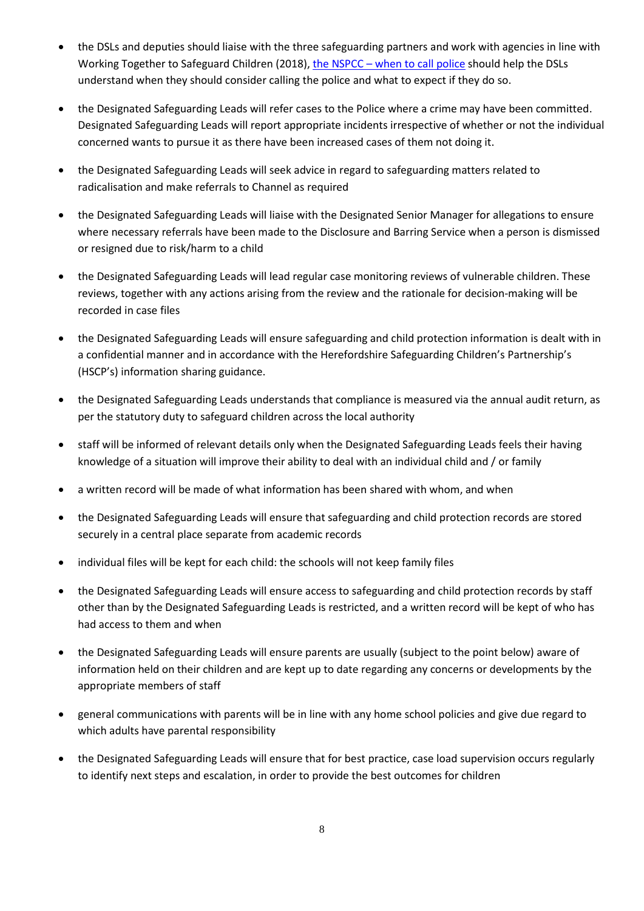- the DSLs and deputies should liaise with the three safeguarding partners and work with agencies in line with Working Together to Safeguard Children (2018), [the NSPCC – when to call police]() should help the DSLs understand when they should consider calling the police and what to expect if they do so.

- the Designated Safeguarding Leads will refer cases to the Police where a crime may have been committed. Designated Safeguarding Leads will report appropriate incidents irrespective of whether or not the individual concerned wants to pursue it as there have been increased cases of them not doing it.

- the Designated Safeguarding Leads will seek advice in regard to safeguarding matters related to radicalisation and make referrals to Channel as required

- the Designated Safeguarding Leads will liaise with the Designated Senior Manager for allegations to ensure where necessary referrals have been made to the Disclosure and Barring Service when a person is dismissed or resigned due to risk/harm to a child

- the Designated Safeguarding Leads will lead regular case monitoring reviews of vulnerable children. These reviews, together with any actions arising from the review and the rationale for decision-making will be recorded in case files

- the Designated Safeguarding Leads will ensure safeguarding and child protection information is dealt with in a confidential manner and in accordance with the Herefordshire Safeguarding Children's Partnership's (HSCP's) information sharing guidance.

- the Designated Safeguarding Leads understands that compliance is measured via the annual audit return, as per the statutory duty to safeguard children across the local authority

- staff will be informed of relevant details only when the Designated Safeguarding Leads feels their having knowledge of a situation will improve their ability to deal with an individual child and / or family

- a written record will be made of what information has been shared with whom, and when

- the Designated Safeguarding Leads will ensure that safeguarding and child protection records are stored securely in a central place separate from academic records

- individual files will be kept for each child: the schools will not keep family files

- the Designated Safeguarding Leads will ensure access to safeguarding and child protection records by staff other than by the Designated Safeguarding Leads is restricted, and a written record will be kept of who has had access to them and when

- the Designated Safeguarding Leads will ensure parents are usually (subject to the point below) aware of information held on their children and are kept up to date regarding any concerns or developments by the appropriate members of staff

- general communications with parents will be in line with any home school policies and give due regard to which adults have parental responsibility

- the Designated Safeguarding Leads will ensure that for best practice, case load supervision occurs regularly to identify next steps and escalation, in order to provide the best outcomes for children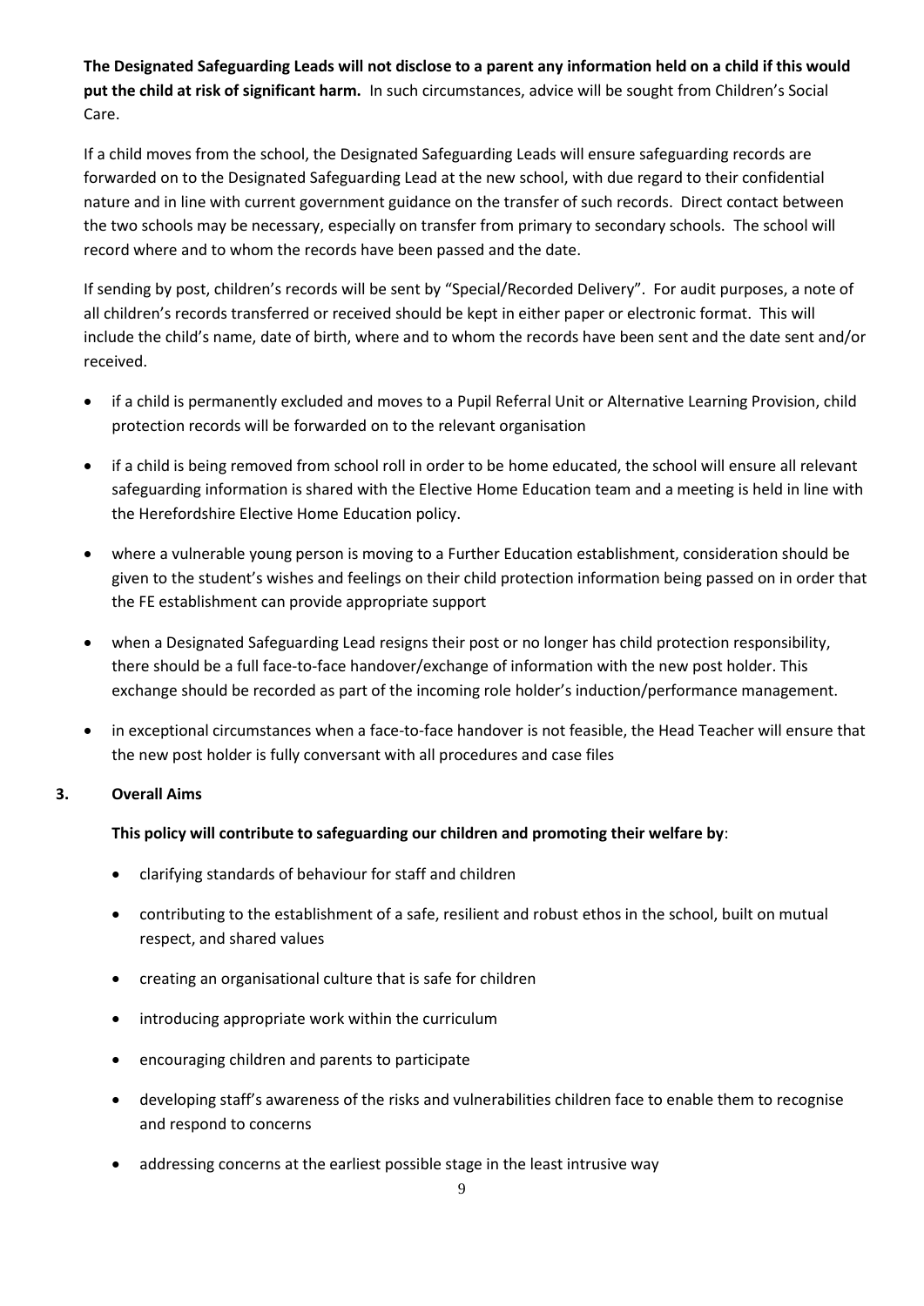**The Designated Safeguarding Leads will not disclose to a parent any information held on a child if this would put the child at risk of significant harm.** In such circumstances, advice will be sought from Children's Social Care.

If a child moves from the school, the Designated Safeguarding Leads will ensure safeguarding records are forwarded on to the Designated Safeguarding Lead at the new school, with due regard to their confidential nature and in line with current government guidance on the transfer of such records. Direct contact between the two schools may be necessary, especially on transfer from primary to secondary schools. The school will record where and to whom the records have been passed and the date.

If sending by post, children's records will be sent by "Special/Recorded Delivery". For audit purposes, a note of all children's records transferred or received should be kept in either paper or electronic format. This will include the child's name, date of birth, where and to whom the records have been sent and the date sent and/or received.

- if a child is permanently excluded and moves to a Pupil Referral Unit or Alternative Learning Provision, child protection records will be forwarded on to the relevant organisation
- if a child is being removed from school roll in order to be home educated, the school will ensure all relevant safeguarding information is shared with the Elective Home Education team and a meeting is held in line with the Herefordshire Elective Home Education policy.
- where a vulnerable young person is moving to a Further Education establishment, consideration should be given to the student's wishes and feelings on their child protection information being passed on in order that the FE establishment can provide appropriate support
- when a Designated Safeguarding Lead resigns their post or no longer has child protection responsibility, there should be a full face-to-face handover/exchange of information with the new post holder. This exchange should be recorded as part of the incoming role holder's induction/performance management.
- in exceptional circumstances when a face-to-face handover is not feasible, the Head Teacher will ensure that the new post holder is fully conversant with all procedures and case files

## 3. Overall Aims

**This policy will contribute to safeguarding our children and promoting their welfare by**:

- clarifying standards of behaviour for staff and children
- contributing to the establishment of a safe, resilient and robust ethos in the school, built on mutual respect, and shared values
- creating an organisational culture that is safe for children
- introducing appropriate work within the curriculum
- encouraging children and parents to participate
- developing staff's awareness of the risks and vulnerabilities children face to enable them to recognise and respond to concerns
- addressing concerns at the earliest possible stage in the least intrusive way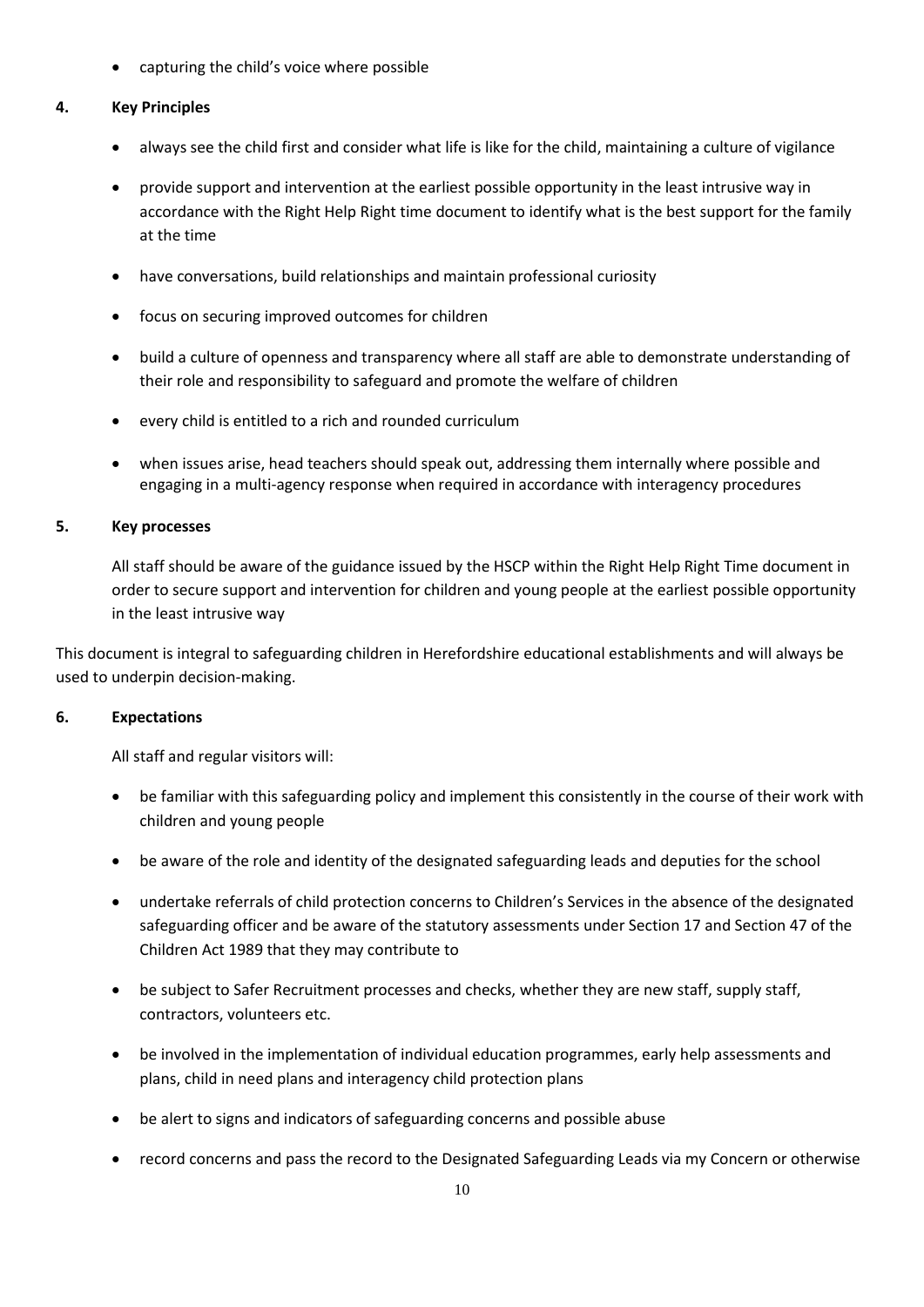- capturing the child's voice where possible

## 4. Key Principles

- always see the child first and consider what life is like for the child, maintaining a culture of vigilance
- provide support and intervention at the earliest possible opportunity in the least intrusive way in accordance with the Right Help Right time document to identify what is the best support for the family at the time
- have conversations, build relationships and maintain professional curiosity
- focus on securing improved outcomes for children
- build a culture of openness and transparency where all staff are able to demonstrate understanding of their role and responsibility to safeguard and promote the welfare of children
- every child is entitled to a rich and rounded curriculum
- when issues arise, head teachers should speak out, addressing them internally where possible and engaging in a multi-agency response when required in accordance with interagency procedures

## 5. Key processes

All staff should be aware of the guidance issued by the HSCP within the Right Help Right Time document in order to secure support and intervention for children and young people at the earliest possible opportunity in the least intrusive way

This document is integral to safeguarding children in Herefordshire educational establishments and will always be used to underpin decision-making.

## 6. Expectations

All staff and regular visitors will:

- be familiar with this safeguarding policy and implement this consistently in the course of their work with children and young people
- be aware of the role and identity of the designated safeguarding leads and deputies for the school
- undertake referrals of child protection concerns to Children's Services in the absence of the designated safeguarding officer and be aware of the statutory assessments under Section 17 and Section 47 of the Children Act 1989 that they may contribute to
- be subject to Safer Recruitment processes and checks, whether they are new staff, supply staff, contractors, volunteers etc.
- be involved in the implementation of individual education programmes, early help assessments and plans, child in need plans and interagency child protection plans
- be alert to signs and indicators of safeguarding concerns and possible abuse
- record concerns and pass the record to the Designated Safeguarding Leads via my Concern or otherwise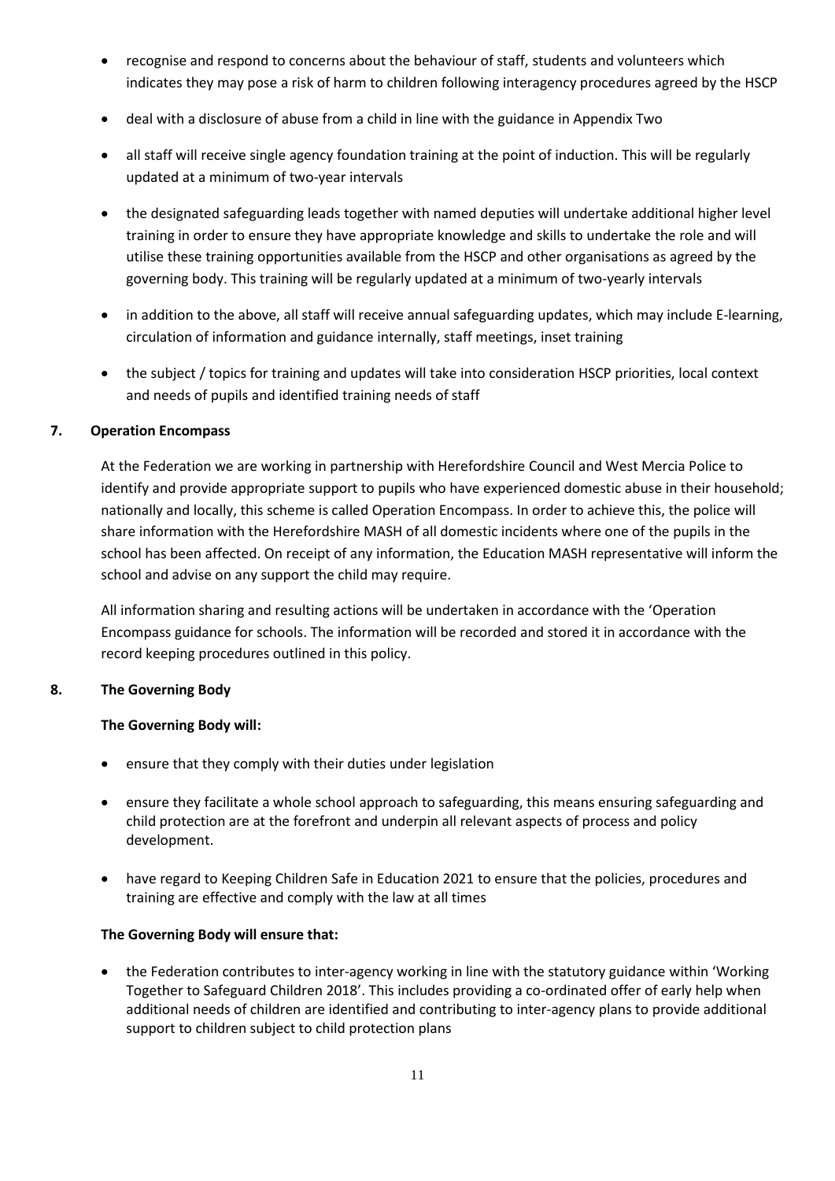- recognise and respond to concerns about the behaviour of staff, students and volunteers which indicates they may pose a risk of harm to children following interagency procedures agreed by the HSCP
- deal with a disclosure of abuse from a child in line with the guidance in Appendix Two
- all staff will receive single agency foundation training at the point of induction. This will be regularly updated at a minimum of two-year intervals
- the designated safeguarding leads together with named deputies will undertake additional higher level training in order to ensure they have appropriate knowledge and skills to undertake the role and will utilise these training opportunities available from the HSCP and other organisations as agreed by the governing body. This training will be regularly updated at a minimum of two-yearly intervals
- in addition to the above, all staff will receive annual safeguarding updates, which may include E-learning, circulation of information and guidance internally, staff meetings, inset training
- the subject / topics for training and updates will take into consideration HSCP priorities, local context and needs of pupils and identified training needs of staff

## 7. Operation Encompass

At the Federation we are working in partnership with Herefordshire Council and West Mercia Police to identify and provide appropriate support to pupils who have experienced domestic abuse in their household; nationally and locally, this scheme is called Operation Encompass. In order to achieve this, the police will share information with the Herefordshire MASH of all domestic incidents where one of the pupils in the school has been affected. On receipt of any information, the Education MASH representative will inform the school and advise on any support the child may require.

All information sharing and resulting actions will be undertaken in accordance with the 'Operation Encompass guidance for schools. The information will be recorded and stored it in accordance with the record keeping procedures outlined in this policy.

## 8. The Governing Body

**The Governing Body will:**

- ensure that they comply with their duties under legislation
- ensure they facilitate a whole school approach to safeguarding, this means ensuring safeguarding and child protection are at the forefront and underpin all relevant aspects of process and policy development.
- have regard to Keeping Children Safe in Education 2021 to ensure that the policies, procedures and training are effective and comply with the law at all times

**The Governing Body will ensure that:**

- the Federation contributes to inter-agency working in line with the statutory guidance within 'Working Together to Safeguard Children 2018'. This includes providing a co-ordinated offer of early help when additional needs of children are identified and contributing to inter-agency plans to provide additional support to children subject to child protection plans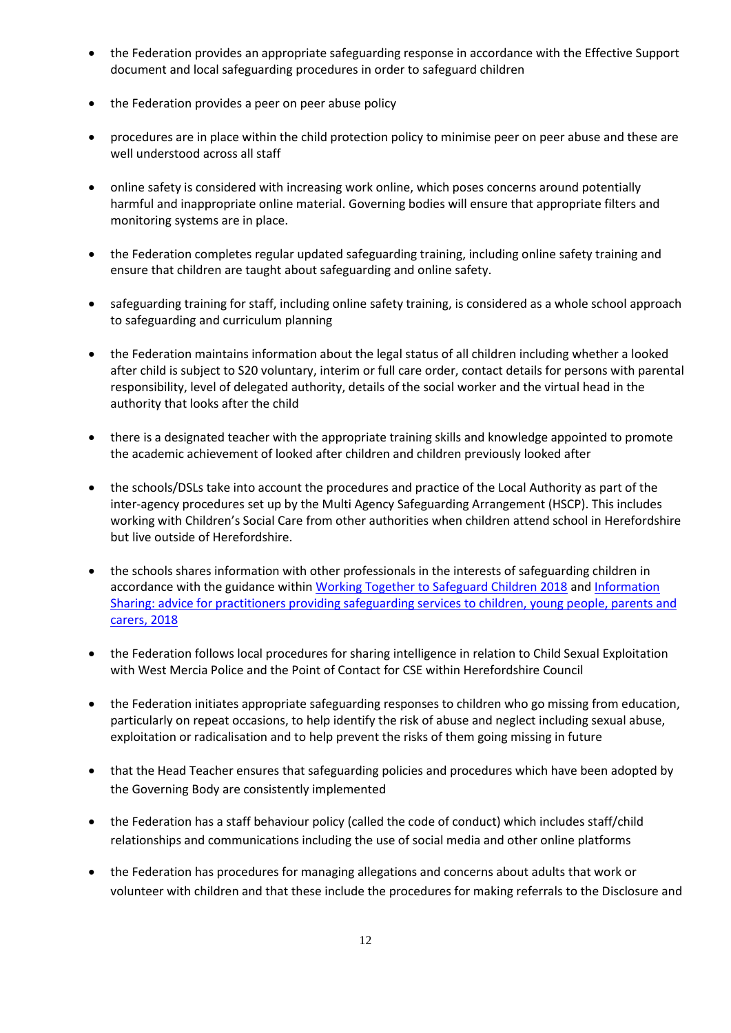- the Federation provides an appropriate safeguarding response in accordance with the Effective Support document and local safeguarding procedures in order to safeguard children
- the Federation provides a peer on peer abuse policy
- procedures are in place within the child protection policy to minimise peer on peer abuse and these are well understood across all staff
- online safety is considered with increasing work online, which poses concerns around potentially harmful and inappropriate online material. Governing bodies will ensure that appropriate filters and monitoring systems are in place.
- the Federation completes regular updated safeguarding training, including online safety training and ensure that children are taught about safeguarding and online safety.
- safeguarding training for staff, including online safety training, is considered as a whole school approach to safeguarding and curriculum planning
- the Federation maintains information about the legal status of all children including whether a looked after child is subject to S20 voluntary, interim or full care order, contact details for persons with parental responsibility, level of delegated authority, details of the social worker and the virtual head in the authority that looks after the child
- there is a designated teacher with the appropriate training skills and knowledge appointed to promote the academic achievement of looked after children and children previously looked after
- the schools/DSLs take into account the procedures and practice of the Local Authority as part of the inter-agency procedures set up by the Multi Agency Safeguarding Arrangement (HSCP). This includes working with Children's Social Care from other authorities when children attend school in Herefordshire but live outside of Herefordshire.
- the schools shares information with other professionals in the interests of safeguarding children in accordance with the guidance within [Working Together to Safeguard Children 2018]() and [Information Sharing: advice for practitioners providing safeguarding services to children, young people, parents and carers, 2018]()
- the Federation follows local procedures for sharing intelligence in relation to Child Sexual Exploitation with West Mercia Police and the Point of Contact for CSE within Herefordshire Council
- the Federation initiates appropriate safeguarding responses to children who go missing from education, particularly on repeat occasions, to help identify the risk of abuse and neglect including sexual abuse, exploitation or radicalisation and to help prevent the risks of them going missing in future
- that the Head Teacher ensures that safeguarding policies and procedures which have been adopted by the Governing Body are consistently implemented
- the Federation has a staff behaviour policy (called the code of conduct) which includes staff/child relationships and communications including the use of social media and other online platforms
- the Federation has procedures for managing allegations and concerns about adults that work or volunteer with children and that these include the procedures for making referrals to the Disclosure and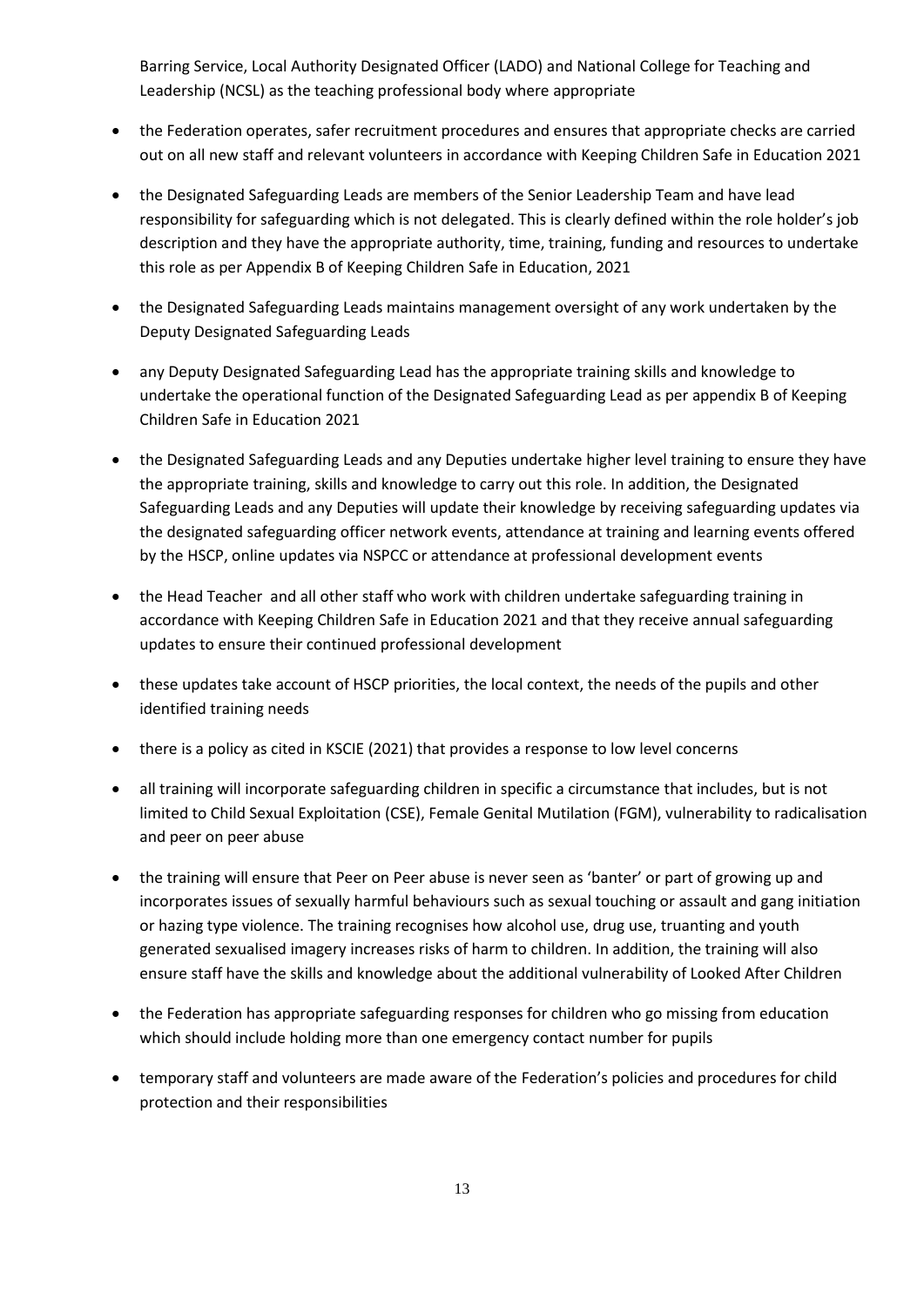Barring Service, Local Authority Designated Officer (LADO) and National College for Teaching and Leadership (NCSL) as the teaching professional body where appropriate

- the Federation operates, safer recruitment procedures and ensures that appropriate checks are carried out on all new staff and relevant volunteers in accordance with Keeping Children Safe in Education 2021
- the Designated Safeguarding Leads are members of the Senior Leadership Team and have lead responsibility for safeguarding which is not delegated. This is clearly defined within the role holder's job description and they have the appropriate authority, time, training, funding and resources to undertake this role as per Appendix B of Keeping Children Safe in Education, 2021
- the Designated Safeguarding Leads maintains management oversight of any work undertaken by the Deputy Designated Safeguarding Leads
- any Deputy Designated Safeguarding Lead has the appropriate training skills and knowledge to undertake the operational function of the Designated Safeguarding Lead as per appendix B of Keeping Children Safe in Education 2021
- the Designated Safeguarding Leads and any Deputies undertake higher level training to ensure they have the appropriate training, skills and knowledge to carry out this role. In addition, the Designated Safeguarding Leads and any Deputies will update their knowledge by receiving safeguarding updates via the designated safeguarding officer network events, attendance at training and learning events offered by the HSCP, online updates via NSPCC or attendance at professional development events
- the Head Teacher and all other staff who work with children undertake safeguarding training in accordance with Keeping Children Safe in Education 2021 and that they receive annual safeguarding updates to ensure their continued professional development
- these updates take account of HSCP priorities, the local context, the needs of the pupils and other identified training needs
- there is a policy as cited in KSCIE (2021) that provides a response to low level concerns
- all training will incorporate safeguarding children in specific a circumstance that includes, but is not limited to Child Sexual Exploitation (CSE), Female Genital Mutilation (FGM), vulnerability to radicalisation and peer on peer abuse
- the training will ensure that Peer on Peer abuse is never seen as 'banter' or part of growing up and incorporates issues of sexually harmful behaviours such as sexual touching or assault and gang initiation or hazing type violence. The training recognises how alcohol use, drug use, truanting and youth generated sexualised imagery increases risks of harm to children. In addition, the training will also ensure staff have the skills and knowledge about the additional vulnerability of Looked After Children
- the Federation has appropriate safeguarding responses for children who go missing from education which should include holding more than one emergency contact number for pupils
- temporary staff and volunteers are made aware of the Federation's policies and procedures for child protection and their responsibilities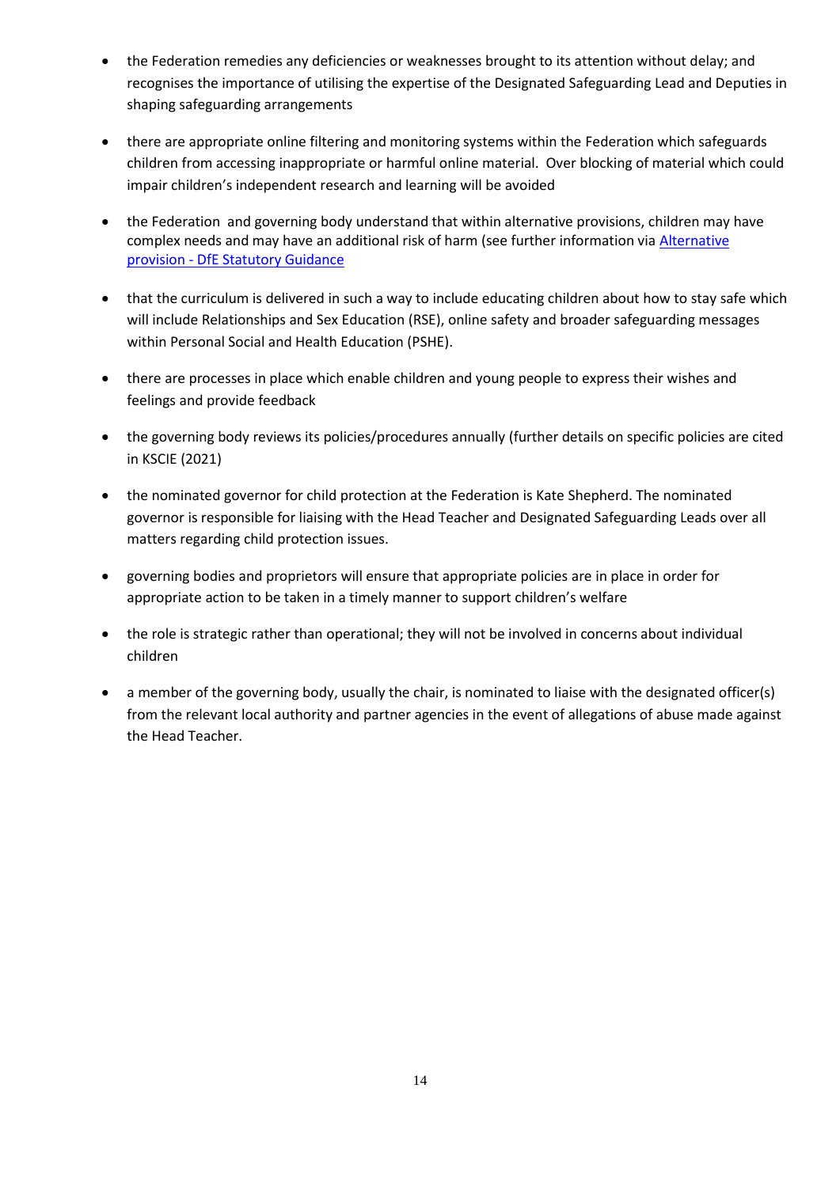- the Federation remedies any deficiencies or weaknesses brought to its attention without delay; and recognises the importance of utilising the expertise of the Designated Safeguarding Lead and Deputies in shaping safeguarding arrangements

- there are appropriate online filtering and monitoring systems within the Federation which safeguards children from accessing inappropriate or harmful online material. Over blocking of material which could impair children's independent research and learning will be avoided

- the Federation and governing body understand that within alternative provisions, children may have complex needs and may have an additional risk of harm (see further information via [Alternative provision - DfE Statutory Guidance]()

- that the curriculum is delivered in such a way to include educating children about how to stay safe which will include Relationships and Sex Education (RSE), online safety and broader safeguarding messages within Personal Social and Health Education (PSHE).

- there are processes in place which enable children and young people to express their wishes and feelings and provide feedback

- the governing body reviews its policies/procedures annually (further details on specific policies are cited in KSCIE (2021)

- the nominated governor for child protection at the Federation is Kate Shepherd. The nominated governor is responsible for liaising with the Head Teacher and Designated Safeguarding Leads over all matters regarding child protection issues.

- governing bodies and proprietors will ensure that appropriate policies are in place in order for appropriate action to be taken in a timely manner to support children's welfare

- the role is strategic rather than operational; they will not be involved in concerns about individual children

- a member of the governing body, usually the chair, is nominated to liaise with the designated officer(s) from the relevant local authority and partner agencies in the event of allegations of abuse made against the Head Teacher.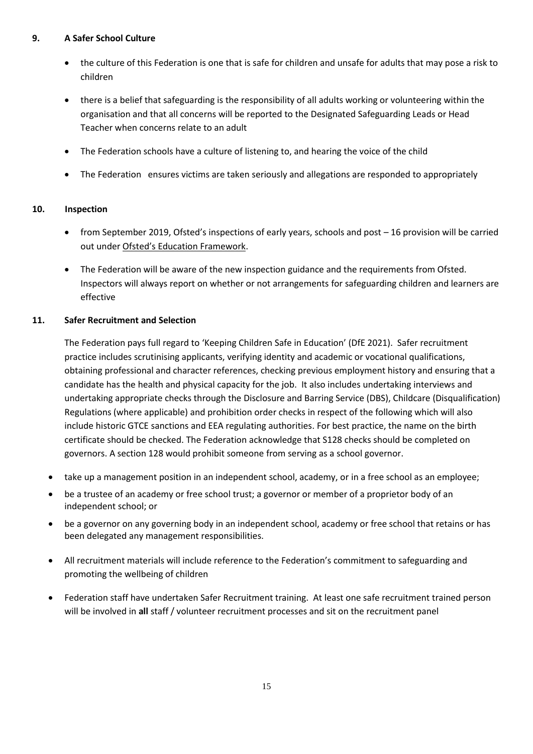## 9. A Safer School Culture

- the culture of this Federation is one that is safe for children and unsafe for adults that may pose a risk to children
- there is a belief that safeguarding is the responsibility of all adults working or volunteering within the organisation and that all concerns will be reported to the Designated Safeguarding Leads or Head Teacher when concerns relate to an adult
- The Federation schools have a culture of listening to, and hearing the voice of the child
- The Federation ensures victims are taken seriously and allegations are responded to appropriately

## 10. Inspection

- from September 2019, Ofsted's inspections of early years, schools and post – 16 provision will be carried out under Ofsted's Education Framework.
- The Federation will be aware of the new inspection guidance and the requirements from Ofsted. Inspectors will always report on whether or not arrangements for safeguarding children and learners are effective

## 11. Safer Recruitment and Selection

The Federation pays full regard to 'Keeping Children Safe in Education' (DfE 2021). Safer recruitment practice includes scrutinising applicants, verifying identity and academic or vocational qualifications, obtaining professional and character references, checking previous employment history and ensuring that a candidate has the health and physical capacity for the job. It also includes undertaking interviews and undertaking appropriate checks through the Disclosure and Barring Service (DBS), Childcare (Disqualification) Regulations (where applicable) and prohibition order checks in respect of the following which will also include historic GTCE sanctions and EEA regulating authorities. For best practice, the name on the birth certificate should be checked. The Federation acknowledge that S128 checks should be completed on governors. A section 128 would prohibit someone from serving as a school governor.

- take up a management position in an independent school, academy, or in a free school as an employee;
- be a trustee of an academy or free school trust; a governor or member of a proprietor body of an independent school; or
- be a governor on any governing body in an independent school, academy or free school that retains or has been delegated any management responsibilities.
- All recruitment materials will include reference to the Federation's commitment to safeguarding and promoting the wellbeing of children
- Federation staff have undertaken Safer Recruitment training. At least one safe recruitment trained person will be involved in **all** staff / volunteer recruitment processes and sit on the recruitment panel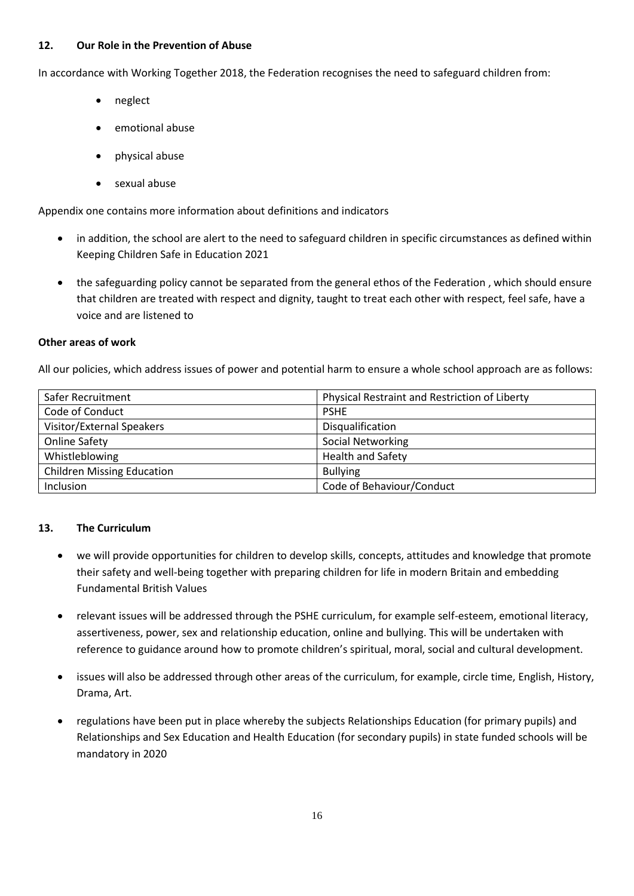## 12. Our Role in the Prevention of Abuse

In accordance with Working Together 2018, the Federation recognises the need to safeguard children from:

- neglect
- emotional abuse
- physical abuse
- sexual abuse

Appendix one contains more information about definitions and indicators

- in addition, the school are alert to the need to safeguard children in specific circumstances as defined within Keeping Children Safe in Education 2021
- the safeguarding policy cannot be separated from the general ethos of the Federation , which should ensure that children are treated with respect and dignity, taught to treat each other with respect, feel safe, have a voice and are listened to

**Other areas of work**

All our policies, which address issues of power and potential harm to ensure a whole school approach are as follows:

| Safer Recruitment | Physical Restraint and Restriction of Liberty |
|---|---|
| Code of Conduct | PSHE |
| Visitor/External Speakers | Disqualification |
| Online Safety | Social Networking |
| Whistleblowing | Health and Safety |
| Children Missing Education | Bullying |
| Inclusion | Code of Behaviour/Conduct |

## 13. The Curriculum

- we will provide opportunities for children to develop skills, concepts, attitudes and knowledge that promote their safety and well-being together with preparing children for life in modern Britain and embedding Fundamental British Values
- relevant issues will be addressed through the PSHE curriculum, for example self-esteem, emotional literacy, assertiveness, power, sex and relationship education, online and bullying. This will be undertaken with reference to guidance around how to promote children's spiritual, moral, social and cultural development.
- issues will also be addressed through other areas of the curriculum, for example, circle time, English, History, Drama, Art.
- regulations have been put in place whereby the subjects Relationships Education (for primary pupils) and Relationships and Sex Education and Health Education (for secondary pupils) in state funded schools will be mandatory in 2020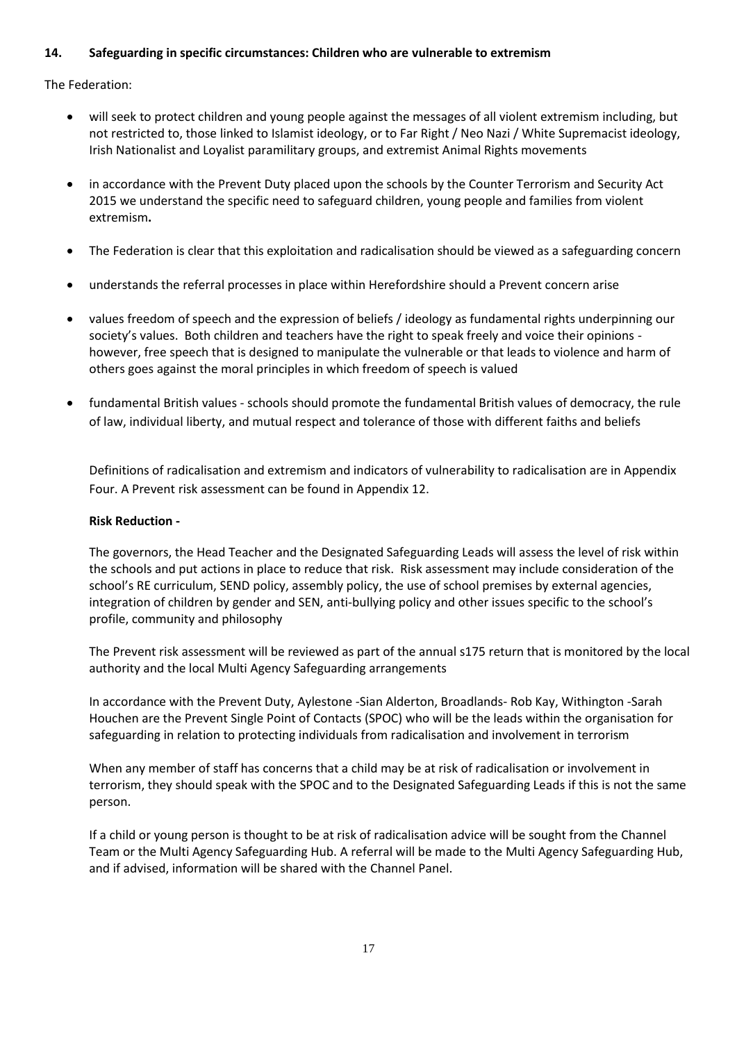## 14. Safeguarding in specific circumstances: Children who are vulnerable to extremism

The Federation:

- will seek to protect children and young people against the messages of all violent extremism including, but not restricted to, those linked to Islamist ideology, or to Far Right / Neo Nazi / White Supremacist ideology, Irish Nationalist and Loyalist paramilitary groups, and extremist Animal Rights movements
- in accordance with the Prevent Duty placed upon the schools by the Counter Terrorism and Security Act 2015 we understand the specific need to safeguard children, young people and families from violent extremism**.**
- The Federation is clear that this exploitation and radicalisation should be viewed as a safeguarding concern
- understands the referral processes in place within Herefordshire should a Prevent concern arise
- values freedom of speech and the expression of beliefs / ideology as fundamental rights underpinning our society's values. Both children and teachers have the right to speak freely and voice their opinions - however, free speech that is designed to manipulate the vulnerable or that leads to violence and harm of others goes against the moral principles in which freedom of speech is valued
- fundamental British values - schools should promote the fundamental British values of democracy, the rule of law, individual liberty, and mutual respect and tolerance of those with different faiths and beliefs

Definitions of radicalisation and extremism and indicators of vulnerability to radicalisation are in Appendix Four. A Prevent risk assessment can be found in Appendix 12.

**Risk Reduction -**

The governors, the Head Teacher and the Designated Safeguarding Leads will assess the level of risk within the schools and put actions in place to reduce that risk. Risk assessment may include consideration of the school's RE curriculum, SEND policy, assembly policy, the use of school premises by external agencies, integration of children by gender and SEN, anti-bullying policy and other issues specific to the school's profile, community and philosophy

The Prevent risk assessment will be reviewed as part of the annual s175 return that is monitored by the local authority and the local Multi Agency Safeguarding arrangements

In accordance with the Prevent Duty, Aylestone -Sian Alderton, Broadlands- Rob Kay, Withington -Sarah Houchen are the Prevent Single Point of Contacts (SPOC) who will be the leads within the organisation for safeguarding in relation to protecting individuals from radicalisation and involvement in terrorism

When any member of staff has concerns that a child may be at risk of radicalisation or involvement in terrorism, they should speak with the SPOC and to the Designated Safeguarding Leads if this is not the same person.

If a child or young person is thought to be at risk of radicalisation advice will be sought from the Channel Team or the Multi Agency Safeguarding Hub. A referral will be made to the Multi Agency Safeguarding Hub, and if advised, information will be shared with the Channel Panel.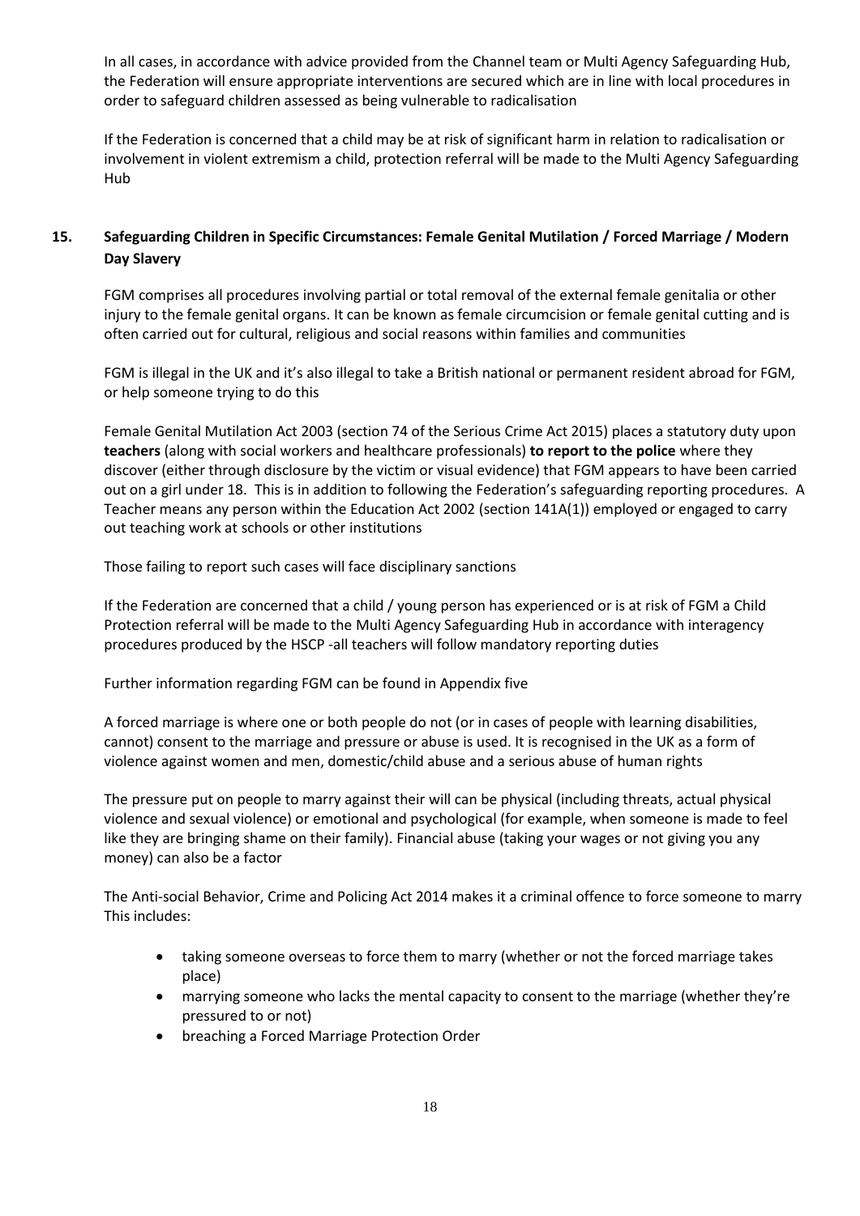In all cases, in accordance with advice provided from the Channel team or Multi Agency Safeguarding Hub, the Federation will ensure appropriate interventions are secured which are in line with local procedures in order to safeguard children assessed as being vulnerable to radicalisation

If the Federation is concerned that a child may be at risk of significant harm in relation to radicalisation or involvement in violent extremism a child, protection referral will be made to the Multi Agency Safeguarding Hub

## 15. Safeguarding Children in Specific Circumstances: Female Genital Mutilation / Forced Marriage / Modern Day Slavery

FGM comprises all procedures involving partial or total removal of the external female genitalia or other injury to the female genital organs. It can be known as female circumcision or female genital cutting and is often carried out for cultural, religious and social reasons within families and communities

FGM is illegal in the UK and it's also illegal to take a British national or permanent resident abroad for FGM, or help someone trying to do this

Female Genital Mutilation Act 2003 (section 74 of the Serious Crime Act 2015) places a statutory duty upon **teachers** (along with social workers and healthcare professionals) **to report to the police** where they discover (either through disclosure by the victim or visual evidence) that FGM appears to have been carried out on a girl under 18. This is in addition to following the Federation's safeguarding reporting procedures. A Teacher means any person within the Education Act 2002 (section 141A(1)) employed or engaged to carry out teaching work at schools or other institutions

Those failing to report such cases will face disciplinary sanctions

If the Federation are concerned that a child / young person has experienced or is at risk of FGM a Child Protection referral will be made to the Multi Agency Safeguarding Hub in accordance with interagency procedures produced by the HSCP -all teachers will follow mandatory reporting duties

Further information regarding FGM can be found in Appendix five

A forced marriage is where one or both people do not (or in cases of people with learning disabilities, cannot) consent to the marriage and pressure or abuse is used. It is recognised in the UK as a form of violence against women and men, domestic/child abuse and a serious abuse of human rights

The pressure put on people to marry against their will can be physical (including threats, actual physical violence and sexual violence) or emotional and psychological (for example, when someone is made to feel like they are bringing shame on their family). Financial abuse (taking your wages or not giving you any money) can also be a factor

The Anti-social Behavior, Crime and Policing Act 2014 makes it a criminal offence to force someone to marry This includes:

- taking someone overseas to force them to marry (whether or not the forced marriage takes place)
- marrying someone who lacks the mental capacity to consent to the marriage (whether they're pressured to or not)
- breaching a Forced Marriage Protection Order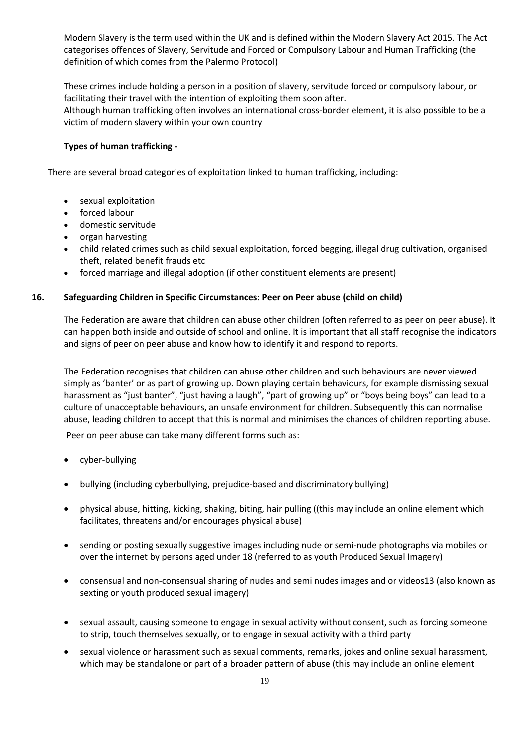Modern Slavery is the term used within the UK and is defined within the Modern Slavery Act 2015. The Act categorises offences of Slavery, Servitude and Forced or Compulsory Labour and Human Trafficking (the definition of which comes from the Palermo Protocol)

These crimes include holding a person in a position of slavery, servitude forced or compulsory labour, or facilitating their travel with the intention of exploiting them soon after.
Although human trafficking often involves an international cross-border element, it is also possible to be a victim of modern slavery within your own country

**Types of human trafficking -**

There are several broad categories of exploitation linked to human trafficking, including:

- sexual exploitation
- forced labour
- domestic servitude
- organ harvesting
- child related crimes such as child sexual exploitation, forced begging, illegal drug cultivation, organised theft, related benefit frauds etc
- forced marriage and illegal adoption (if other constituent elements are present)

## 16. Safeguarding Children in Specific Circumstances: Peer on Peer abuse (child on child)

The Federation are aware that children can abuse other children (often referred to as peer on peer abuse). It can happen both inside and outside of school and online. It is important that all staff recognise the indicators and signs of peer on peer abuse and know how to identify it and respond to reports.

The Federation recognises that children can abuse other children and such behaviours are never viewed simply as 'banter' or as part of growing up. Down playing certain behaviours, for example dismissing sexual harassment as "just banter", "just having a laugh", "part of growing up" or "boys being boys" can lead to a culture of unacceptable behaviours, an unsafe environment for children. Subsequently this can normalise abuse, leading children to accept that this is normal and minimises the chances of children reporting abuse.

Peer on peer abuse can take many different forms such as:

- cyber-bullying
- bullying (including cyberbullying, prejudice-based and discriminatory bullying)
- physical abuse, hitting, kicking, shaking, biting, hair pulling ((this may include an online element which facilitates, threatens and/or encourages physical abuse)
- sending or posting sexually suggestive images including nude or semi-nude photographs via mobiles or over the internet by persons aged under 18 (referred to as youth Produced Sexual Imagery)
- consensual and non-consensual sharing of nudes and semi nudes images and or videos13 (also known as sexting or youth produced sexual imagery)
- sexual assault, causing someone to engage in sexual activity without consent, such as forcing someone to strip, touch themselves sexually, or to engage in sexual activity with a third party
- sexual violence or harassment such as sexual comments, remarks, jokes and online sexual harassment, which may be standalone or part of a broader pattern of abuse (this may include an online element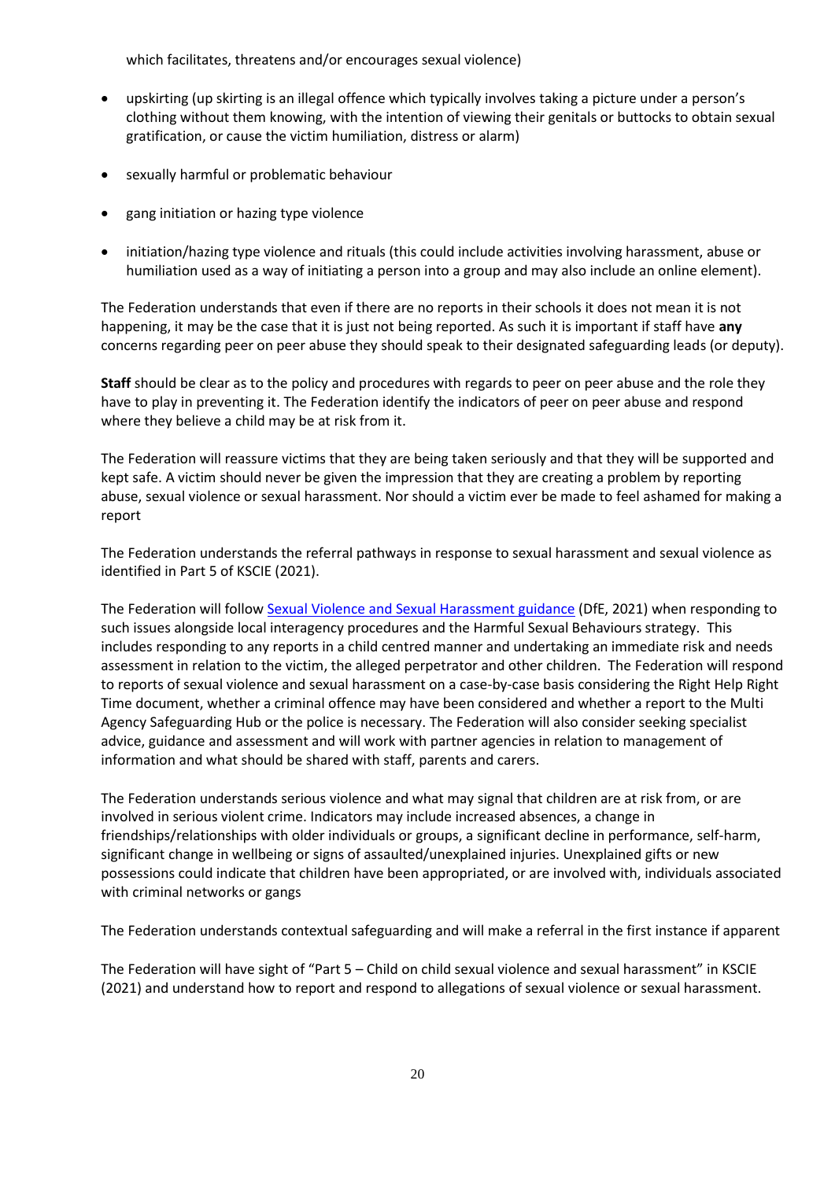which facilitates, threatens and/or encourages sexual violence)

- upskirting (up skirting is an illegal offence which typically involves taking a picture under a person's clothing without them knowing, with the intention of viewing their genitals or buttocks to obtain sexual gratification, or cause the victim humiliation, distress or alarm)
- sexually harmful or problematic behaviour
- gang initiation or hazing type violence
- initiation/hazing type violence and rituals (this could include activities involving harassment, abuse or humiliation used as a way of initiating a person into a group and may also include an online element).

The Federation understands that even if there are no reports in their schools it does not mean it is not happening, it may be the case that it is just not being reported. As such it is important if staff have **any** concerns regarding peer on peer abuse they should speak to their designated safeguarding leads (or deputy).

**Staff** should be clear as to the policy and procedures with regards to peer on peer abuse and the role they have to play in preventing it. The Federation identify the indicators of peer on peer abuse and respond where they believe a child may be at risk from it.

The Federation will reassure victims that they are being taken seriously and that they will be supported and kept safe. A victim should never be given the impression that they are creating a problem by reporting abuse, sexual violence or sexual harassment. Nor should a victim ever be made to feel ashamed for making a report

The Federation understands the referral pathways in response to sexual harassment and sexual violence as identified in Part 5 of KSCIE (2021).

The Federation will follow [Sexual Violence and Sexual Harassment guidance]() (DfE, 2021) when responding to such issues alongside local interagency procedures and the Harmful Sexual Behaviours strategy. This includes responding to any reports in a child centred manner and undertaking an immediate risk and needs assessment in relation to the victim, the alleged perpetrator and other children. The Federation will respond to reports of sexual violence and sexual harassment on a case-by-case basis considering the Right Help Right Time document, whether a criminal offence may have been considered and whether a report to the Multi Agency Safeguarding Hub or the police is necessary. The Federation will also consider seeking specialist advice, guidance and assessment and will work with partner agencies in relation to management of information and what should be shared with staff, parents and carers.

The Federation understands serious violence and what may signal that children are at risk from, or are involved in serious violent crime. Indicators may include increased absences, a change in friendships/relationships with older individuals or groups, a significant decline in performance, self-harm, significant change in wellbeing or signs of assaulted/unexplained injuries. Unexplained gifts or new possessions could indicate that children have been appropriated, or are involved with, individuals associated with criminal networks or gangs

The Federation understands contextual safeguarding and will make a referral in the first instance if apparent

The Federation will have sight of "Part 5 – Child on child sexual violence and sexual harassment" in KSCIE (2021) and understand how to report and respond to allegations of sexual violence or sexual harassment.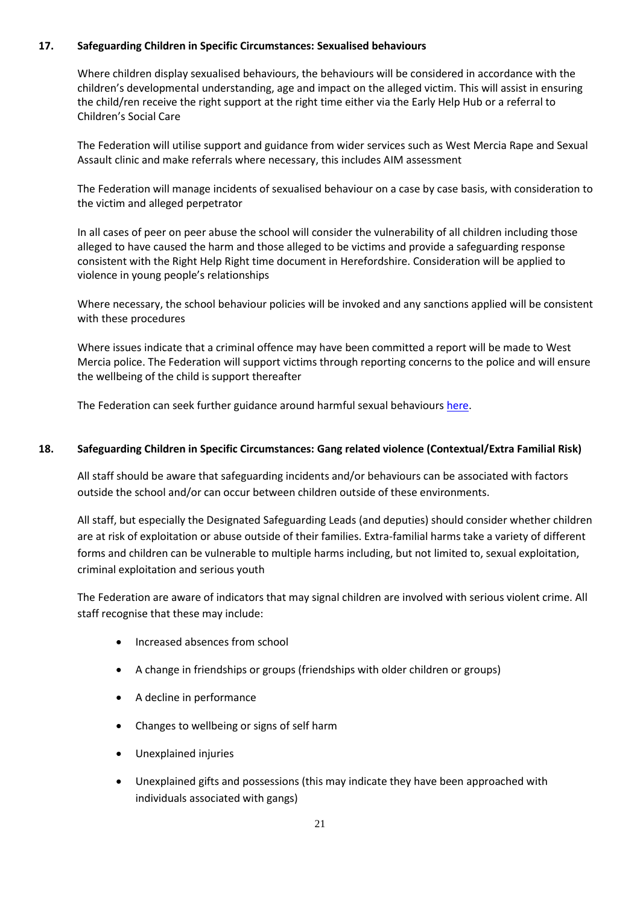### 17. Safeguarding Children in Specific Circumstances: Sexualised behaviours

Where children display sexualised behaviours, the behaviours will be considered in accordance with the children's developmental understanding, age and impact on the alleged victim. This will assist in ensuring the child/ren receive the right support at the right time either via the Early Help Hub or a referral to Children's Social Care

The Federation will utilise support and guidance from wider services such as West Mercia Rape and Sexual Assault clinic and make referrals where necessary, this includes AIM assessment

The Federation will manage incidents of sexualised behaviour on a case by case basis, with consideration to the victim and alleged perpetrator

In all cases of peer on peer abuse the school will consider the vulnerability of all children including those alleged to have caused the harm and those alleged to be victims and provide a safeguarding response consistent with the Right Help Right time document in Herefordshire. Consideration will be applied to violence in young people's relationships

Where necessary, the school behaviour policies will be invoked and any sanctions applied will be consistent with these procedures

Where issues indicate that a criminal offence may have been committed a report will be made to West Mercia police. The Federation will support victims through reporting concerns to the police and will ensure the wellbeing of the child is support thereafter

The Federation can seek further guidance around harmful sexual behaviours here.

### 18. Safeguarding Children in Specific Circumstances: Gang related violence (Contextual/Extra Familial Risk)

All staff should be aware that safeguarding incidents and/or behaviours can be associated with factors outside the school and/or can occur between children outside of these environments.

All staff, but especially the Designated Safeguarding Leads (and deputies) should consider whether children are at risk of exploitation or abuse outside of their families. Extra-familial harms take a variety of different forms and children can be vulnerable to multiple harms including, but not limited to, sexual exploitation, criminal exploitation and serious youth

The Federation are aware of indicators that may signal children are involved with serious violent crime. All staff recognise that these may include:

- Increased absences from school
- A change in friendships or groups (friendships with older children or groups)
- A decline in performance
- Changes to wellbeing or signs of self harm
- Unexplained injuries
- Unexplained gifts and possessions (this may indicate they have been approached with individuals associated with gangs)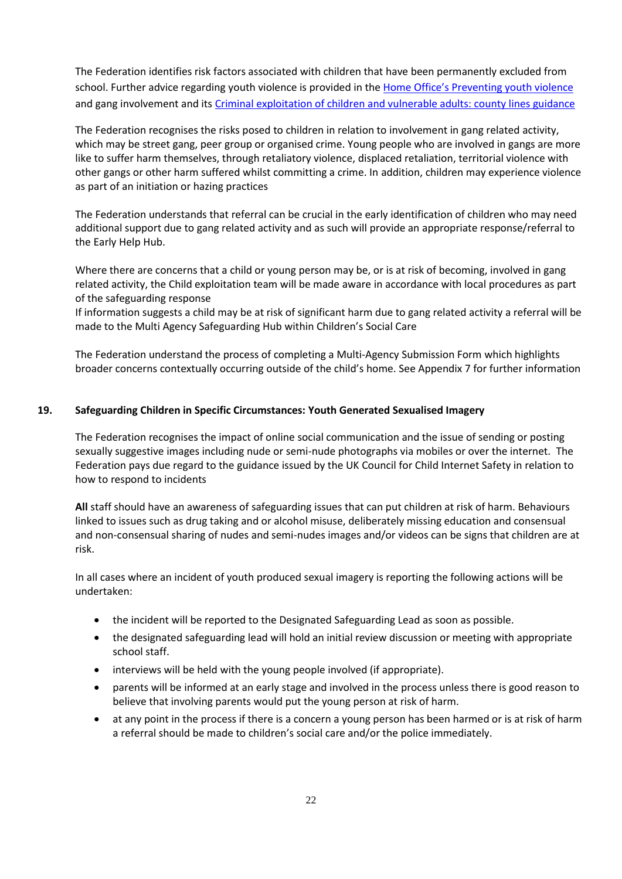The Federation identifies risk factors associated with children that have been permanently excluded from school. Further advice regarding youth violence is provided in the Home Office's Preventing youth violence and gang involvement and its Criminal exploitation of children and vulnerable adults: county lines guidance

The Federation recognises the risks posed to children in relation to involvement in gang related activity, which may be street gang, peer group or organised crime. Young people who are involved in gangs are more like to suffer harm themselves, through retaliatory violence, displaced retaliation, territorial violence with other gangs or other harm suffered whilst committing a crime. In addition, children may experience violence as part of an initiation or hazing practices

The Federation understands that referral can be crucial in the early identification of children who may need additional support due to gang related activity and as such will provide an appropriate response/referral to the Early Help Hub.

Where there are concerns that a child or young person may be, or is at risk of becoming, involved in gang related activity, the Child exploitation team will be made aware in accordance with local procedures as part of the safeguarding response
If information suggests a child may be at risk of significant harm due to gang related activity a referral will be made to the Multi Agency Safeguarding Hub within Children's Social Care

The Federation understand the process of completing a Multi-Agency Submission Form which highlights broader concerns contextually occurring outside of the child's home. See Appendix 7 for further information

## 19. Safeguarding Children in Specific Circumstances: Youth Generated Sexualised Imagery

The Federation recognises the impact of online social communication and the issue of sending or posting sexually suggestive images including nude or semi-nude photographs via mobiles or over the internet. The Federation pays due regard to the guidance issued by the UK Council for Child Internet Safety in relation to how to respond to incidents

**All** staff should have an awareness of safeguarding issues that can put children at risk of harm. Behaviours linked to issues such as drug taking and or alcohol misuse, deliberately missing education and consensual and non-consensual sharing of nudes and semi-nudes images and/or videos can be signs that children are at risk.

In all cases where an incident of youth produced sexual imagery is reporting the following actions will be undertaken:

- the incident will be reported to the Designated Safeguarding Lead as soon as possible.
- the designated safeguarding lead will hold an initial review discussion or meeting with appropriate school staff.
- interviews will be held with the young people involved (if appropriate).
- parents will be informed at an early stage and involved in the process unless there is good reason to believe that involving parents would put the young person at risk of harm.
- at any point in the process if there is a concern a young person has been harmed or is at risk of harm a referral should be made to children's social care and/or the police immediately.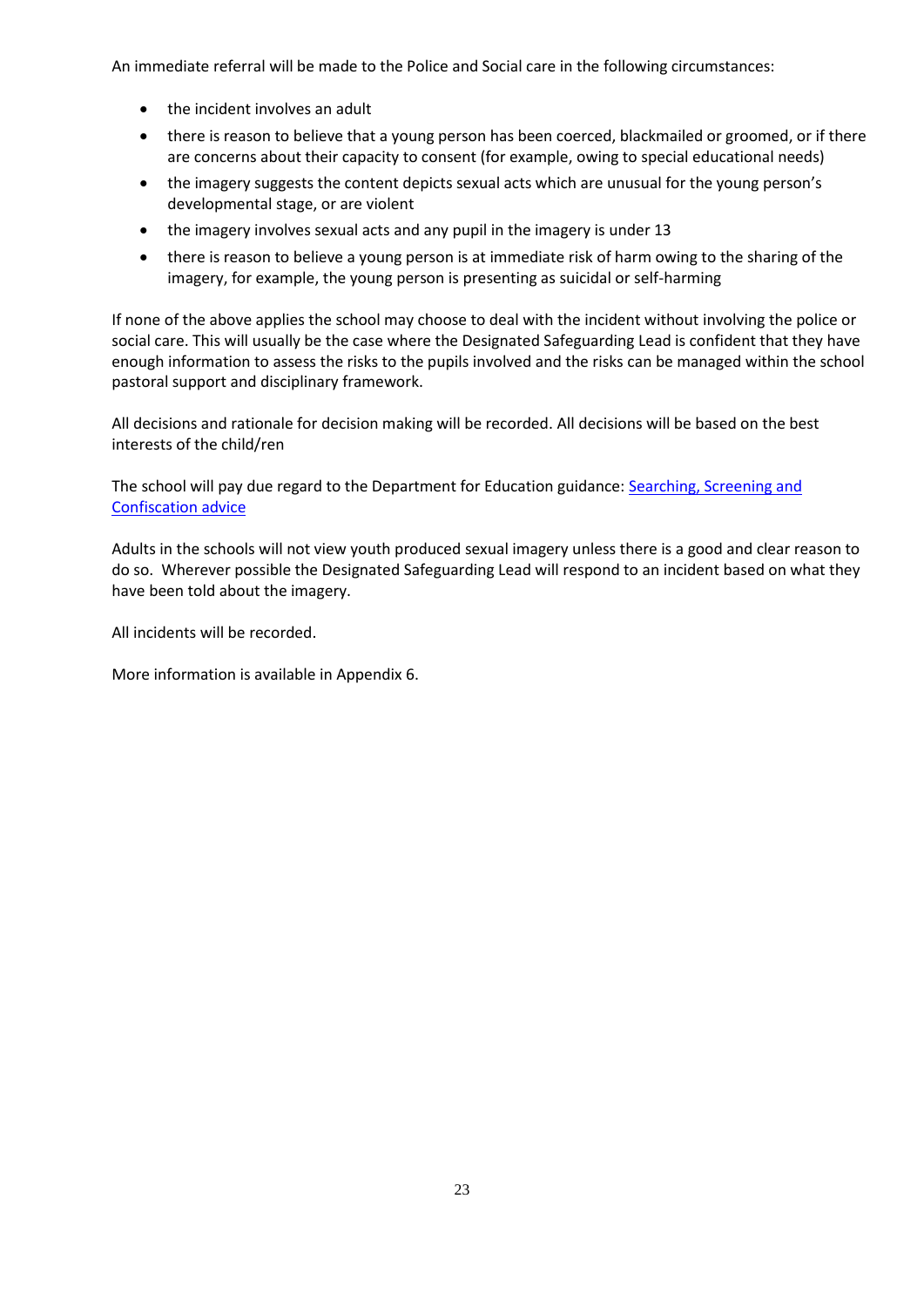An immediate referral will be made to the Police and Social care in the following circumstances:

- the incident involves an adult
- there is reason to believe that a young person has been coerced, blackmailed or groomed, or if there are concerns about their capacity to consent (for example, owing to special educational needs)
- the imagery suggests the content depicts sexual acts which are unusual for the young person's developmental stage, or are violent
- the imagery involves sexual acts and any pupil in the imagery is under 13
- there is reason to believe a young person is at immediate risk of harm owing to the sharing of the imagery, for example, the young person is presenting as suicidal or self-harming

If none of the above applies the school may choose to deal with the incident without involving the police or social care. This will usually be the case where the Designated Safeguarding Lead is confident that they have enough information to assess the risks to the pupils involved and the risks can be managed within the school pastoral support and disciplinary framework.

All decisions and rationale for decision making will be recorded. All decisions will be based on the best interests of the child/ren

The school will pay due regard to the Department for Education guidance: [Searching, Screening and Confiscation advice]()

Adults in the schools will not view youth produced sexual imagery unless there is a good and clear reason to do so. Wherever possible the Designated Safeguarding Lead will respond to an incident based on what they have been told about the imagery.

All incidents will be recorded.

More information is available in Appendix 6.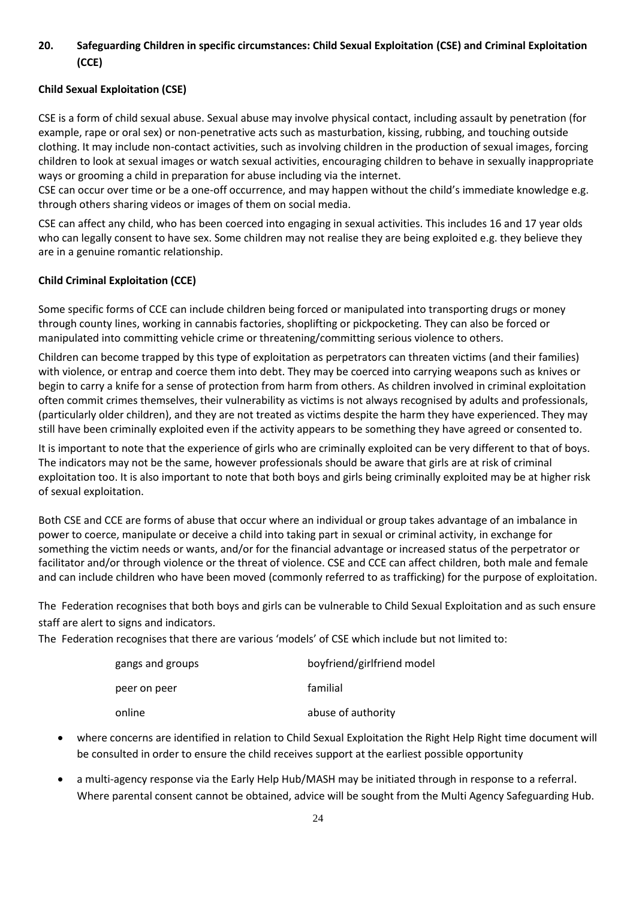## 20. Safeguarding Children in specific circumstances: Child Sexual Exploitation (CSE) and Criminal Exploitation (CCE)

**Child Sexual Exploitation (CSE)**

CSE is a form of child sexual abuse. Sexual abuse may involve physical contact, including assault by penetration (for example, rape or oral sex) or non-penetrative acts such as masturbation, kissing, rubbing, and touching outside clothing. It may include non-contact activities, such as involving children in the production of sexual images, forcing children to look at sexual images or watch sexual activities, encouraging children to behave in sexually inappropriate ways or grooming a child in preparation for abuse including via the internet.

CSE can occur over time or be a one-off occurrence, and may happen without the child's immediate knowledge e.g. through others sharing videos or images of them on social media.

CSE can affect any child, who has been coerced into engaging in sexual activities. This includes 16 and 17 year olds who can legally consent to have sex. Some children may not realise they are being exploited e.g. they believe they are in a genuine romantic relationship.

**Child Criminal Exploitation (CCE)**

Some specific forms of CCE can include children being forced or manipulated into transporting drugs or money through county lines, working in cannabis factories, shoplifting or pickpocketing. They can also be forced or manipulated into committing vehicle crime or threatening/committing serious violence to others.

Children can become trapped by this type of exploitation as perpetrators can threaten victims (and their families) with violence, or entrap and coerce them into debt. They may be coerced into carrying weapons such as knives or begin to carry a knife for a sense of protection from harm from others. As children involved in criminal exploitation often commit crimes themselves, their vulnerability as victims is not always recognised by adults and professionals, (particularly older children), and they are not treated as victims despite the harm they have experienced. They may still have been criminally exploited even if the activity appears to be something they have agreed or consented to.

It is important to note that the experience of girls who are criminally exploited can be very different to that of boys. The indicators may not be the same, however professionals should be aware that girls are at risk of criminal exploitation too. It is also important to note that both boys and girls being criminally exploited may be at higher risk of sexual exploitation.

Both CSE and CCE are forms of abuse that occur where an individual or group takes advantage of an imbalance in power to coerce, manipulate or deceive a child into taking part in sexual or criminal activity, in exchange for something the victim needs or wants, and/or for the financial advantage or increased status of the perpetrator or facilitator and/or through violence or the threat of violence. CSE and CCE can affect children, both male and female and can include children who have been moved (commonly referred to as trafficking) for the purpose of exploitation.

The Federation recognises that both boys and girls can be vulnerable to Child Sexual Exploitation and as such ensure staff are alert to signs and indicators.

The Federation recognises that there are various 'models' of CSE which include but not limited to:

- gangs and groups
- boyfriend/girlfriend model
- peer on peer
- familial
- online
- abuse of authority

- where concerns are identified in relation to Child Sexual Exploitation the Right Help Right time document will be consulted in order to ensure the child receives support at the earliest possible opportunity
- a multi-agency response via the Early Help Hub/MASH may be initiated through in response to a referral. Where parental consent cannot be obtained, advice will be sought from the Multi Agency Safeguarding Hub.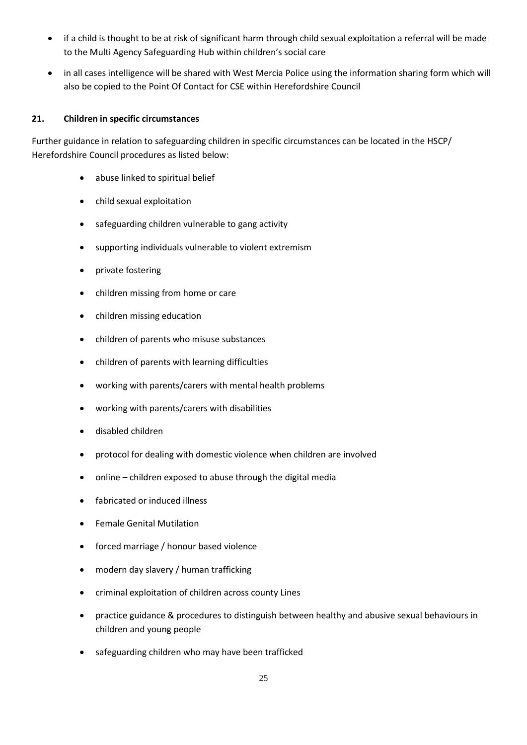- if a child is thought to be at risk of significant harm through child sexual exploitation a referral will be made to the Multi Agency Safeguarding Hub within children's social care
- in all cases intelligence will be shared with West Mercia Police using the information sharing form which will also be copied to the Point Of Contact for CSE within Herefordshire Council

## 21. Children in specific circumstances

Further guidance in relation to safeguarding children in specific circumstances can be located in the HSCP/ Herefordshire Council procedures as listed below:

- abuse linked to spiritual belief
- child sexual exploitation
- safeguarding children vulnerable to gang activity
- supporting individuals vulnerable to violent extremism
- private fostering
- children missing from home or care
- children missing education
- children of parents who misuse substances
- children of parents with learning difficulties
- working with parents/carers with mental health problems
- working with parents/carers with disabilities
- disabled children
- protocol for dealing with domestic violence when children are involved
- online – children exposed to abuse through the digital media
- fabricated or induced illness
- Female Genital Mutilation
- forced marriage / honour based violence
- modern day slavery / human trafficking
- criminal exploitation of children across county Lines
- practice guidance & procedures to distinguish between healthy and abusive sexual behaviours in children and young people
- safeguarding children who may have been trafficked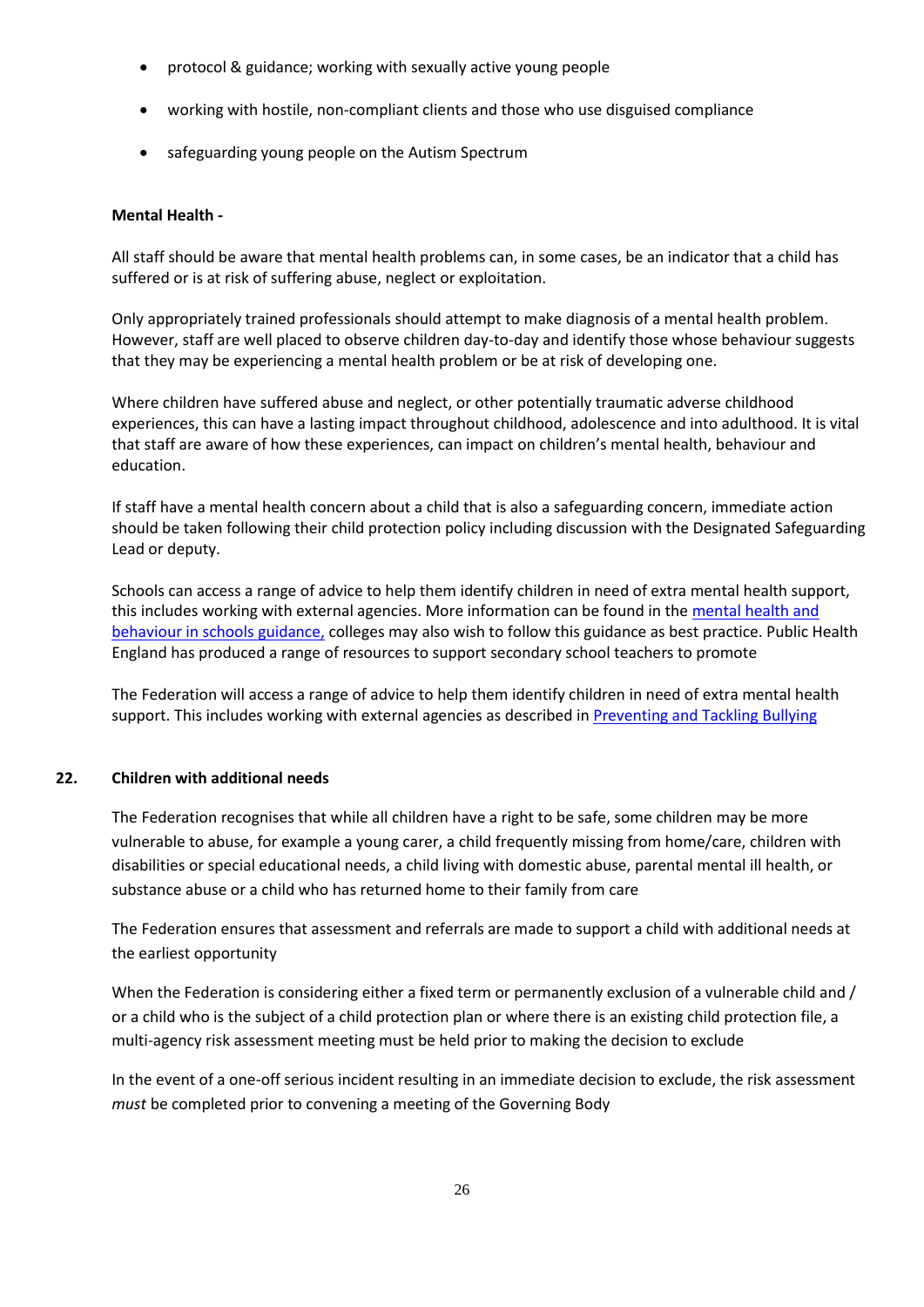- protocol & guidance; working with sexually active young people
- working with hostile, non-compliant clients and those who use disguised compliance
- safeguarding young people on the Autism Spectrum

**Mental Health -**

All staff should be aware that mental health problems can, in some cases, be an indicator that a child has suffered or is at risk of suffering abuse, neglect or exploitation.

Only appropriately trained professionals should attempt to make diagnosis of a mental health problem. However, staff are well placed to observe children day-to-day and identify those whose behaviour suggests that they may be experiencing a mental health problem or be at risk of developing one.

Where children have suffered abuse and neglect, or other potentially traumatic adverse childhood experiences, this can have a lasting impact throughout childhood, adolescence and into adulthood. It is vital that staff are aware of how these experiences, can impact on children's mental health, behaviour and education.

If staff have a mental health concern about a child that is also a safeguarding concern, immediate action should be taken following their child protection policy including discussion with the Designated Safeguarding Lead or deputy.

Schools can access a range of advice to help them identify children in need of extra mental health support, this includes working with external agencies. More information can be found in the mental health and behaviour in schools guidance, colleges may also wish to follow this guidance as best practice. Public Health England has produced a range of resources to support secondary school teachers to promote

The Federation will access a range of advice to help them identify children in need of extra mental health support. This includes working with external agencies as described in Preventing and Tackling Bullying

## 22. Children with additional needs

The Federation recognises that while all children have a right to be safe, some children may be more vulnerable to abuse, for example a young carer, a child frequently missing from home/care, children with disabilities or special educational needs, a child living with domestic abuse, parental mental ill health, or substance abuse or a child who has returned home to their family from care

The Federation ensures that assessment and referrals are made to support a child with additional needs at the earliest opportunity

When the Federation is considering either a fixed term or permanently exclusion of a vulnerable child and / or a child who is the subject of a child protection plan or where there is an existing child protection file, a multi-agency risk assessment meeting must be held prior to making the decision to exclude

In the event of a one-off serious incident resulting in an immediate decision to exclude, the risk assessment *must* be completed prior to convening a meeting of the Governing Body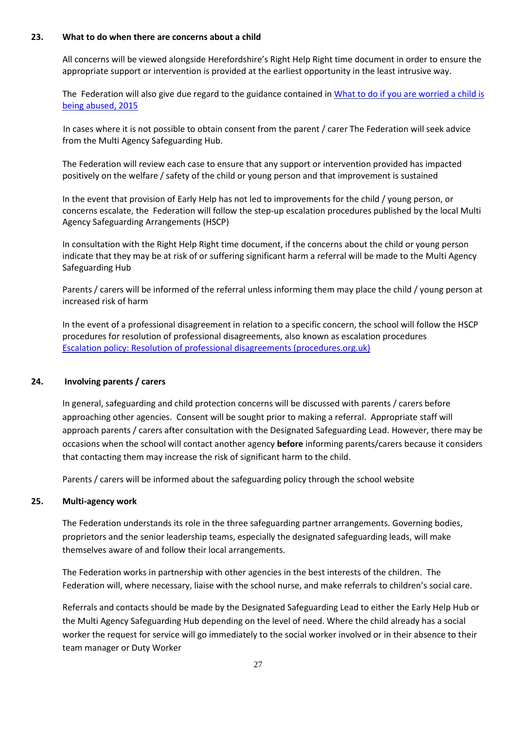## 23. What to do when there are concerns about a child

All concerns will be viewed alongside Herefordshire's Right Help Right time document in order to ensure the appropriate support or intervention is provided at the earliest opportunity in the least intrusive way.

The Federation will also give due regard to the guidance contained in [What to do if you are worried a child is being abused, 2015]

In cases where it is not possible to obtain consent from the parent / carer The Federation will seek advice from the Multi Agency Safeguarding Hub.

The Federation will review each case to ensure that any support or intervention provided has impacted positively on the welfare / safety of the child or young person and that improvement is sustained

In the event that provision of Early Help has not led to improvements for the child / young person, or concerns escalate, the Federation will follow the step-up escalation procedures published by the local Multi Agency Safeguarding Arrangements (HSCP)

In consultation with the Right Help Right time document, if the concerns about the child or young person indicate that they may be at risk of or suffering significant harm a referral will be made to the Multi Agency Safeguarding Hub

Parents / carers will be informed of the referral unless informing them may place the child / young person at increased risk of harm

In the event of a professional disagreement in relation to a specific concern, the school will follow the HSCP procedures for resolution of professional disagreements, also known as escalation procedures [Escalation policy: Resolution of professional disagreements (procedures.org.uk)]

## 24. Involving parents / carers

In general, safeguarding and child protection concerns will be discussed with parents / carers before approaching other agencies. Consent will be sought prior to making a referral. Appropriate staff will approach parents / carers after consultation with the Designated Safeguarding Lead. However, there may be occasions when the school will contact another agency **before** informing parents/carers because it considers that contacting them may increase the risk of significant harm to the child.

Parents / carers will be informed about the safeguarding policy through the school website

## 25. Multi-agency work

The Federation understands its role in the three safeguarding partner arrangements. Governing bodies, proprietors and the senior leadership teams, especially the designated safeguarding leads, will make themselves aware of and follow their local arrangements.

The Federation works in partnership with other agencies in the best interests of the children. The Federation will, where necessary, liaise with the school nurse, and make referrals to children's social care.

Referrals and contacts should be made by the Designated Safeguarding Lead to either the Early Help Hub or the Multi Agency Safeguarding Hub depending on the level of need. Where the child already has a social worker the request for service will go immediately to the social worker involved or in their absence to their team manager or Duty Worker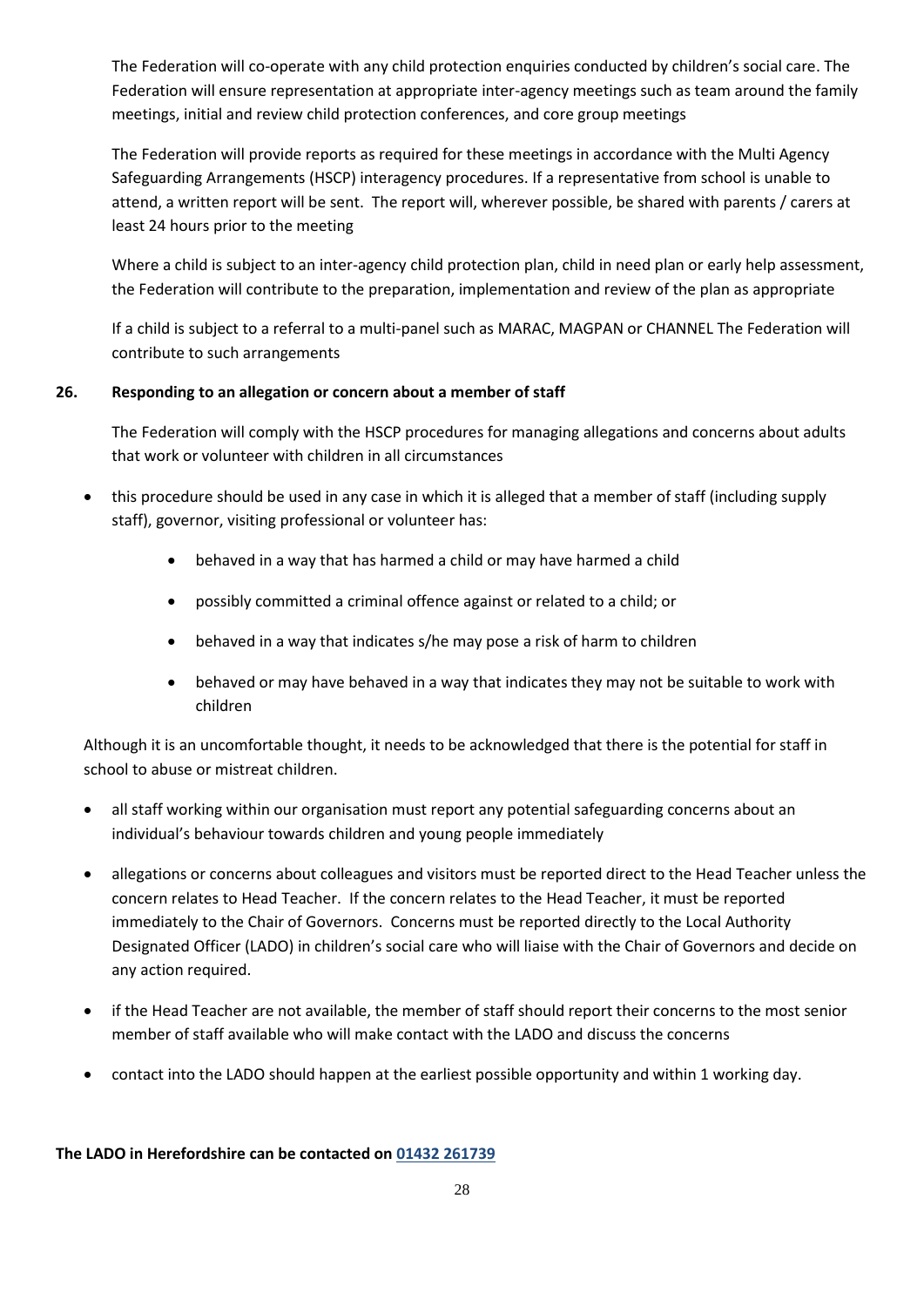The Federation will co-operate with any child protection enquiries conducted by children's social care. The Federation will ensure representation at appropriate inter-agency meetings such as team around the family meetings, initial and review child protection conferences, and core group meetings

The Federation will provide reports as required for these meetings in accordance with the Multi Agency Safeguarding Arrangements (HSCP) interagency procedures. If a representative from school is unable to attend, a written report will be sent. The report will, wherever possible, be shared with parents / carers at least 24 hours prior to the meeting

Where a child is subject to an inter-agency child protection plan, child in need plan or early help assessment, the Federation will contribute to the preparation, implementation and review of the plan as appropriate

If a child is subject to a referral to a multi-panel such as MARAC, MAGPAN or CHANNEL The Federation will contribute to such arrangements

## 26. Responding to an allegation or concern about a member of staff

The Federation will comply with the HSCP procedures for managing allegations and concerns about adults that work or volunteer with children in all circumstances

- this procedure should be used in any case in which it is alleged that a member of staff (including supply staff), governor, visiting professional or volunteer has:
  - behaved in a way that has harmed a child or may have harmed a child
  - possibly committed a criminal offence against or related to a child; or
  - behaved in a way that indicates s/he may pose a risk of harm to children
  - behaved or may have behaved in a way that indicates they may not be suitable to work with children

Although it is an uncomfortable thought, it needs to be acknowledged that there is the potential for staff in school to abuse or mistreat children.

- all staff working within our organisation must report any potential safeguarding concerns about an individual's behaviour towards children and young people immediately
- allegations or concerns about colleagues and visitors must be reported direct to the Head Teacher unless the concern relates to Head Teacher. If the concern relates to the Head Teacher, it must be reported immediately to the Chair of Governors. Concerns must be reported directly to the Local Authority Designated Officer (LADO) in children's social care who will liaise with the Chair of Governors and decide on any action required.
- if the Head Teacher are not available, the member of staff should report their concerns to the most senior member of staff available who will make contact with the LADO and discuss the concerns
- contact into the LADO should happen at the earliest possible opportunity and within 1 working day.

**The LADO in Herefordshire can be contacted on 01432 261739**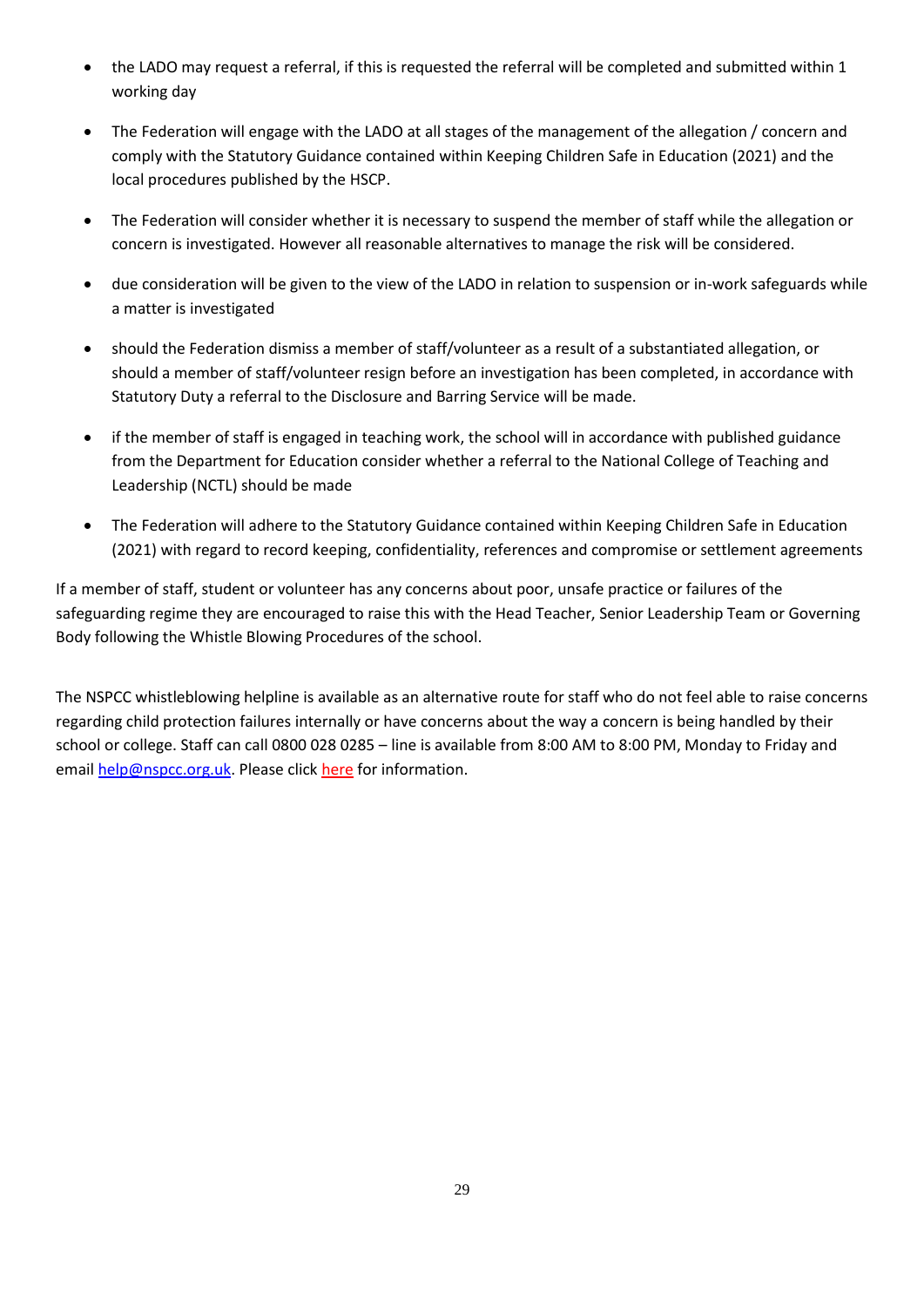- the LADO may request a referral, if this is requested the referral will be completed and submitted within 1 working day
- The Federation will engage with the LADO at all stages of the management of the allegation / concern and comply with the Statutory Guidance contained within Keeping Children Safe in Education (2021) and the local procedures published by the HSCP.
- The Federation will consider whether it is necessary to suspend the member of staff while the allegation or concern is investigated. However all reasonable alternatives to manage the risk will be considered.
- due consideration will be given to the view of the LADO in relation to suspension or in-work safeguards while a matter is investigated
- should the Federation dismiss a member of staff/volunteer as a result of a substantiated allegation, or should a member of staff/volunteer resign before an investigation has been completed, in accordance with Statutory Duty a referral to the Disclosure and Barring Service will be made.
- if the member of staff is engaged in teaching work, the school will in accordance with published guidance from the Department for Education consider whether a referral to the National College of Teaching and Leadership (NCTL) should be made
- The Federation will adhere to the Statutory Guidance contained within Keeping Children Safe in Education (2021) with regard to record keeping, confidentiality, references and compromise or settlement agreements

If a member of staff, student or volunteer has any concerns about poor, unsafe practice or failures of the safeguarding regime they are encouraged to raise this with the Head Teacher, Senior Leadership Team or Governing Body following the Whistle Blowing Procedures of the school.

The NSPCC whistleblowing helpline is available as an alternative route for staff who do not feel able to raise concerns regarding child protection failures internally or have concerns about the way a concern is being handled by their school or college. Staff can call 0800 028 0285 – line is available from 8:00 AM to 8:00 PM, Monday to Friday and email help@nspcc.org.uk. Please click here for information.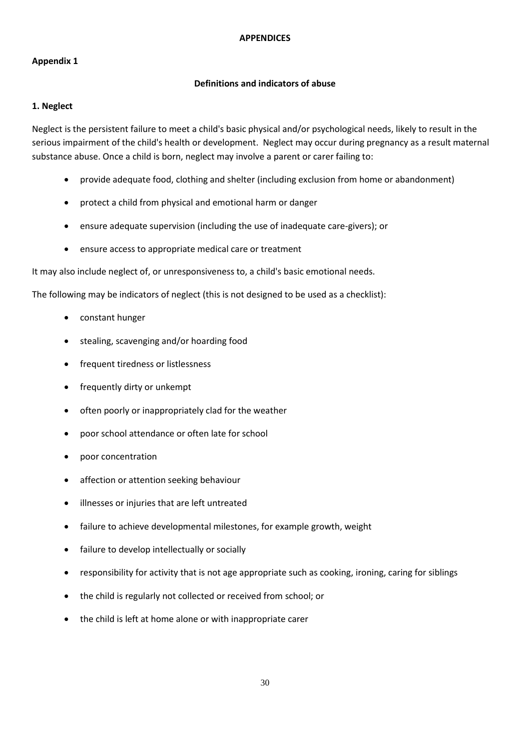**APPENDICES**

**Appendix 1**

**Definitions and indicators of abuse**

**1. Neglect**

Neglect is the persistent failure to meet a child's basic physical and/or psychological needs, likely to result in the serious impairment of the child's health or development. Neglect may occur during pregnancy as a result maternal substance abuse. Once a child is born, neglect may involve a parent or carer failing to:

- provide adequate food, clothing and shelter (including exclusion from home or abandonment)
- protect a child from physical and emotional harm or danger
- ensure adequate supervision (including the use of inadequate care-givers); or
- ensure access to appropriate medical care or treatment

It may also include neglect of, or unresponsiveness to, a child's basic emotional needs.

The following may be indicators of neglect (this is not designed to be used as a checklist):

- constant hunger
- stealing, scavenging and/or hoarding food
- frequent tiredness or listlessness
- frequently dirty or unkempt
- often poorly or inappropriately clad for the weather
- poor school attendance or often late for school
- poor concentration
- affection or attention seeking behaviour
- illnesses or injuries that are left untreated
- failure to achieve developmental milestones, for example growth, weight
- failure to develop intellectually or socially
- responsibility for activity that is not age appropriate such as cooking, ironing, caring for siblings
- the child is regularly not collected or received from school; or
- the child is left at home alone or with inappropriate carer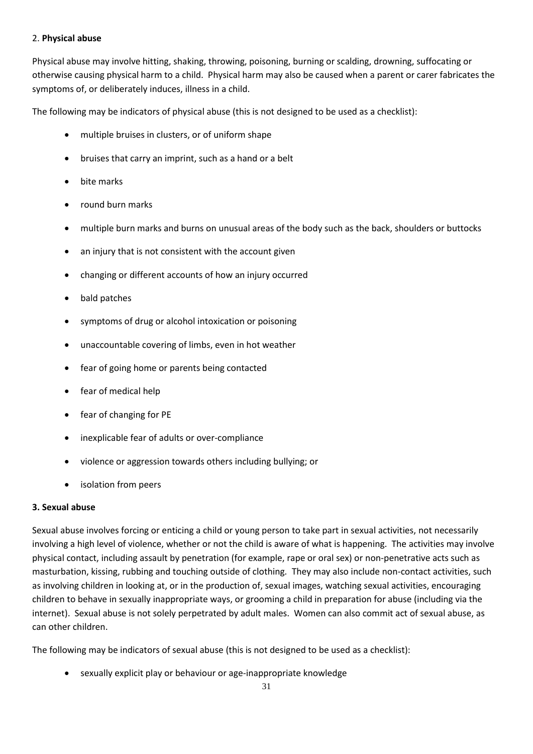2. **Physical abuse**

Physical abuse may involve hitting, shaking, throwing, poisoning, burning or scalding, drowning, suffocating or otherwise causing physical harm to a child. Physical harm may also be caused when a parent or carer fabricates the symptoms of, or deliberately induces, illness in a child.

The following may be indicators of physical abuse (this is not designed to be used as a checklist):

- multiple bruises in clusters, or of uniform shape
- bruises that carry an imprint, such as a hand or a belt
- bite marks
- round burn marks
- multiple burn marks and burns on unusual areas of the body such as the back, shoulders or buttocks
- an injury that is not consistent with the account given
- changing or different accounts of how an injury occurred
- bald patches
- symptoms of drug or alcohol intoxication or poisoning
- unaccountable covering of limbs, even in hot weather
- fear of going home or parents being contacted
- fear of medical help
- fear of changing for PE
- inexplicable fear of adults or over-compliance
- violence or aggression towards others including bullying; or
- isolation from peers

**3. Sexual abuse**

Sexual abuse involves forcing or enticing a child or young person to take part in sexual activities, not necessarily involving a high level of violence, whether or not the child is aware of what is happening. The activities may involve physical contact, including assault by penetration (for example, rape or oral sex) or non-penetrative acts such as masturbation, kissing, rubbing and touching outside of clothing. They may also include non-contact activities, such as involving children in looking at, or in the production of, sexual images, watching sexual activities, encouraging children to behave in sexually inappropriate ways, or grooming a child in preparation for abuse (including via the internet). Sexual abuse is not solely perpetrated by adult males. Women can also commit act of sexual abuse, as can other children.

The following may be indicators of sexual abuse (this is not designed to be used as a checklist):

- sexually explicit play or behaviour or age-inappropriate knowledge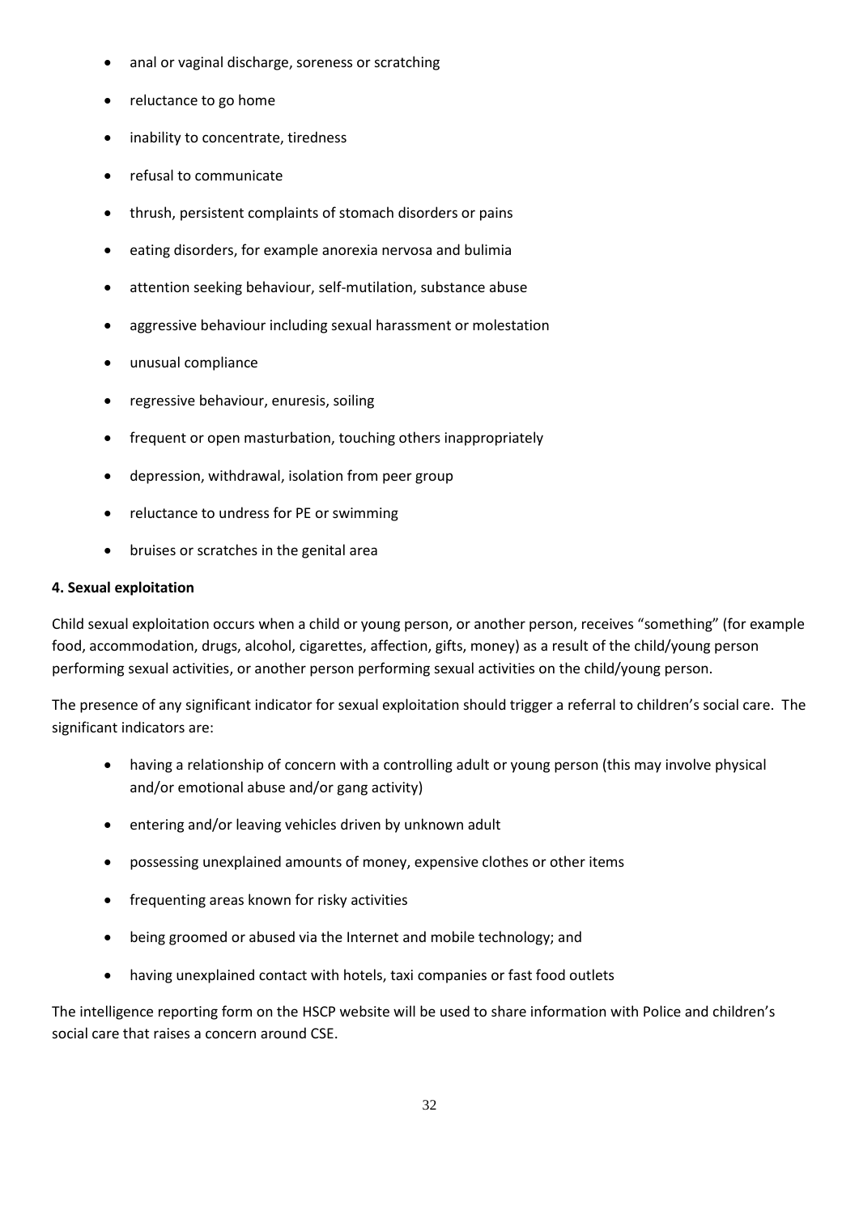- anal or vaginal discharge, soreness or scratching
- reluctance to go home
- inability to concentrate, tiredness
- refusal to communicate
- thrush, persistent complaints of stomach disorders or pains
- eating disorders, for example anorexia nervosa and bulimia
- attention seeking behaviour, self-mutilation, substance abuse
- aggressive behaviour including sexual harassment or molestation
- unusual compliance
- regressive behaviour, enuresis, soiling
- frequent or open masturbation, touching others inappropriately
- depression, withdrawal, isolation from peer group
- reluctance to undress for PE or swimming
- bruises or scratches in the genital area

**4. Sexual exploitation**

Child sexual exploitation occurs when a child or young person, or another person, receives "something" (for example food, accommodation, drugs, alcohol, cigarettes, affection, gifts, money) as a result of the child/young person performing sexual activities, or another person performing sexual activities on the child/young person.

The presence of any significant indicator for sexual exploitation should trigger a referral to children's social care. The significant indicators are:

- having a relationship of concern with a controlling adult or young person (this may involve physical and/or emotional abuse and/or gang activity)
- entering and/or leaving vehicles driven by unknown adult
- possessing unexplained amounts of money, expensive clothes or other items
- frequenting areas known for risky activities
- being groomed or abused via the Internet and mobile technology; and
- having unexplained contact with hotels, taxi companies or fast food outlets

The intelligence reporting form on the HSCP website will be used to share information with Police and children's social care that raises a concern around CSE.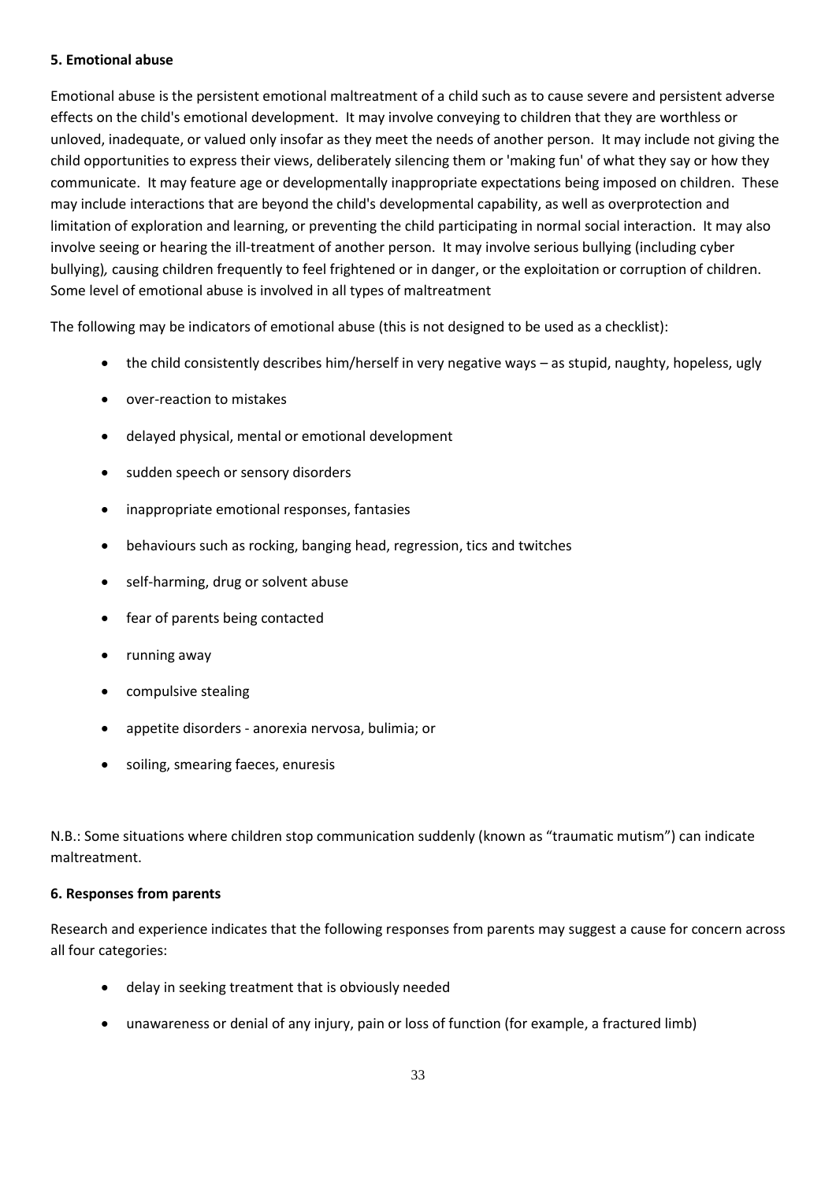**5. Emotional abuse**

Emotional abuse is the persistent emotional maltreatment of a child such as to cause severe and persistent adverse effects on the child's emotional development. It may involve conveying to children that they are worthless or unloved, inadequate, or valued only insofar as they meet the needs of another person. It may include not giving the child opportunities to express their views, deliberately silencing them or 'making fun' of what they say or how they communicate. It may feature age or developmentally inappropriate expectations being imposed on children. These may include interactions that are beyond the child's developmental capability, as well as overprotection and limitation of exploration and learning, or preventing the child participating in normal social interaction. It may also involve seeing or hearing the ill-treatment of another person. It may involve serious bullying (including cyber bullying), causing children frequently to feel frightened or in danger, or the exploitation or corruption of children. Some level of emotional abuse is involved in all types of maltreatment

The following may be indicators of emotional abuse (this is not designed to be used as a checklist):

- the child consistently describes him/herself in very negative ways – as stupid, naughty, hopeless, ugly
- over-reaction to mistakes
- delayed physical, mental or emotional development
- sudden speech or sensory disorders
- inappropriate emotional responses, fantasies
- behaviours such as rocking, banging head, regression, tics and twitches
- self-harming, drug or solvent abuse
- fear of parents being contacted
- running away
- compulsive stealing
- appetite disorders - anorexia nervosa, bulimia; or
- soiling, smearing faeces, enuresis

N.B.: Some situations where children stop communication suddenly (known as "traumatic mutism") can indicate maltreatment.

**6. Responses from parents**

Research and experience indicates that the following responses from parents may suggest a cause for concern across all four categories:

- delay in seeking treatment that is obviously needed
- unawareness or denial of any injury, pain or loss of function (for example, a fractured limb)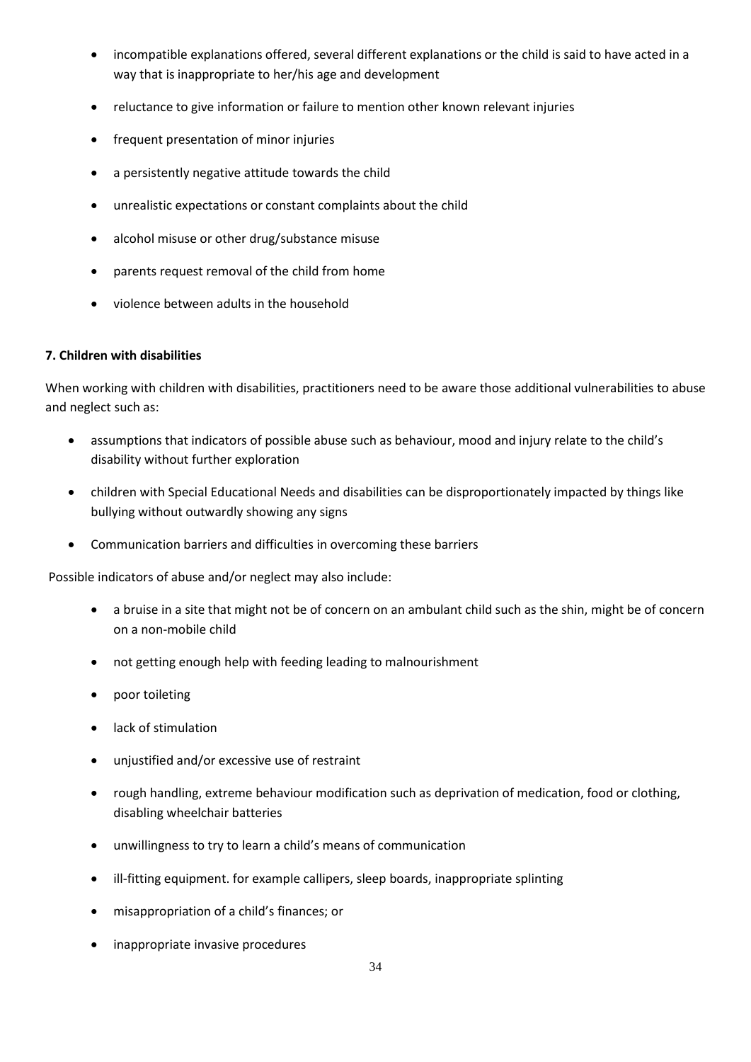- incompatible explanations offered, several different explanations or the child is said to have acted in a way that is inappropriate to her/his age and development
- reluctance to give information or failure to mention other known relevant injuries
- frequent presentation of minor injuries
- a persistently negative attitude towards the child
- unrealistic expectations or constant complaints about the child
- alcohol misuse or other drug/substance misuse
- parents request removal of the child from home
- violence between adults in the household

**7. Children with disabilities**

When working with children with disabilities, practitioners need to be aware those additional vulnerabilities to abuse and neglect such as:

- assumptions that indicators of possible abuse such as behaviour, mood and injury relate to the child's disability without further exploration
- children with Special Educational Needs and disabilities can be disproportionately impacted by things like bullying without outwardly showing any signs
- Communication barriers and difficulties in overcoming these barriers

Possible indicators of abuse and/or neglect may also include:

- a bruise in a site that might not be of concern on an ambulant child such as the shin, might be of concern on a non-mobile child
- not getting enough help with feeding leading to malnourishment
- poor toileting
- lack of stimulation
- unjustified and/or excessive use of restraint
- rough handling, extreme behaviour modification such as deprivation of medication, food or clothing, disabling wheelchair batteries
- unwillingness to try to learn a child's means of communication
- ill-fitting equipment. for example callipers, sleep boards, inappropriate splinting
- misappropriation of a child's finances; or
- inappropriate invasive procedures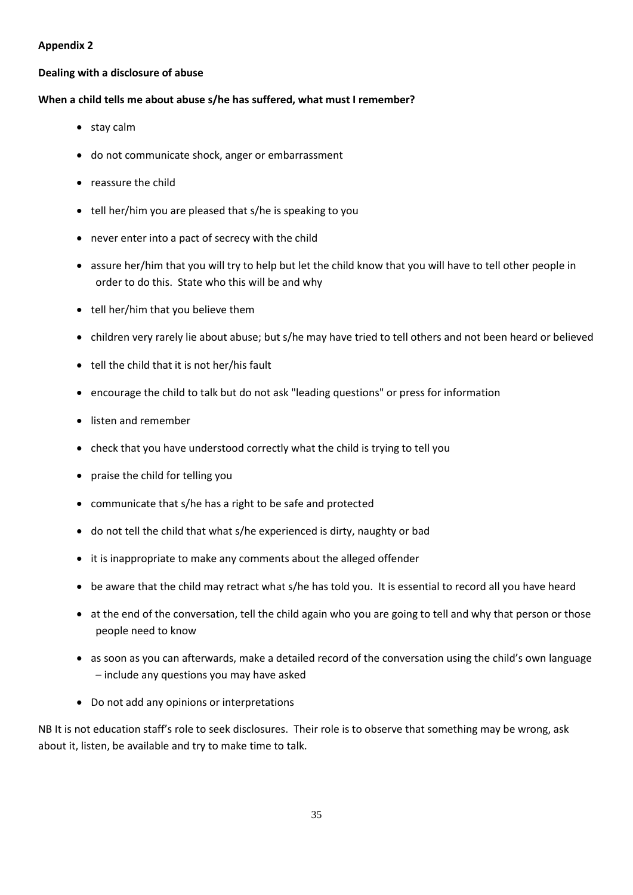**Appendix 2**

**Dealing with a disclosure of abuse**

**When a child tells me about abuse s/he has suffered, what must I remember?**

- stay calm
- do not communicate shock, anger or embarrassment
- reassure the child
- tell her/him you are pleased that s/he is speaking to you
- never enter into a pact of secrecy with the child
- assure her/him that you will try to help but let the child know that you will have to tell other people in order to do this. State who this will be and why
- tell her/him that you believe them
- children very rarely lie about abuse; but s/he may have tried to tell others and not been heard or believed
- tell the child that it is not her/his fault
- encourage the child to talk but do not ask "leading questions" or press for information
- listen and remember
- check that you have understood correctly what the child is trying to tell you
- praise the child for telling you
- communicate that s/he has a right to be safe and protected
- do not tell the child that what s/he experienced is dirty, naughty or bad
- it is inappropriate to make any comments about the alleged offender
- be aware that the child may retract what s/he has told you. It is essential to record all you have heard
- at the end of the conversation, tell the child again who you are going to tell and why that person or those people need to know
- as soon as you can afterwards, make a detailed record of the conversation using the child's own language – include any questions you may have asked
- Do not add any opinions or interpretations

NB It is not education staff's role to seek disclosures. Their role is to observe that something may be wrong, ask about it, listen, be available and try to make time to talk.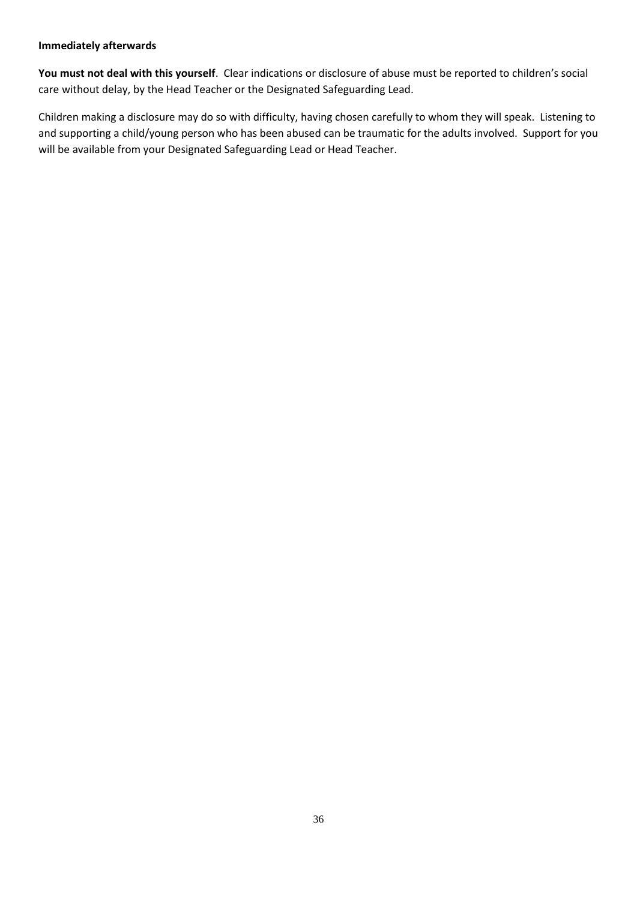**Immediately afterwards**

**You must not deal with this yourself**. Clear indications or disclosure of abuse must be reported to children's social care without delay, by the Head Teacher or the Designated Safeguarding Lead.

Children making a disclosure may do so with difficulty, having chosen carefully to whom they will speak. Listening to and supporting a child/young person who has been abused can be traumatic for the adults involved. Support for you will be available from your Designated Safeguarding Lead or Head Teacher.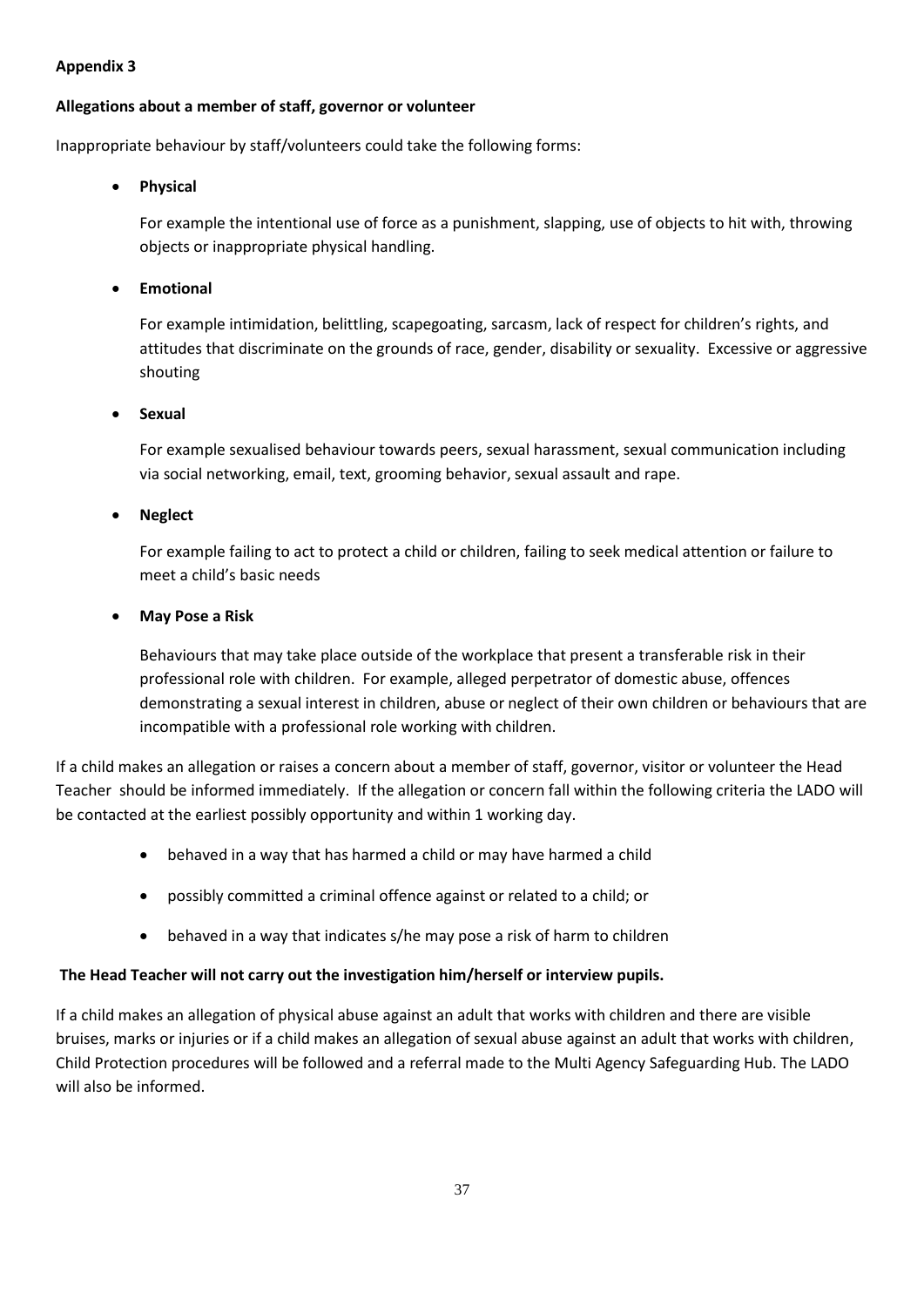**Appendix 3**

**Allegations about a member of staff, governor or volunteer**

Inappropriate behaviour by staff/volunteers could take the following forms:

- **Physical**

  For example the intentional use of force as a punishment, slapping, use of objects to hit with, throwing objects or inappropriate physical handling.

- **Emotional**

  For example intimidation, belittling, scapegoating, sarcasm, lack of respect for children's rights, and attitudes that discriminate on the grounds of race, gender, disability or sexuality. Excessive or aggressive shouting

- **Sexual**

  For example sexualised behaviour towards peers, sexual harassment, sexual communication including via social networking, email, text, grooming behavior, sexual assault and rape.

- **Neglect**

  For example failing to act to protect a child or children, failing to seek medical attention or failure to meet a child's basic needs

- **May Pose a Risk**

  Behaviours that may take place outside of the workplace that present a transferable risk in their professional role with children. For example, alleged perpetrator of domestic abuse, offences demonstrating a sexual interest in children, abuse or neglect of their own children or behaviours that are incompatible with a professional role working with children.

If a child makes an allegation or raises a concern about a member of staff, governor, visitor or volunteer the Head Teacher should be informed immediately. If the allegation or concern fall within the following criteria the LADO will be contacted at the earliest possibly opportunity and within 1 working day.

- behaved in a way that has harmed a child or may have harmed a child
- possibly committed a criminal offence against or related to a child; or
- behaved in a way that indicates s/he may pose a risk of harm to children

**The Head Teacher will not carry out the investigation him/herself or interview pupils.**

If a child makes an allegation of physical abuse against an adult that works with children and there are visible bruises, marks or injuries or if a child makes an allegation of sexual abuse against an adult that works with children, Child Protection procedures will be followed and a referral made to the Multi Agency Safeguarding Hub. The LADO will also be informed.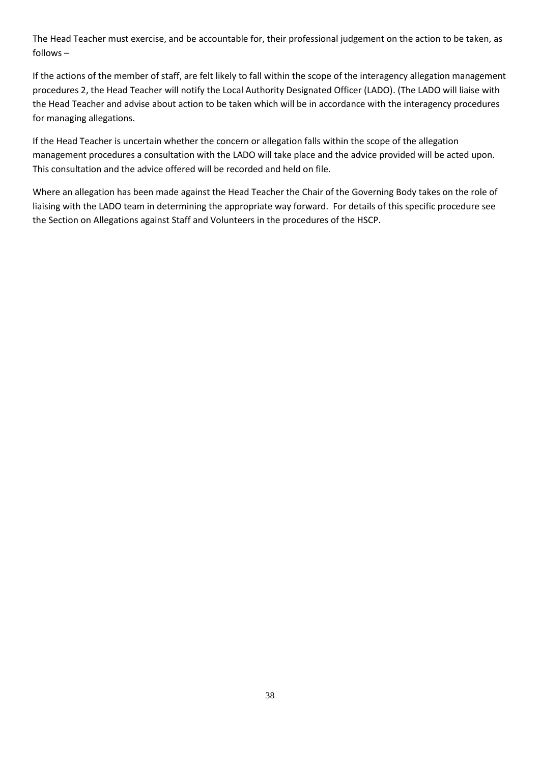The Head Teacher must exercise, and be accountable for, their professional judgement on the action to be taken, as follows –

If the actions of the member of staff, are felt likely to fall within the scope of the interagency allegation management procedures 2, the Head Teacher will notify the Local Authority Designated Officer (LADO). (The LADO will liaise with the Head Teacher and advise about action to be taken which will be in accordance with the interagency procedures for managing allegations.

If the Head Teacher is uncertain whether the concern or allegation falls within the scope of the allegation management procedures a consultation with the LADO will take place and the advice provided will be acted upon. This consultation and the advice offered will be recorded and held on file.

Where an allegation has been made against the Head Teacher the Chair of the Governing Body takes on the role of liaising with the LADO team in determining the appropriate way forward. For details of this specific procedure see the Section on Allegations against Staff and Volunteers in the procedures of the HSCP.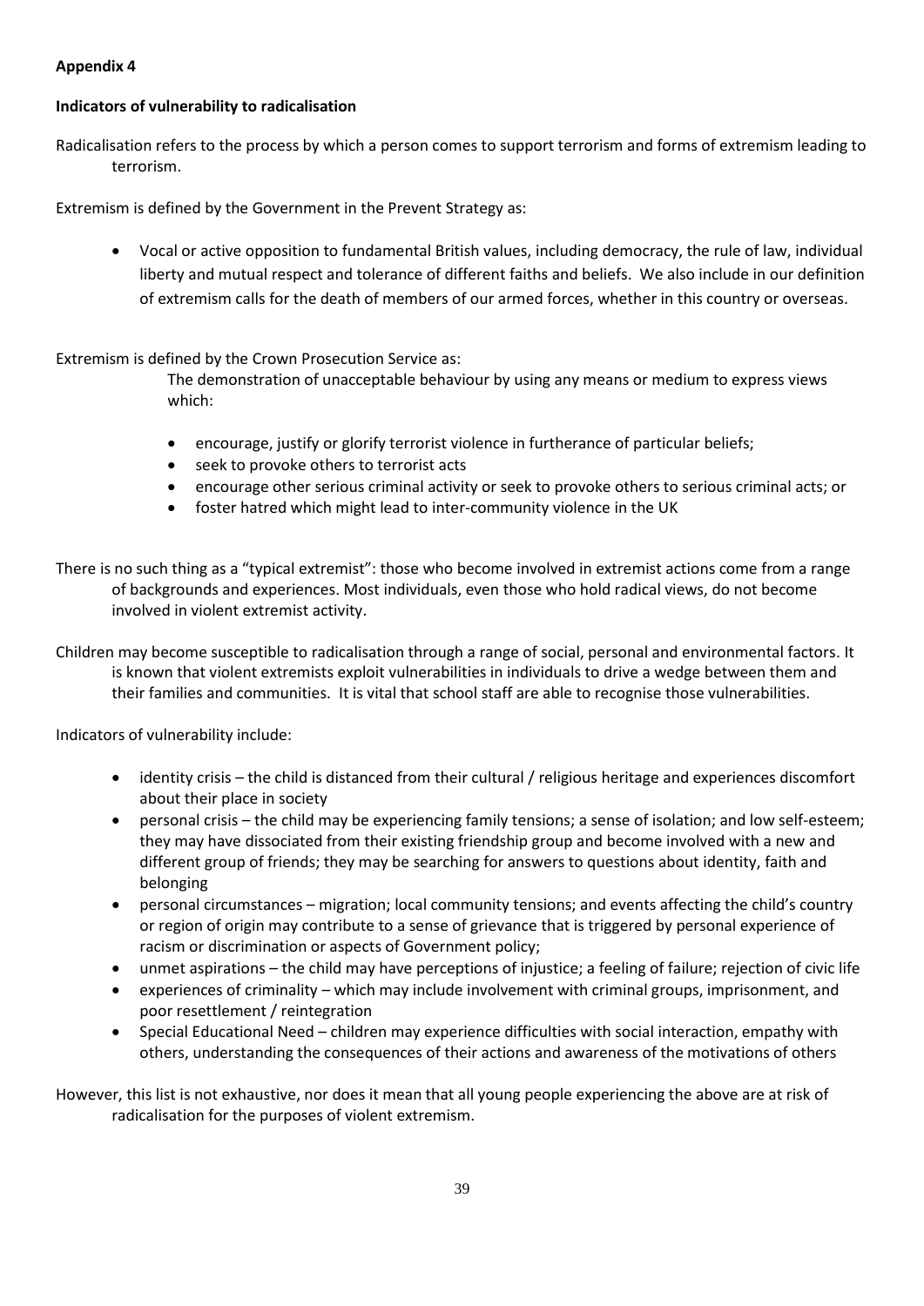**Appendix 4**

**Indicators of vulnerability to radicalisation**

Radicalisation refers to the process by which a person comes to support terrorism and forms of extremism leading to terrorism.

Extremism is defined by the Government in the Prevent Strategy as:

- Vocal or active opposition to fundamental British values, including democracy, the rule of law, individual liberty and mutual respect and tolerance of different faiths and beliefs. We also include in our definition of extremism calls for the death of members of our armed forces, whether in this country or overseas.

Extremism is defined by the Crown Prosecution Service as:

The demonstration of unacceptable behaviour by using any means or medium to express views which:

- encourage, justify or glorify terrorist violence in furtherance of particular beliefs;
- seek to provoke others to terrorist acts
- encourage other serious criminal activity or seek to provoke others to serious criminal acts; or
- foster hatred which might lead to inter-community violence in the UK

There is no such thing as a "typical extremist": those who become involved in extremist actions come from a range of backgrounds and experiences. Most individuals, even those who hold radical views, do not become involved in violent extremist activity.

Children may become susceptible to radicalisation through a range of social, personal and environmental factors. It is known that violent extremists exploit vulnerabilities in individuals to drive a wedge between them and their families and communities. It is vital that school staff are able to recognise those vulnerabilities.

Indicators of vulnerability include:

- identity crisis – the child is distanced from their cultural / religious heritage and experiences discomfort about their place in society
- personal crisis – the child may be experiencing family tensions; a sense of isolation; and low self-esteem; they may have dissociated from their existing friendship group and become involved with a new and different group of friends; they may be searching for answers to questions about identity, faith and belonging
- personal circumstances – migration; local community tensions; and events affecting the child's country or region of origin may contribute to a sense of grievance that is triggered by personal experience of racism or discrimination or aspects of Government policy;
- unmet aspirations – the child may have perceptions of injustice; a feeling of failure; rejection of civic life
- experiences of criminality – which may include involvement with criminal groups, imprisonment, and poor resettlement / reintegration
- Special Educational Need – children may experience difficulties with social interaction, empathy with others, understanding the consequences of their actions and awareness of the motivations of others

However, this list is not exhaustive, nor does it mean that all young people experiencing the above are at risk of radicalisation for the purposes of violent extremism.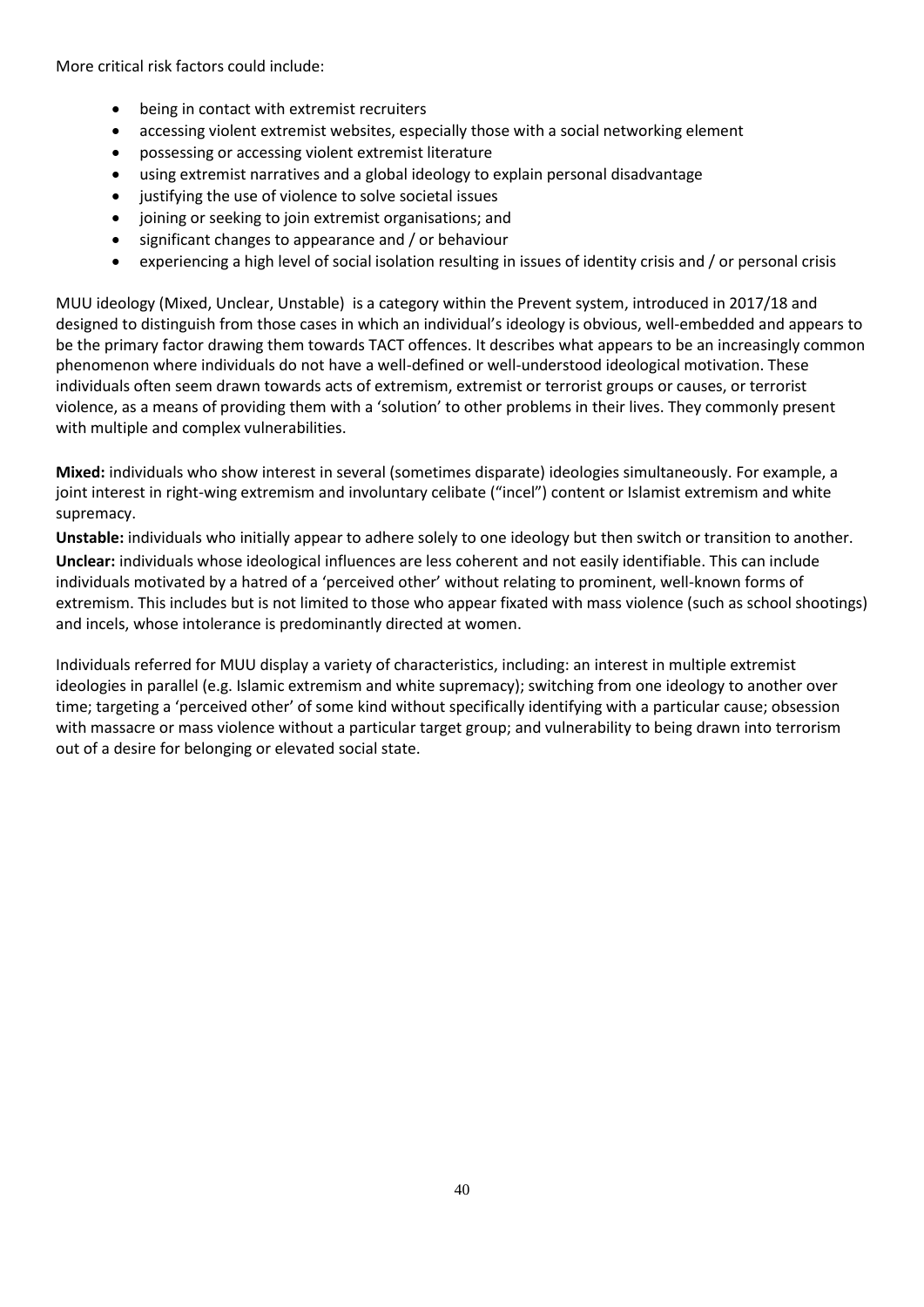More critical risk factors could include:

- being in contact with extremist recruiters
- accessing violent extremist websites, especially those with a social networking element
- possessing or accessing violent extremist literature
- using extremist narratives and a global ideology to explain personal disadvantage
- justifying the use of violence to solve societal issues
- joining or seeking to join extremist organisations; and
- significant changes to appearance and / or behaviour
- experiencing a high level of social isolation resulting in issues of identity crisis and / or personal crisis

MUU ideology (Mixed, Unclear, Unstable) is a category within the Prevent system, introduced in 2017/18 and designed to distinguish from those cases in which an individual's ideology is obvious, well-embedded and appears to be the primary factor drawing them towards TACT offences. It describes what appears to be an increasingly common phenomenon where individuals do not have a well-defined or well-understood ideological motivation. These individuals often seem drawn towards acts of extremism, extremist or terrorist groups or causes, or terrorist violence, as a means of providing them with a 'solution' to other problems in their lives. They commonly present with multiple and complex vulnerabilities.

**Mixed:** individuals who show interest in several (sometimes disparate) ideologies simultaneously. For example, a joint interest in right-wing extremism and involuntary celibate ("incel") content or Islamist extremism and white supremacy.

**Unstable:** individuals who initially appear to adhere solely to one ideology but then switch or transition to another.

**Unclear:** individuals whose ideological influences are less coherent and not easily identifiable. This can include individuals motivated by a hatred of a 'perceived other' without relating to prominent, well-known forms of extremism. This includes but is not limited to those who appear fixated with mass violence (such as school shootings) and incels, whose intolerance is predominantly directed at women.

Individuals referred for MUU display a variety of characteristics, including: an interest in multiple extremist ideologies in parallel (e.g. Islamic extremism and white supremacy); switching from one ideology to another over time; targeting a 'perceived other' of some kind without specifically identifying with a particular cause; obsession with massacre or mass violence without a particular target group; and vulnerability to being drawn into terrorism out of a desire for belonging or elevated social state.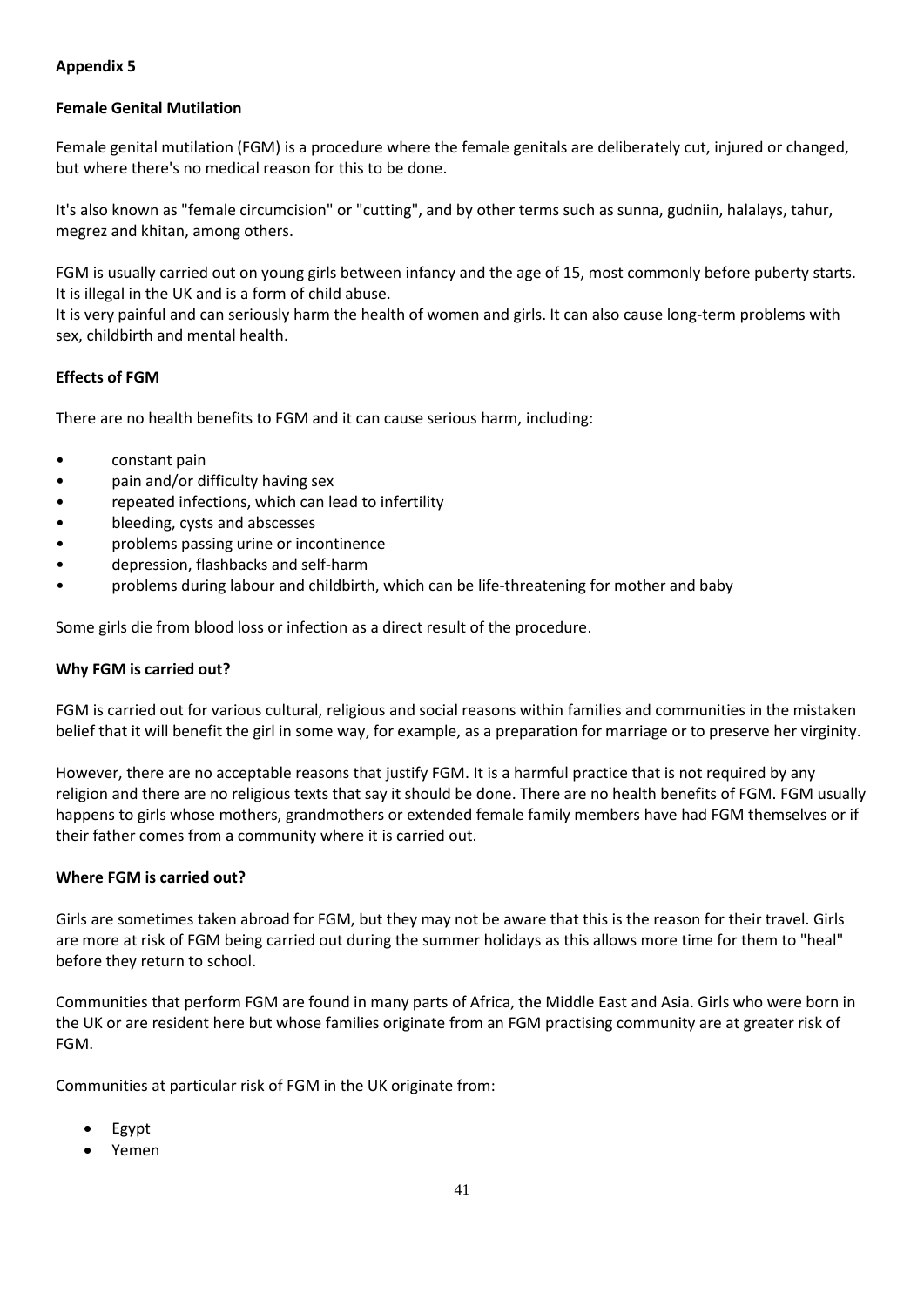**Appendix 5**

**Female Genital Mutilation**

Female genital mutilation (FGM) is a procedure where the female genitals are deliberately cut, injured or changed, but where there's no medical reason for this to be done.

It's also known as "female circumcision" or "cutting", and by other terms such as sunna, gudniin, halalays, tahur, megrez and khitan, among others.

FGM is usually carried out on young girls between infancy and the age of 15, most commonly before puberty starts. It is illegal in the UK and is a form of child abuse.
It is very painful and can seriously harm the health of women and girls. It can also cause long-term problems with sex, childbirth and mental health.

**Effects of FGM**

There are no health benefits to FGM and it can cause serious harm, including:

- constant pain
- pain and/or difficulty having sex
- repeated infections, which can lead to infertility
- bleeding, cysts and abscesses
- problems passing urine or incontinence
- depression, flashbacks and self-harm
- problems during labour and childbirth, which can be life-threatening for mother and baby

Some girls die from blood loss or infection as a direct result of the procedure.

**Why FGM is carried out?**

FGM is carried out for various cultural, religious and social reasons within families and communities in the mistaken belief that it will benefit the girl in some way, for example, as a preparation for marriage or to preserve her virginity.

However, there are no acceptable reasons that justify FGM. It is a harmful practice that is not required by any religion and there are no religious texts that say it should be done. There are no health benefits of FGM. FGM usually happens to girls whose mothers, grandmothers or extended female family members have had FGM themselves or if their father comes from a community where it is carried out.

**Where FGM is carried out?**

Girls are sometimes taken abroad for FGM, but they may not be aware that this is the reason for their travel. Girls are more at risk of FGM being carried out during the summer holidays as this allows more time for them to "heal" before they return to school.

Communities that perform FGM are found in many parts of Africa, the Middle East and Asia. Girls who were born in the UK or are resident here but whose families originate from an FGM practising community are at greater risk of FGM.

Communities at particular risk of FGM in the UK originate from:

- Egypt
- Yemen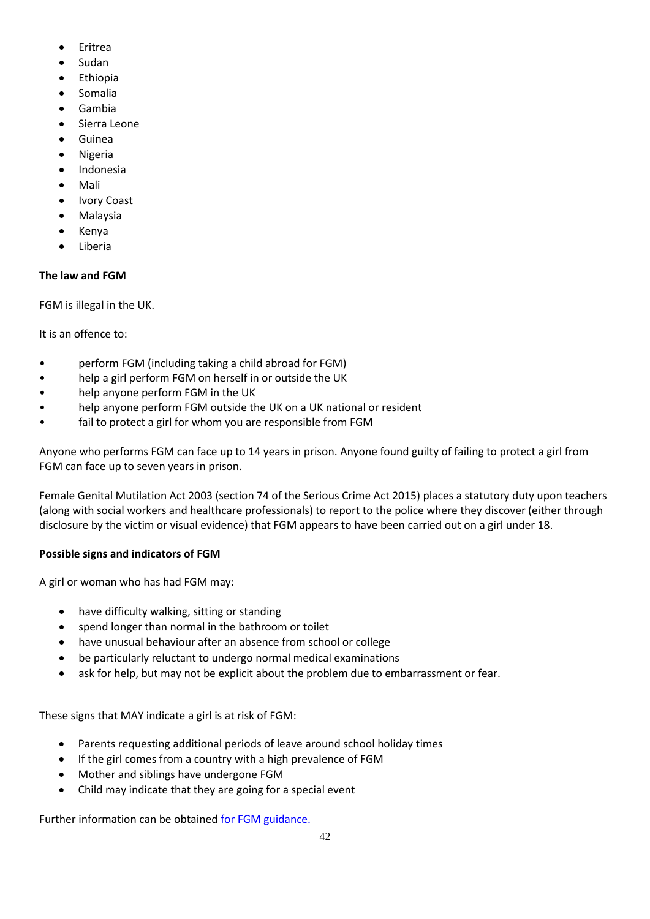- Eritrea
- Sudan
- Ethiopia
- Somalia
- Gambia
- Sierra Leone
- Guinea
- Nigeria
- Indonesia
- Mali
- Ivory Coast
- Malaysia
- Kenya
- Liberia

**The law and FGM**

FGM is illegal in the UK.

It is an offence to:

- perform FGM (including taking a child abroad for FGM)
- help a girl perform FGM on herself in or outside the UK
- help anyone perform FGM in the UK
- help anyone perform FGM outside the UK on a UK national or resident
- fail to protect a girl for whom you are responsible from FGM

Anyone who performs FGM can face up to 14 years in prison. Anyone found guilty of failing to protect a girl from FGM can face up to seven years in prison.

Female Genital Mutilation Act 2003 (section 74 of the Serious Crime Act 2015) places a statutory duty upon teachers (along with social workers and healthcare professionals) to report to the police where they discover (either through disclosure by the victim or visual evidence) that FGM appears to have been carried out on a girl under 18.

**Possible signs and indicators of FGM**

A girl or woman who has had FGM may:

- have difficulty walking, sitting or standing
- spend longer than normal in the bathroom or toilet
- have unusual behaviour after an absence from school or college
- be particularly reluctant to undergo normal medical examinations
- ask for help, but may not be explicit about the problem due to embarrassment or fear.

These signs that MAY indicate a girl is at risk of FGM:

- Parents requesting additional periods of leave around school holiday times
- If the girl comes from a country with a high prevalence of FGM
- Mother and siblings have undergone FGM
- Child may indicate that they are going for a special event

Further information can be obtained for FGM guidance.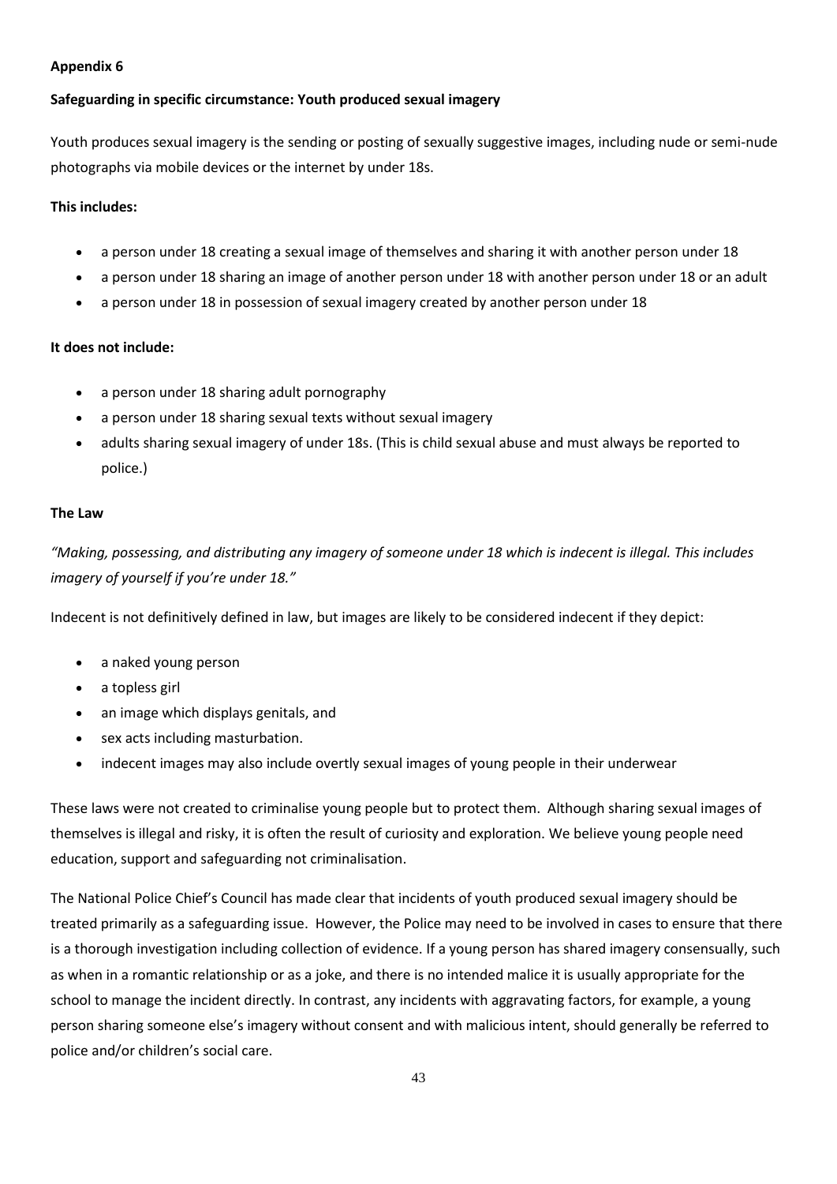**Appendix 6**

**Safeguarding in specific circumstance: Youth produced sexual imagery**

Youth produces sexual imagery is the sending or posting of sexually suggestive images, including nude or semi-nude photographs via mobile devices or the internet by under 18s.

**This includes:**

- a person under 18 creating a sexual image of themselves and sharing it with another person under 18
- a person under 18 sharing an image of another person under 18 with another person under 18 or an adult
- a person under 18 in possession of sexual imagery created by another person under 18

**It does not include:**

- a person under 18 sharing adult pornography
- a person under 18 sharing sexual texts without sexual imagery
- adults sharing sexual imagery of under 18s. (This is child sexual abuse and must always be reported to police.)

**The Law**

*"Making, possessing, and distributing any imagery of someone under 18 which is indecent is illegal. This includes imagery of yourself if you're under 18."*

Indecent is not definitively defined in law, but images are likely to be considered indecent if they depict:

- a naked young person
- a topless girl
- an image which displays genitals, and
- sex acts including masturbation.
- indecent images may also include overtly sexual images of young people in their underwear

These laws were not created to criminalise young people but to protect them. Although sharing sexual images of themselves is illegal and risky, it is often the result of curiosity and exploration. We believe young people need education, support and safeguarding not criminalisation.

The National Police Chief's Council has made clear that incidents of youth produced sexual imagery should be treated primarily as a safeguarding issue. However, the Police may need to be involved in cases to ensure that there is a thorough investigation including collection of evidence. If a young person has shared imagery consensually, such as when in a romantic relationship or as a joke, and there is no intended malice it is usually appropriate for the school to manage the incident directly. In contrast, any incidents with aggravating factors, for example, a young person sharing someone else's imagery without consent and with malicious intent, should generally be referred to police and/or children's social care.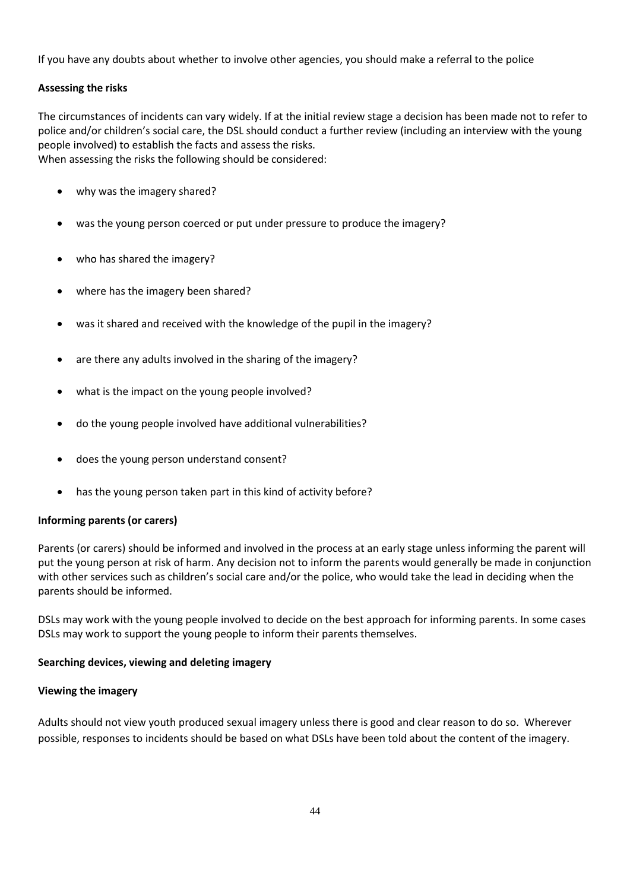If you have any doubts about whether to involve other agencies, you should make a referral to the police

**Assessing the risks**

The circumstances of incidents can vary widely. If at the initial review stage a decision has been made not to refer to police and/or children's social care, the DSL should conduct a further review (including an interview with the young people involved) to establish the facts and assess the risks.
When assessing the risks the following should be considered:

- why was the imagery shared?
- was the young person coerced or put under pressure to produce the imagery?
- who has shared the imagery?
- where has the imagery been shared?
- was it shared and received with the knowledge of the pupil in the imagery?
- are there any adults involved in the sharing of the imagery?
- what is the impact on the young people involved?
- do the young people involved have additional vulnerabilities?
- does the young person understand consent?
- has the young person taken part in this kind of activity before?

**Informing parents (or carers)**

Parents (or carers) should be informed and involved in the process at an early stage unless informing the parent will put the young person at risk of harm. Any decision not to inform the parents would generally be made in conjunction with other services such as children's social care and/or the police, who would take the lead in deciding when the parents should be informed.

DSLs may work with the young people involved to decide on the best approach for informing parents. In some cases DSLs may work to support the young people to inform their parents themselves.

**Searching devices, viewing and deleting imagery**

**Viewing the imagery**

Adults should not view youth produced sexual imagery unless there is good and clear reason to do so. Wherever possible, responses to incidents should be based on what DSLs have been told about the content of the imagery.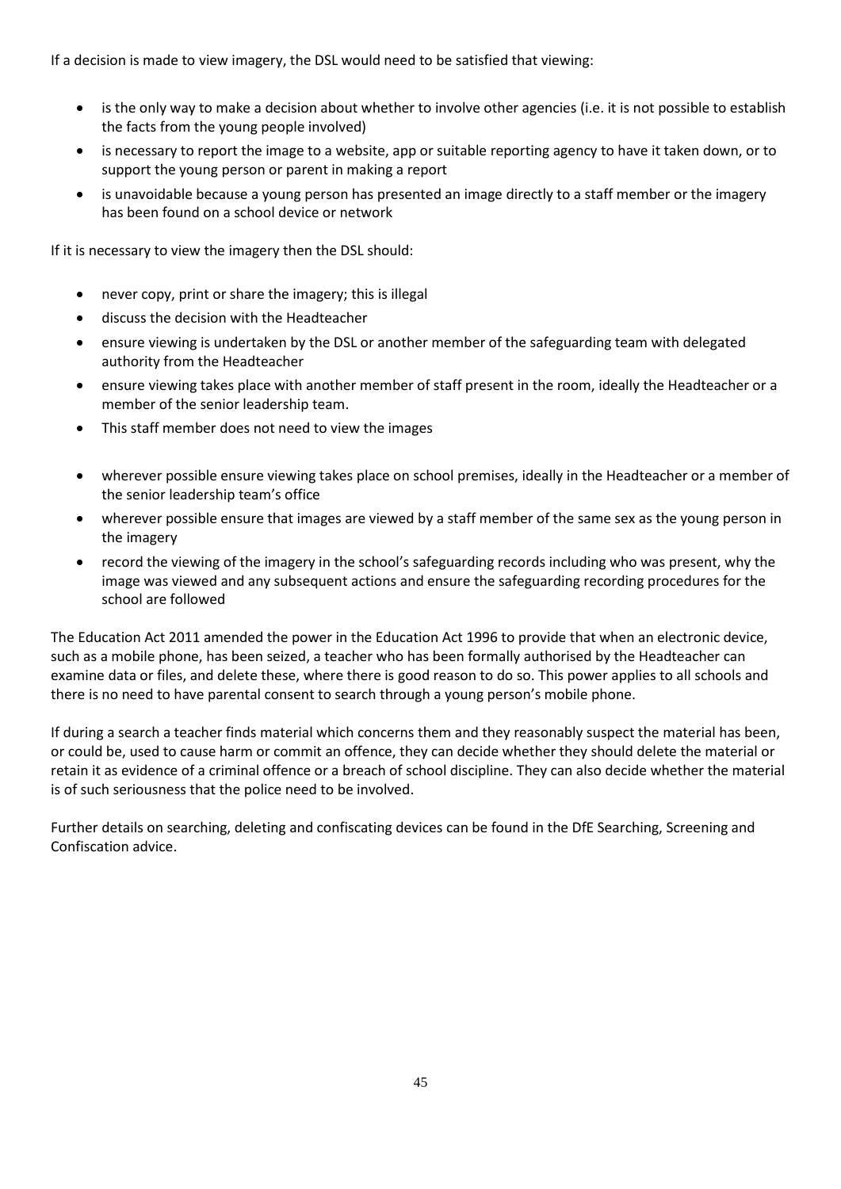If a decision is made to view imagery, the DSL would need to be satisfied that viewing:

- is the only way to make a decision about whether to involve other agencies (i.e. it is not possible to establish the facts from the young people involved)
- is necessary to report the image to a website, app or suitable reporting agency to have it taken down, or to support the young person or parent in making a report
- is unavoidable because a young person has presented an image directly to a staff member or the imagery has been found on a school device or network

If it is necessary to view the imagery then the DSL should:

- never copy, print or share the imagery; this is illegal
- discuss the decision with the Headteacher
- ensure viewing is undertaken by the DSL or another member of the safeguarding team with delegated authority from the Headteacher
- ensure viewing takes place with another member of staff present in the room, ideally the Headteacher or a member of the senior leadership team.
- This staff member does not need to view the images

- wherever possible ensure viewing takes place on school premises, ideally in the Headteacher or a member of the senior leadership team's office
- wherever possible ensure that images are viewed by a staff member of the same sex as the young person in the imagery
- record the viewing of the imagery in the school's safeguarding records including who was present, why the image was viewed and any subsequent actions and ensure the safeguarding recording procedures for the school are followed

The Education Act 2011 amended the power in the Education Act 1996 to provide that when an electronic device, such as a mobile phone, has been seized, a teacher who has been formally authorised by the Headteacher can examine data or files, and delete these, where there is good reason to do so. This power applies to all schools and there is no need to have parental consent to search through a young person's mobile phone.

If during a search a teacher finds material which concerns them and they reasonably suspect the material has been, or could be, used to cause harm or commit an offence, they can decide whether they should delete the material or retain it as evidence of a criminal offence or a breach of school discipline. They can also decide whether the material is of such seriousness that the police need to be involved.

Further details on searching, deleting and confiscating devices can be found in the DfE Searching, Screening and Confiscation advice.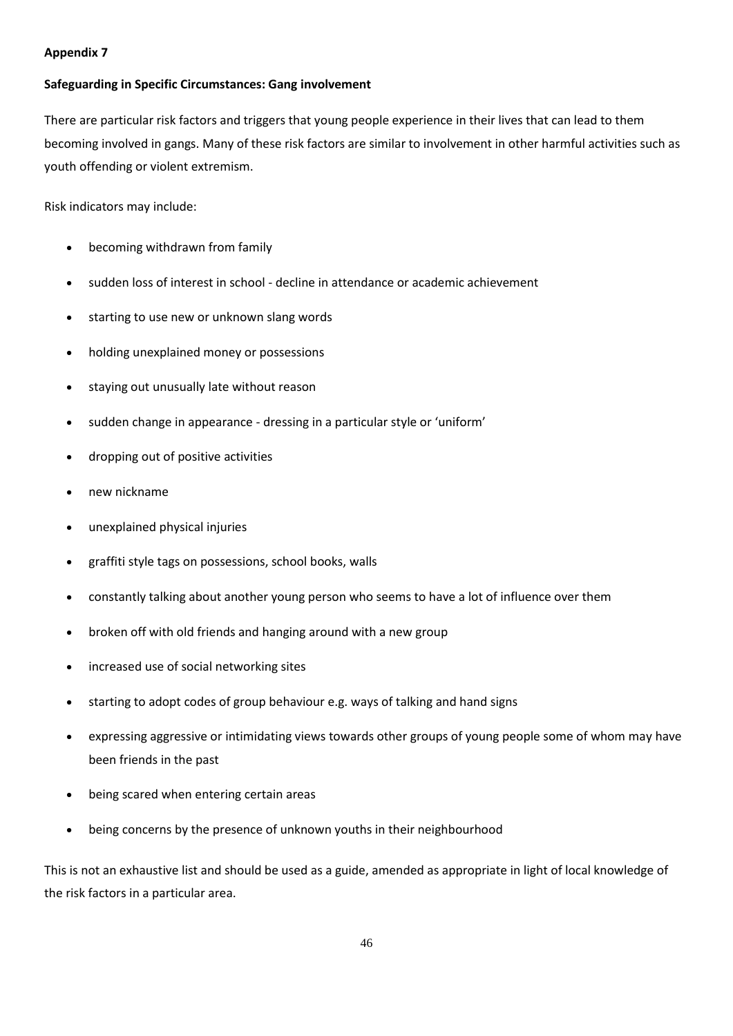**Appendix 7**

**Safeguarding in Specific Circumstances: Gang involvement**

There are particular risk factors and triggers that young people experience in their lives that can lead to them becoming involved in gangs. Many of these risk factors are similar to involvement in other harmful activities such as youth offending or violent extremism.

Risk indicators may include:

- becoming withdrawn from family
- sudden loss of interest in school - decline in attendance or academic achievement
- starting to use new or unknown slang words
- holding unexplained money or possessions
- staying out unusually late without reason
- sudden change in appearance - dressing in a particular style or 'uniform'
- dropping out of positive activities
- new nickname
- unexplained physical injuries
- graffiti style tags on possessions, school books, walls
- constantly talking about another young person who seems to have a lot of influence over them
- broken off with old friends and hanging around with a new group
- increased use of social networking sites
- starting to adopt codes of group behaviour e.g. ways of talking and hand signs
- expressing aggressive or intimidating views towards other groups of young people some of whom may have been friends in the past
- being scared when entering certain areas
- being concerns by the presence of unknown youths in their neighbourhood

This is not an exhaustive list and should be used as a guide, amended as appropriate in light of local knowledge of the risk factors in a particular area.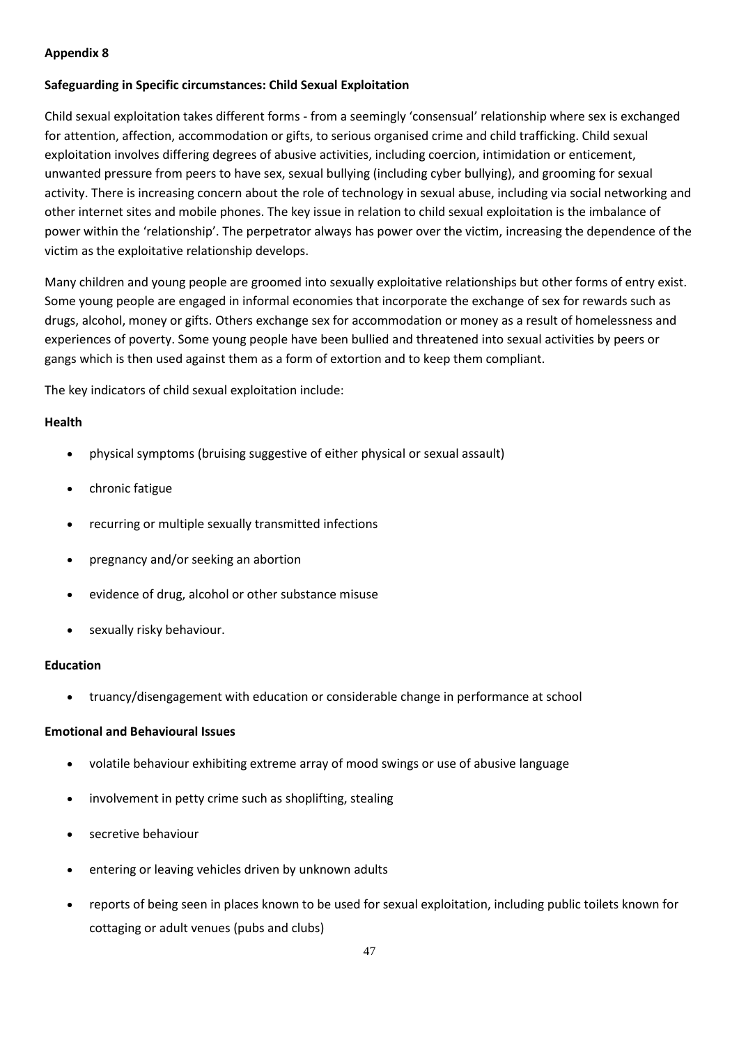**Appendix 8**

**Safeguarding in Specific circumstances: Child Sexual Exploitation**

Child sexual exploitation takes different forms - from a seemingly 'consensual' relationship where sex is exchanged for attention, affection, accommodation or gifts, to serious organised crime and child trafficking. Child sexual exploitation involves differing degrees of abusive activities, including coercion, intimidation or enticement, unwanted pressure from peers to have sex, sexual bullying (including cyber bullying), and grooming for sexual activity. There is increasing concern about the role of technology in sexual abuse, including via social networking and other internet sites and mobile phones. The key issue in relation to child sexual exploitation is the imbalance of power within the 'relationship'. The perpetrator always has power over the victim, increasing the dependence of the victim as the exploitative relationship develops.

Many children and young people are groomed into sexually exploitative relationships but other forms of entry exist. Some young people are engaged in informal economies that incorporate the exchange of sex for rewards such as drugs, alcohol, money or gifts. Others exchange sex for accommodation or money as a result of homelessness and experiences of poverty. Some young people have been bullied and threatened into sexual activities by peers or gangs which is then used against them as a form of extortion and to keep them compliant.

The key indicators of child sexual exploitation include:

**Health**

- physical symptoms (bruising suggestive of either physical or sexual assault)
- chronic fatigue
- recurring or multiple sexually transmitted infections
- pregnancy and/or seeking an abortion
- evidence of drug, alcohol or other substance misuse
- sexually risky behaviour.

**Education**

- truancy/disengagement with education or considerable change in performance at school

**Emotional and Behavioural Issues**

- volatile behaviour exhibiting extreme array of mood swings or use of abusive language
- involvement in petty crime such as shoplifting, stealing
- secretive behaviour
- entering or leaving vehicles driven by unknown adults
- reports of being seen in places known to be used for sexual exploitation, including public toilets known for cottaging or adult venues (pubs and clubs)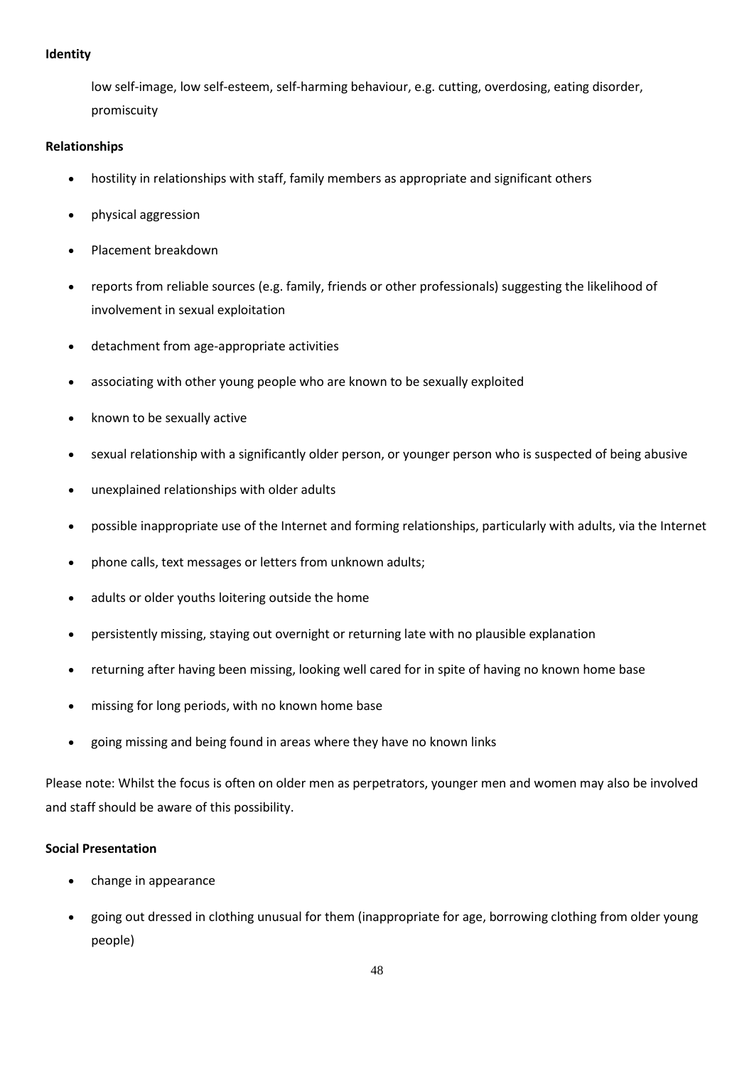**Identity**

low self-image, low self-esteem, self-harming behaviour, e.g. cutting, overdosing, eating disorder, promiscuity

**Relationships**

- hostility in relationships with staff, family members as appropriate and significant others
- physical aggression
- Placement breakdown
- reports from reliable sources (e.g. family, friends or other professionals) suggesting the likelihood of involvement in sexual exploitation
- detachment from age-appropriate activities
- associating with other young people who are known to be sexually exploited
- known to be sexually active
- sexual relationship with a significantly older person, or younger person who is suspected of being abusive
- unexplained relationships with older adults
- possible inappropriate use of the Internet and forming relationships, particularly with adults, via the Internet
- phone calls, text messages or letters from unknown adults;
- adults or older youths loitering outside the home
- persistently missing, staying out overnight or returning late with no plausible explanation
- returning after having been missing, looking well cared for in spite of having no known home base
- missing for long periods, with no known home base
- going missing and being found in areas where they have no known links

Please note: Whilst the focus is often on older men as perpetrators, younger men and women may also be involved and staff should be aware of this possibility.

**Social Presentation**

- change in appearance
- going out dressed in clothing unusual for them (inappropriate for age, borrowing clothing from older young people)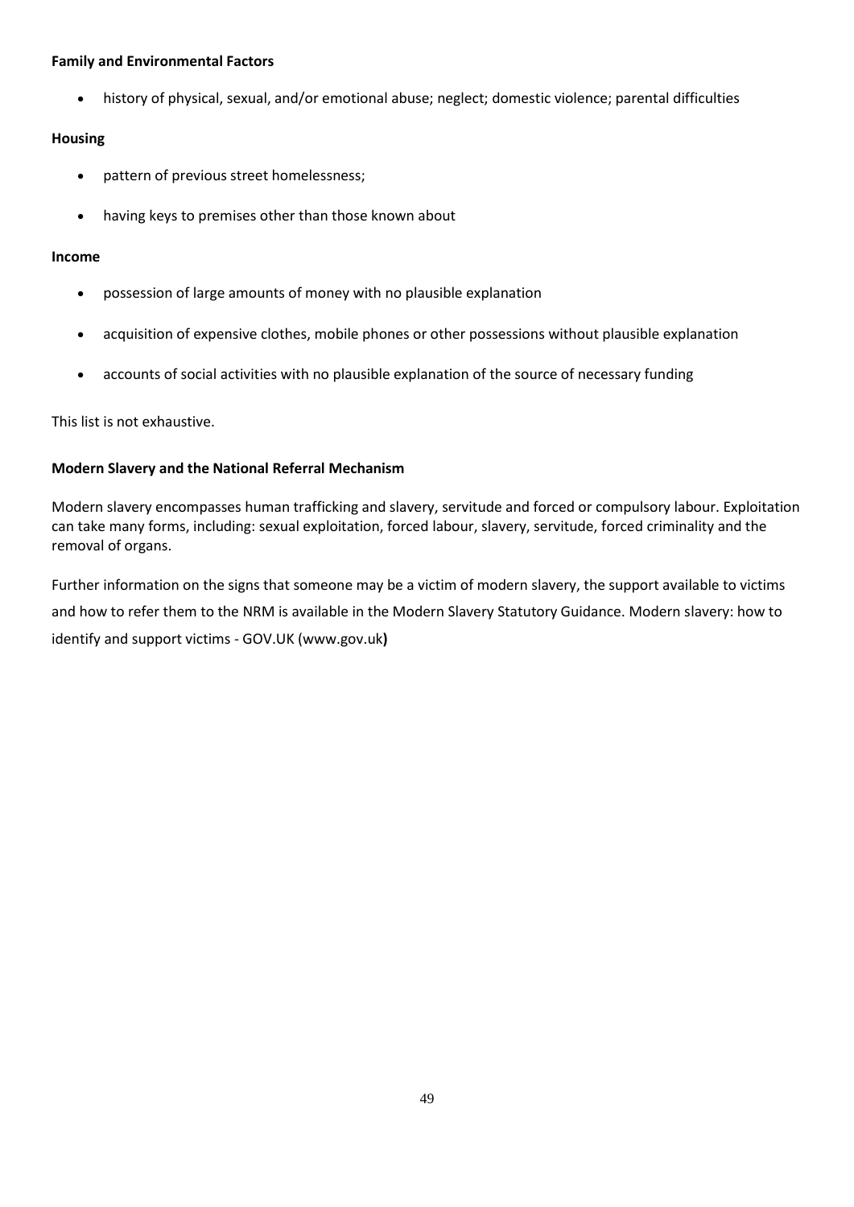**Family and Environmental Factors**

- history of physical, sexual, and/or emotional abuse; neglect; domestic violence; parental difficulties

**Housing**

- pattern of previous street homelessness;
- having keys to premises other than those known about

**Income**

- possession of large amounts of money with no plausible explanation
- acquisition of expensive clothes, mobile phones or other possessions without plausible explanation
- accounts of social activities with no plausible explanation of the source of necessary funding

This list is not exhaustive.

**Modern Slavery and the National Referral Mechanism**

Modern slavery encompasses human trafficking and slavery, servitude and forced or compulsory labour. Exploitation can take many forms, including: sexual exploitation, forced labour, slavery, servitude, forced criminality and the removal of organs.

Further information on the signs that someone may be a victim of modern slavery, the support available to victims and how to refer them to the NRM is available in the Modern Slavery Statutory Guidance. Modern slavery: how to identify and support victims - GOV.UK (www.gov.uk**)**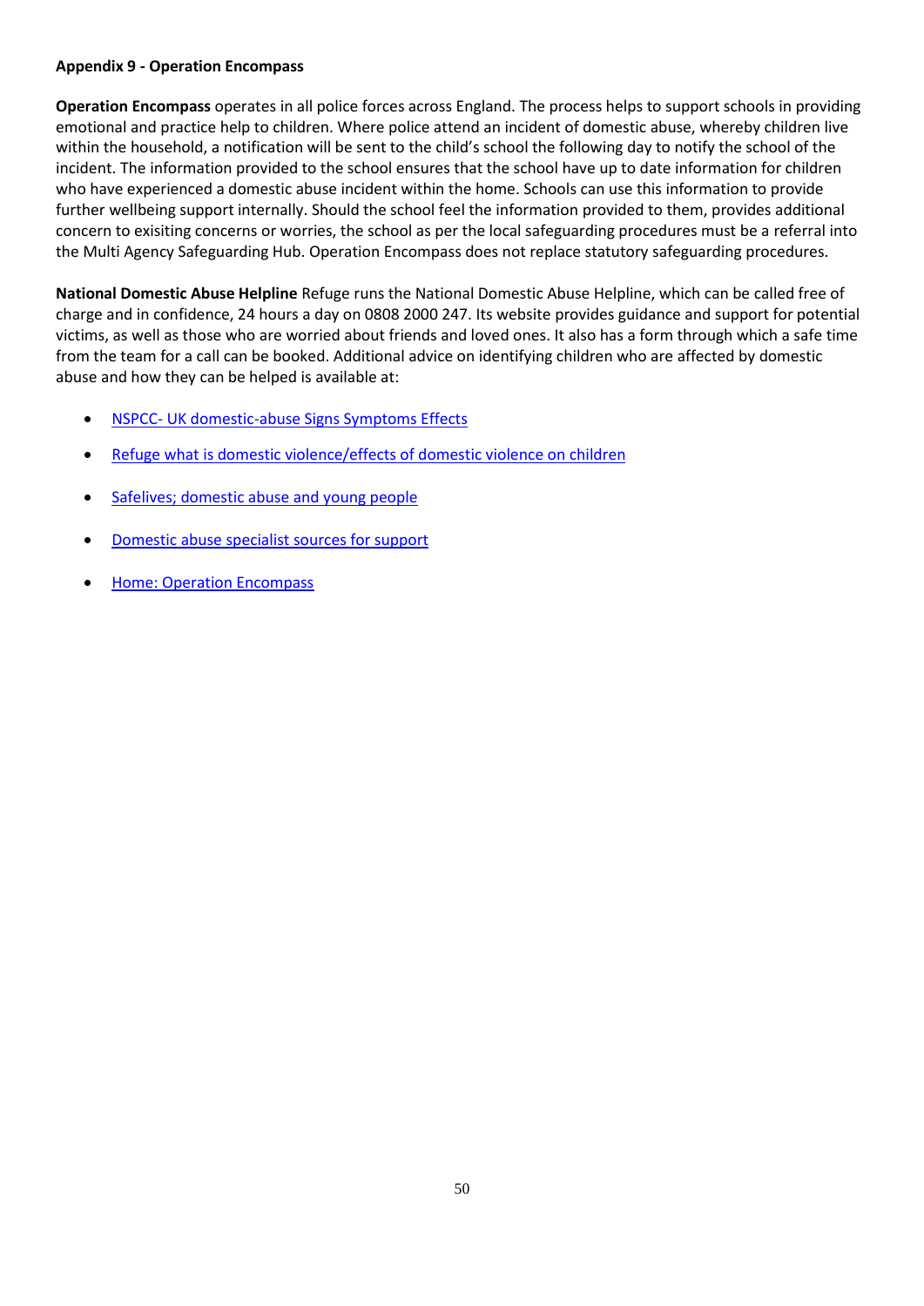**Appendix 9 - Operation Encompass**

**Operation Encompass** operates in all police forces across England. The process helps to support schools in providing emotional and practice help to children. Where police attend an incident of domestic abuse, whereby children live within the household, a notification will be sent to the child's school the following day to notify the school of the incident. The information provided to the school ensures that the school have up to date information for children who have experienced a domestic abuse incident within the home. Schools can use this information to provide further wellbeing support internally. Should the school feel the information provided to them, provides additional concern to exisiting concerns or worries, the school as per the local safeguarding procedures must be a referral into the Multi Agency Safeguarding Hub. Operation Encompass does not replace statutory safeguarding procedures.

**National Domestic Abuse Helpline** Refuge runs the National Domestic Abuse Helpline, which can be called free of charge and in confidence, 24 hours a day on 0808 2000 247. Its website provides guidance and support for potential victims, as well as those who are worried about friends and loved ones. It also has a form through which a safe time from the team for a call can be booked. Additional advice on identifying children who are affected by domestic abuse and how they can be helped is available at:

- NSPCC- UK domestic-abuse Signs Symptoms Effects
- Refuge what is domestic violence/effects of domestic violence on children
- Safelives; domestic abuse and young people
- Domestic abuse specialist sources for support
- Home: Operation Encompass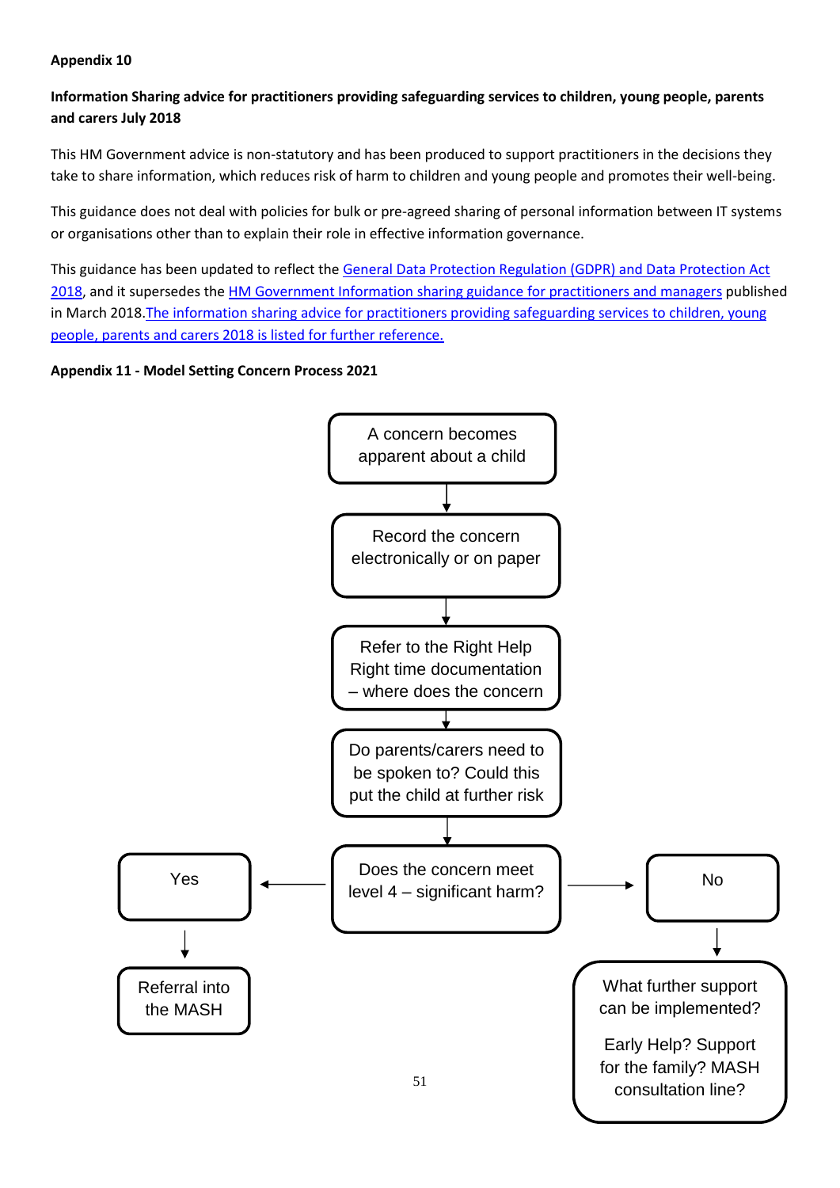**Appendix 10**

**Information Sharing advice for practitioners providing safeguarding services to children, young people, parents and carers July 2018**

This HM Government advice is non-statutory and has been produced to support practitioners in the decisions they take to share information, which reduces risk of harm to children and young people and promotes their well-being.

This guidance does not deal with policies for bulk or pre-agreed sharing of personal information between IT systems or organisations other than to explain their role in effective information governance.

This guidance has been updated to reflect the General Data Protection Regulation (GDPR) and Data Protection Act 2018, and it supersedes the HM Government Information sharing guidance for practitioners and managers published in March 2018. The information sharing advice for practitioners providing safeguarding services to children, young people, parents and carers 2018 is listed for further reference.

**Appendix 11 - Model Setting Concern Process 2021**

A concern becomes apparent about a child

↓

Record the concern electronically or on paper

↓

Refer to the Right Help Right time documentation – where does the concern

↓

Do parents/carers need to be spoken to? Could this put the child at further risk

↓

Does the concern meet level 4 – significant harm?

- **Yes** → Referral into the MASH
- **No** → What further support can be implemented? Early Help? Support for the family? MASH consultation line?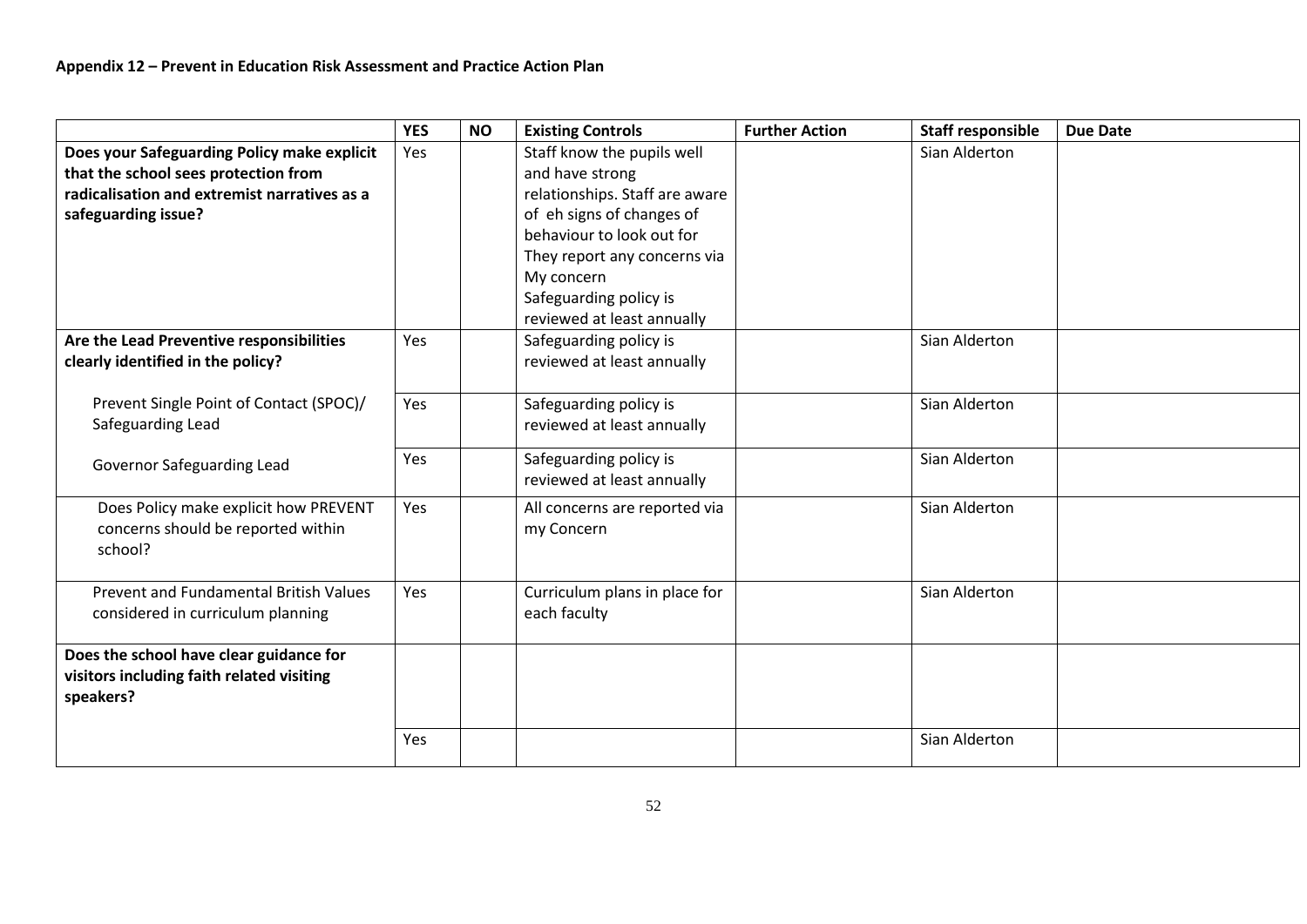**Appendix 12 – Prevent in Education Risk Assessment and Practice Action Plan**

| | YES | NO | Existing Controls | Further Action | Staff responsible | Due Date |
|---|---|---|---|---|---|---|
| **Does your Safeguarding Policy make explicit that the school sees protection from radicalisation and extremist narratives as a safeguarding issue?** | Yes | | Staff know the pupils well and have strong relationships. Staff are aware of eh signs of changes of behaviour to look out for They report any concerns via My concern Safeguarding policy is reviewed at least annually | | Sian Alderton | |
| **Are the Lead Preventive responsibilities clearly identified in the policy?** | Yes | | Safeguarding policy is reviewed at least annually | | Sian Alderton | |
| Prevent Single Point of Contact (SPOC)/ Safeguarding Lead | Yes | | Safeguarding policy is reviewed at least annually | | Sian Alderton | |
| Governor Safeguarding Lead | Yes | | Safeguarding policy is reviewed at least annually | | Sian Alderton | |
| Does Policy make explicit how PREVENT concerns should be reported within school? | Yes | | All concerns are reported via my Concern | | Sian Alderton | |
| Prevent and Fundamental British Values considered in curriculum planning | Yes | | Curriculum plans in place for each faculty | | Sian Alderton | |
| **Does the school have clear guidance for visitors including faith related visiting speakers?** | | | | | | |
| | Yes | | | | Sian Alderton | |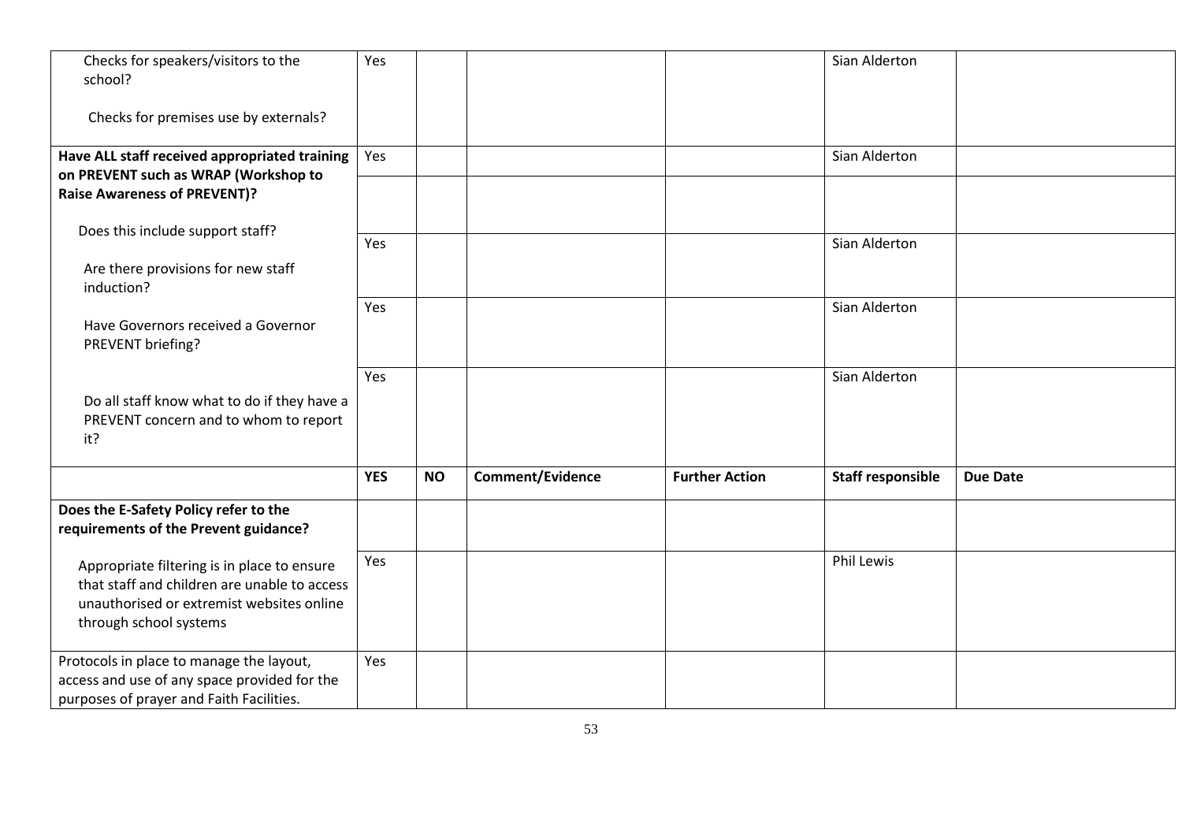| | | | | | | |
|---|---|---|---|---|---|---|
| Checks for speakers/visitors to the school?<br><br>Checks for premises use by externals? | Yes | | | | Sian Alderton | |
| **Have ALL staff received appropriated training on PREVENT such as WRAP (Workshop to Raise Awareness of PREVENT)?** | Yes | | | | Sian Alderton | |
| | | | | | | |
| Does this include support staff?<br><br>Are there provisions for new staff induction? | Yes | | | | Sian Alderton | |
| Have Governors received a Governor PREVENT briefing? | Yes | | | | Sian Alderton | |
| Do all staff know what to do if they have a PREVENT concern and to whom to report it? | Yes | | | | Sian Alderton | |
| | **YES** | **NO** | **Comment/Evidence** | **Further Action** | **Staff responsible** | **Due Date** |
| **Does the E-Safety Policy refer to the requirements of the Prevent guidance?** | | | | | | |
| Appropriate filtering is in place to ensure that staff and children are unable to access unauthorised or extremist websites online through school systems | Yes | | | | Phil Lewis | |
| Protocols in place to manage the layout, access and use of any space provided for the purposes of prayer and Faith Facilities. | Yes | | | | | |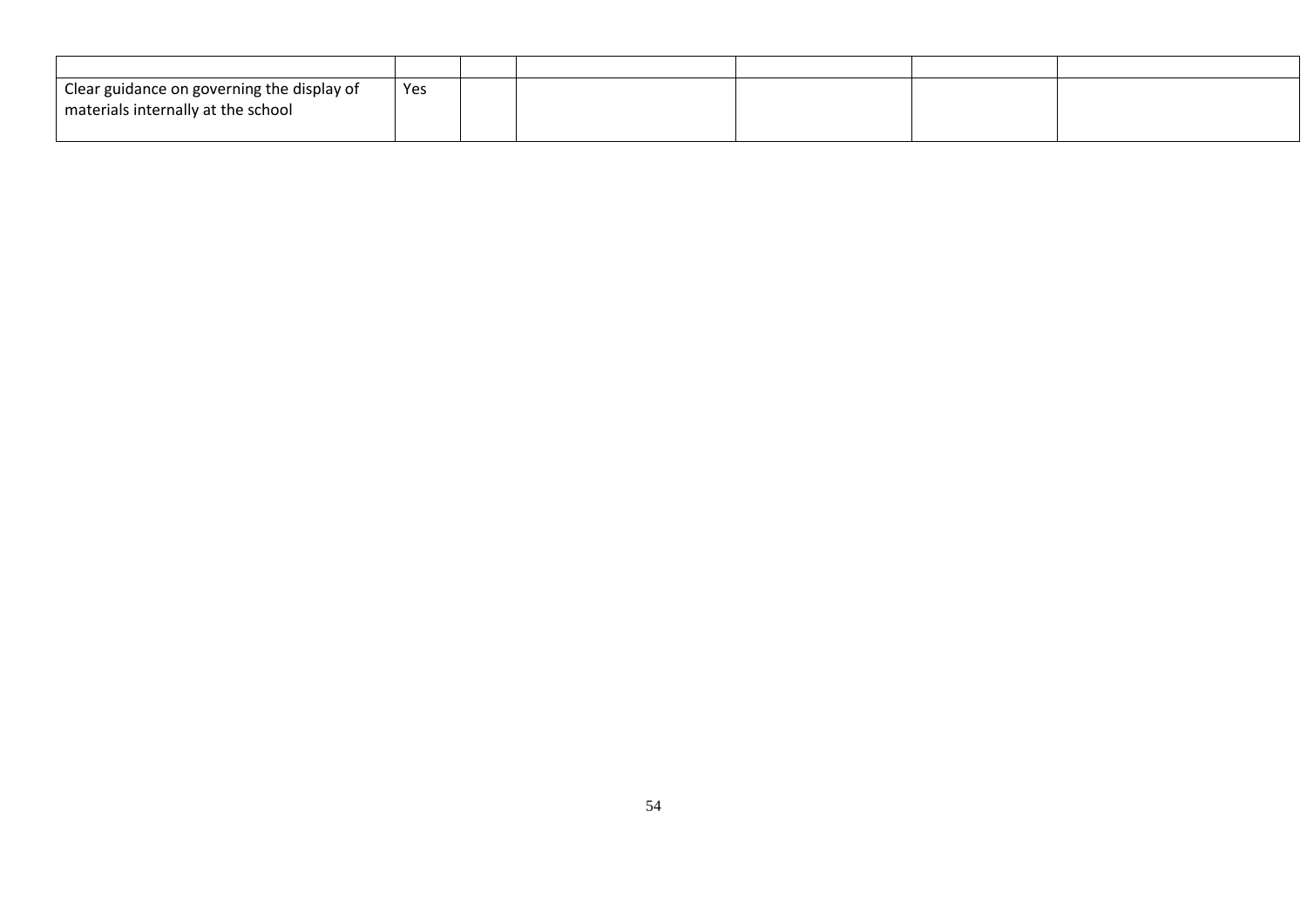| | | | | | | |
|---|---|---|---|---|---|---|
| Clear guidance on governing the display of materials internally at the school | Yes | | | | | |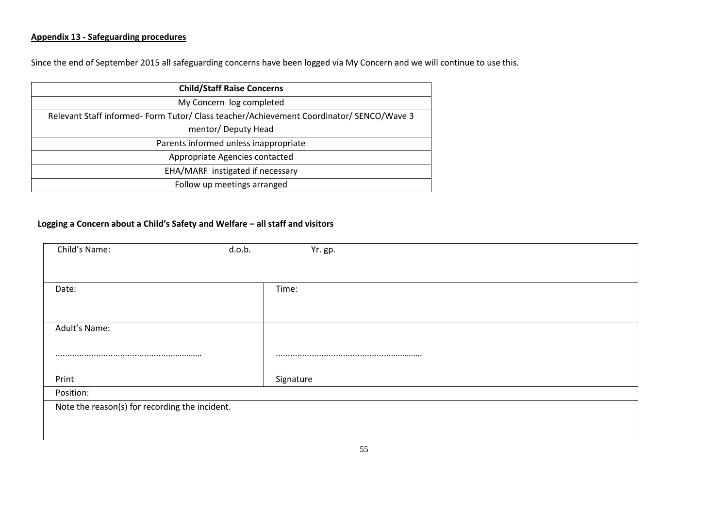**Appendix 13 - Safeguarding procedures**

Since the end of September 2015 all safeguarding concerns have been logged via My Concern and we will continue to use this.

| Child/Staff Raise Concerns |
|---|
| My Concern log completed |
| Relevant Staff informed- Form Tutor/ Class teacher/Achievement Coordinator/ SENCO/Wave 3 mentor/ Deputy Head |
| Parents informed unless inappropriate |
| Appropriate Agencies contacted |
| EHA/MARF instigated if necessary |
| Follow up meetings arranged |

**Logging a Concern about a Child's Safety and Welfare – all staff and visitors**

| Child's Name: d.o.b. | Yr. gp. |
|---|---|
| Date: | Time: |
| Adult's Name:<br><br>……………………………………………………<br><br>Print | <br><br>……………………………………………………<br><br>Signature |
| Position: | |
| Note the reason(s) for recording the incident. | |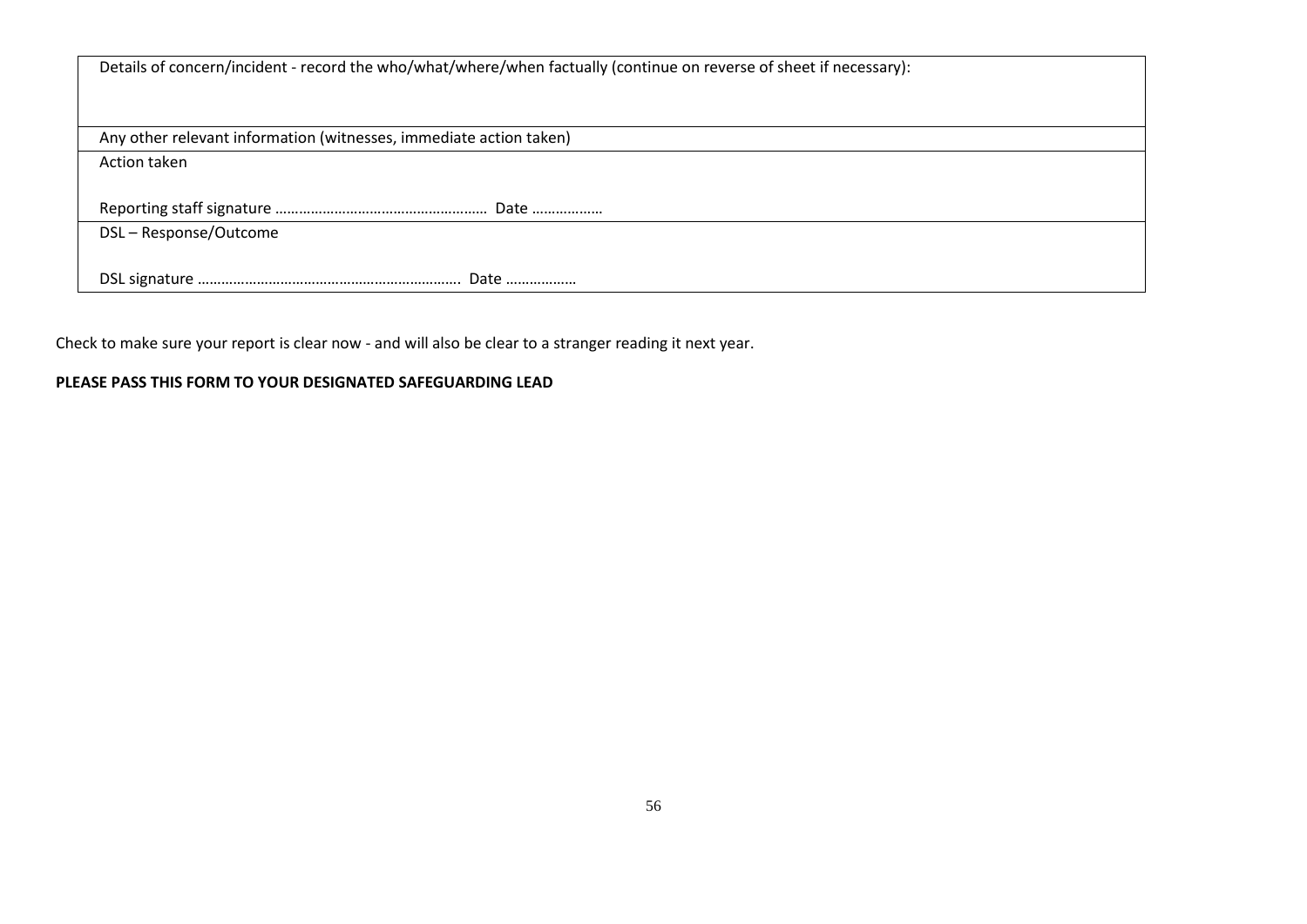| |
|---|
| Details of concern/incident - record the who/what/where/when factually (continue on reverse of sheet if necessary): |
| Any other relevant information (witnesses, immediate action taken) |
| Action taken<br><br>Reporting staff signature …………………………………………… Date ……………… |
| DSL – Response/Outcome<br><br>DSL signature ………………………………………………………. Date ……………… |

Check to make sure your report is clear now - and will also be clear to a stranger reading it next year.

**PLEASE PASS THIS FORM TO YOUR DESIGNATED SAFEGUARDING LEAD**